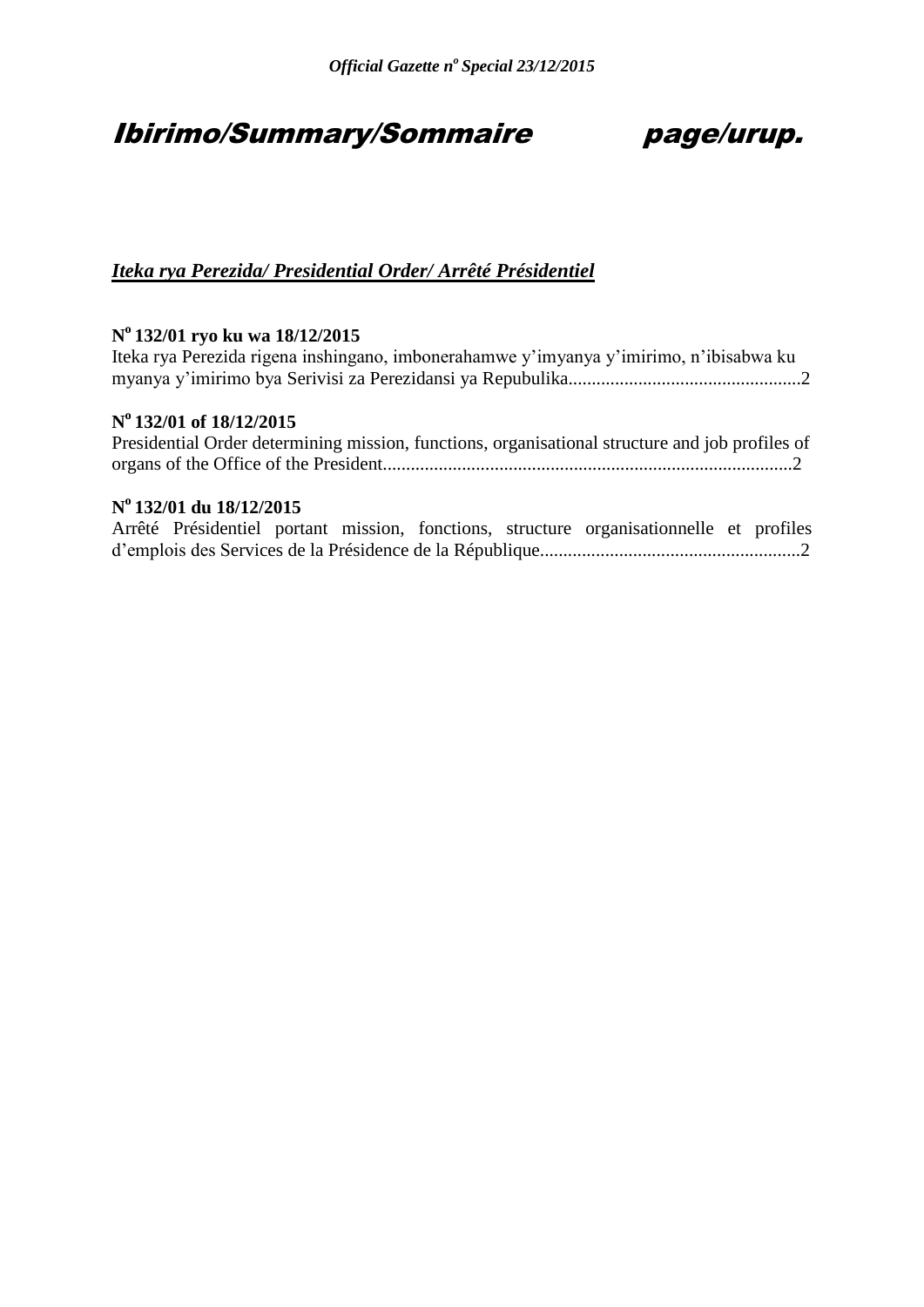# Ibirimo/Summary/Sommaire page/urup.

## *Iteka rya Perezida/ Presidential Order/ Arrêté Présidentiel*

**N° 132/01 ryo ku wa 18/12/2015**

Iteka rya Perezida rigena inshingano, imbonerahamwe y'imyanya y'imirimo, n'ibisabwa ku myanya y'imirimo bya Serivisi za Perezidansi ya Repubulika.................................................2

**N° 132/01 of 18/12/2015**

Presidential Order determining mission, functions, organisational structure and job profiles of organs of the Office of the President.......................................................................................2

**N° 132/01 du 18/12/2015**

Arrêté Présidentiel portant mission, fonctions, structure organisationnelle et profiles d'emplois des Services de la Présidence de la République.......................................................2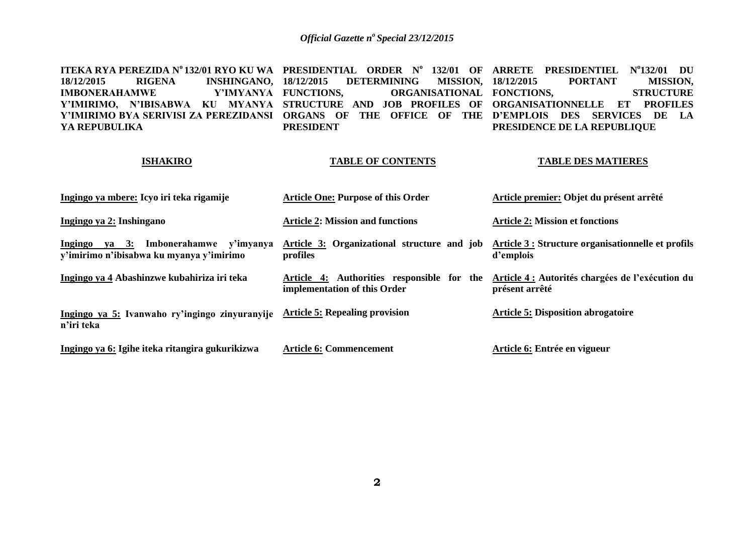**ITEKA RYA PEREZIDA N° 132/01 RYO KU WA 18/12/2015 RIGENA INSHINGANO, IMBONERAHAMWE Y'IMYANYA Y'IMIRIMO, N'IBISABWA KU MYANYA Y'IMIRIMO BYA SERIVISI ZA PEREZIDANSI YA REPUBULIKA**

**PRESIDENTIAL ORDER N° 132/01 OF 18/12/2015 DETERMINING MISSION, FUNCTIONS, ORGANISATIONAL STRUCTURE AND JOB PROFILES OF ORGANS OF THE OFFICE OF THE PRESIDENT**

**ARRETE PRESIDENTIEL N°132/01 DU 18/12/2015 PORTANT MISSION, FONCTIONS, STRUCTURE ORGANISATIONNELLE ET PROFILES D'EMPLOIS DES SERVICES DE LA PRESIDENCE DE LA REPUBLIQUE**

| **ISHAKIRO** | **TABLE OF CONTENTS** | **TABLE DES MATIERES** |
|---|---|---|
| **Ingingo ya mbere: Icyo iri teka rigamije** | **Article One: Purpose of this Order** | **Article premier: Objet du présent arrêté** |
| **Ingingo ya 2: Inshingano** | **Article 2: Mission and functions** | **Article 2: Mission et fonctions** |
| **Ingingo ya 3: Imbonerahamwe y'imyanya y'imirimo n'ibisabwa ku myanya y'imirimo** | **Article 3: Organizational structure and job profiles** | **Article 3 : Structure organisationnelle et profils d'emplois** |
| **Ingingo ya 4 Abashinzwe kubahiriza iri teka** | **Article 4: Authorities responsible for the implementation of this Order** | **Article 4 : Autorités chargées de l'exécution du présent arrêté** |
| **Ingingo ya 5: Ivanwaho ry'ingingo zinyuranyije n'iri teka** | **Article 5: Repealing provision** | **Article 5: Disposition abrogatoire** |
| **Ingingo ya 6: Igihe iteka ritangira gukurikizwa** | **Article 6: Commencement** | **Article 6: Entrée en vigueur** |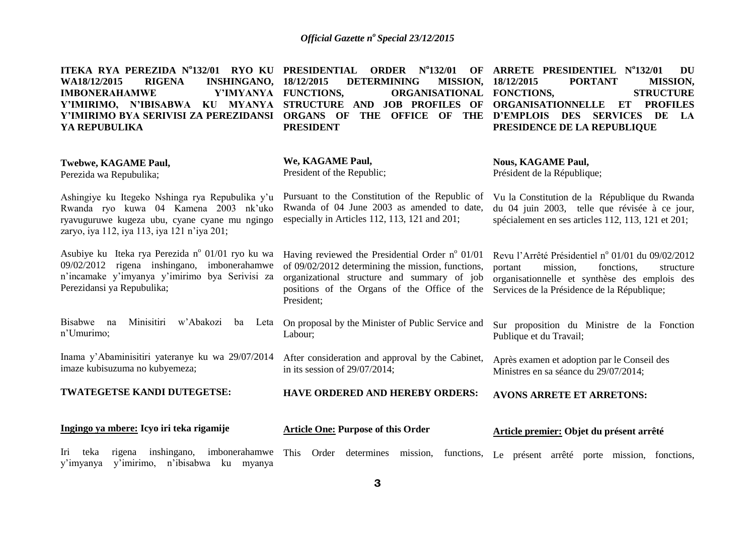**ITEKA RYA PEREZIDA N°132/01 RYO KU WA18/12/2015 RIGENA INSHINGANO, IMBONERAHAMWE Y'IMYANYA Y'IMIRIMO, N'IBISABWA KU MYANYA Y'IMIRIMO BYA SERIVISI ZA PEREZIDANSI YA REPUBULIKA**

**Twebwe, KAGAME Paul,**
Perezida wa Repubulika;

Ashingiye ku Itegeko Nshinga rya Repubulika y'u Rwanda ryo kuwa 04 Kamena 2003 nk'uko ryavuguruwe kugeza ubu, cyane cyane mu ngingo zaryo, iya 112, iya 113, iya 121 n'iya 201;

Asubiye ku Iteka rya Perezida n° 01/01 ryo ku wa 09/02/2012 rigena inshingano, imbonerahamwe n'incamake y'imyanya y'imirimo bya Serivisi za Perezidansi ya Repubulika;

Bisabwe na Minisitiri w'Abakozi ba Leta n'Umurimo;

Inama y'Abaminisitiri yateranye ku wa 29/07/2014 imaze kubisuzuma no kubyemeza;

**TWATEGETSE KANDI DUTEGETSE:**

**Ingingo ya mbere: Icyo iri teka rigamije**

Iri teka rigena inshingano, imbonerahamwe y'imyanya y'imirimo, n'ibisabwa ku myanya

**PRESIDENTIAL ORDER N°132/01 OF 18/12/2015 DETERMINING MISSION, FUNCTIONS, ORGANISATIONAL STRUCTURE AND JOB PROFILES OF ORGANS OF THE OFFICE OF THE PRESIDENT**

**We, KAGAME Paul,**
President of the Republic;

Pursuant to the Constitution of the Republic of Rwanda of 04 June 2003 as amended to date, especially in Articles 112, 113, 121 and 201;

Having reviewed the Presidential Order n° 01/01 of 09/02/2012 determining the mission, functions, organizational structure and summary of job positions of the Organs of the Office of the President;

On proposal by the Minister of Public Service and Labour;

After consideration and approval by the Cabinet, in its session of 29/07/2014;

**HAVE ORDERED AND HEREBY ORDERS:**

**Article One: Purpose of this Order**

This Order determines mission, functions,

**ARRETE PRESIDENTIEL N°132/01 DU 18/12/2015 PORTANT MISSION, FONCTIONS, STRUCTURE ORGANISATIONNELLE ET PROFILES D'EMPLOIS DES SERVICES DE LA PRESIDENCE DE LA REPUBLIQUE**

**Nous, KAGAME Paul,**
Président de la République;

Vu la Constitution de la République du Rwanda du 04 juin 2003, telle que révisée à ce jour, spécialement en ses articles 112, 113, 121 et 201;

Revu l'Arrêté Présidentiel n° 01/01 du 09/02/2012 portant mission, fonctions, structure organisationnelle et synthèse des emplois des Services de la Présidence de la République;

Sur proposition du Ministre de la Fonction Publique et du Travail;

Après examen et adoption par le Conseil des Ministres en sa séance du 29/07/2014;

**AVONS ARRETE ET ARRETONS:**

**Article premier: Objet du présent arrêté**

Le présent arrêté porte mission, fonctions,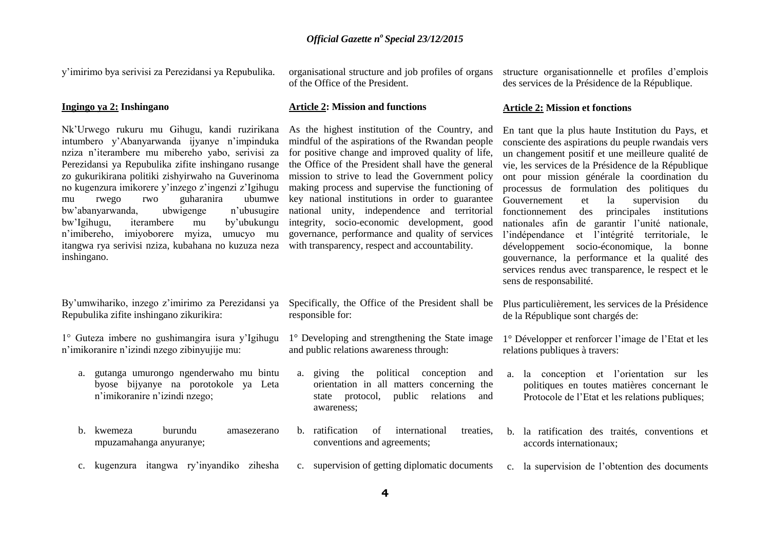y'imirimo bya serivisi za Perezidansi ya Repubulika.

**Ingingo ya 2: Inshingano**

Nk'Urwego rukuru mu Gihugu, kandi ruzirikana intumbero y'Abanyarwanda ijyanye n'impinduka nziza n'iterambere mu mibereho yabo, serivisi za Perezidansi ya Repubulika zifite inshingano rusange zo gukurikirana politiki zishyirwaho na Guverinoma no kugenzura imikorere y'inzego z'ingenzi z'Igihugu mu rwego rwo guharanira ubumwe bw'abanyarwanda, ubwigenge n'ubusugire bw'Igihugu, iterambere mu by'ubukungu n'imibereho, imiyoborere myiza, umucyo mu itangwa rya serivisi nziza, kubahana no kuzuza neza inshingano.

By'umwihariko, inzego z'imirimo za Perezidansi ya Repubulika zifite inshingano zikurikira:

1° Guteza imbere no gushimangira isura y'Igihugu n'imikoranire n'izindi nzego zibinyujije mu:

a. gutanga umurongo ngenderwaho mu bintu byose bijyanye na porotokole ya Leta n'imikoranire n'izindi nzego;

b. kwemeza burundu amasezerano mpuzamahanga anyuranye;

c. kugenzura itangwa ry'inyandiko zihesha

organisational structure and job profiles of organs of the Office of the President.

**Article 2: Mission and functions**

As the highest institution of the Country, and mindful of the aspirations of the Rwandan people for positive change and improved quality of life, the Office of the President shall have the general mission to strive to lead the Government policy making process and supervise the functioning of key national institutions in order to guarantee national unity, independence and territorial integrity, socio-economic development, good governance, performance and quality of services with transparency, respect and accountability.

Specifically, the Office of the President shall be responsible for:

1° Developing and strengthening the State image and public relations awareness through:

a. giving the political conception and orientation in all matters concerning the state protocol, public relations and awareness;

b. ratification of international treaties, conventions and agreements;

c. supervision of getting diplomatic documents

structure organisationnelle et profiles d'emplois des services de la Présidence de la République.

**Article 2: Mission et fonctions**

En tant que la plus haute Institution du Pays, et consciente des aspirations du peuple rwandais vers un changement positif et une meilleure qualité de vie, les services de la Présidence de la République ont pour mission générale la coordination du processus de formulation des politiques du Gouvernement et la supervision du fonctionnement des principales institutions nationales afin de garantir l'unité nationale, l'indépendance et l'intégrité territoriale, le développement socio-économique, la bonne gouvernance, la performance et la qualité des services rendus avec transparence, le respect et le sens de responsabilité.

Plus particulièrement, les services de la Présidence de la République sont chargés de:

1° Développer et renforcer l'image de l'Etat et les relations publiques à travers:

a. la conception et l'orientation sur les politiques en toutes matières concernant le Protocole de l'Etat et les relations publiques;

b. la ratification des traités, conventions et accords internationaux;

c. la supervision de l'obtention des documents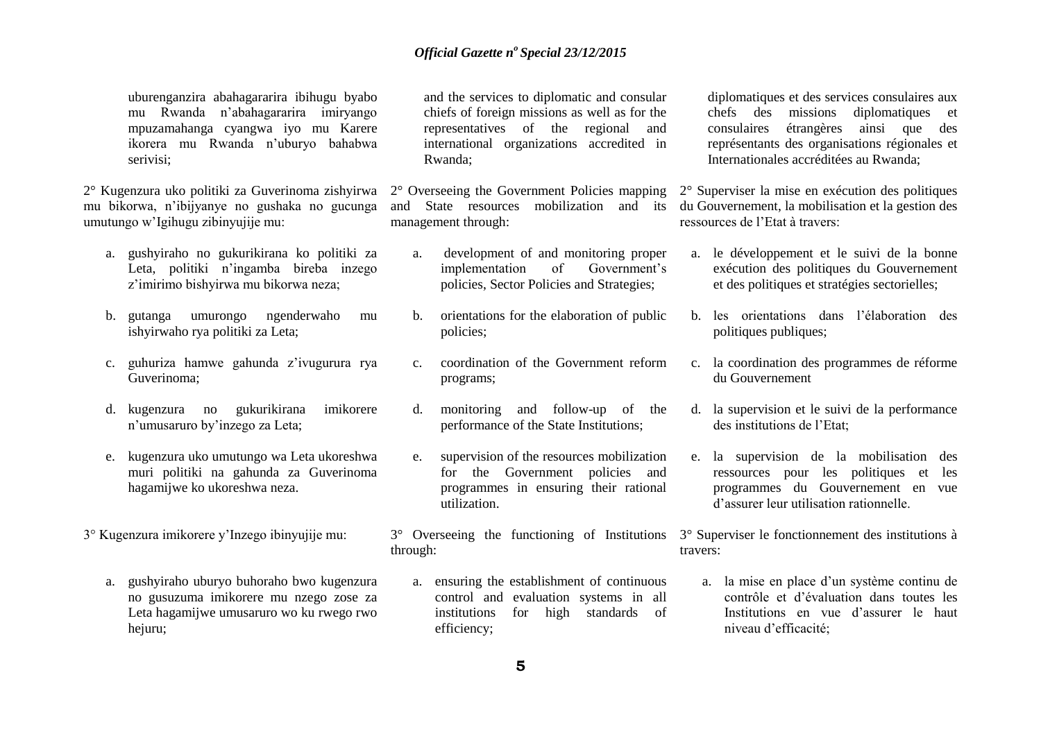uburenganzira abahagararira ibihugu byabo mu Rwanda n'abahagararira imiryango mpuzamahanga cyangwa iyo mu Karere ikorera mu Rwanda n'uburyo bahabwa serivisi;

2° Kugenzura uko politiki za Guverinoma zishyirwa mu bikorwa, n'ibijyanye no gushaka no gucunga umutungo w'Igihugu zibinyujije mu:

a. gushyiraho no gukurikirana ko politiki za Leta, politiki n'ingamba bireba inzego z'imirimo bishyirwa mu bikorwa neza;

b. gutanga umurongo ngenderwaho mu ishyirwaho rya politiki za Leta;

c. guhuriza hamwe gahunda z'ivugurura rya Guverinoma;

d. kugenzura no gukurikirana imikorere n'umusaruro by'inzego za Leta;

e. kugenzura uko umutungo wa Leta ukoreshwa muri politiki na gahunda za Guverinoma hagamijwe ko ukoreshwa neza.

3° Kugenzura imikorere y'Inzego ibinyujije mu:

a. gushyiraho uburyo buhoraho bwo kugenzura no gusuzuma imikorere mu nzego zose za Leta hagamijwe umusaruro wo ku rwego rwo hejuru;

and the services to diplomatic and consular chiefs of foreign missions as well as for the representatives of the regional and international organizations accredited in Rwanda;

2° Overseeing the Government Policies mapping and State resources mobilization and its management through:

a. development of and monitoring proper implementation of Government's policies, Sector Policies and Strategies;

b. orientations for the elaboration of public policies;

c. coordination of the Government reform programs;

d. monitoring and follow-up of the performance of the State Institutions;

e. supervision of the resources mobilization for the Government policies and programmes in ensuring their rational utilization.

3° Overseeing the functioning of Institutions through:

a. ensuring the establishment of continuous control and evaluation systems in all institutions for high standards of efficiency;

diplomatiques et des services consulaires aux chefs des missions diplomatiques et consulaires étrangères ainsi que des représentants des organisations régionales et Internationales accréditées au Rwanda;

2° Superviser la mise en exécution des politiques du Gouvernement, la mobilisation et la gestion des ressources de l'Etat à travers:

a. le développement et le suivi de la bonne exécution des politiques du Gouvernement et des politiques et stratégies sectorielles;

b. les orientations dans l'élaboration des politiques publiques;

c. la coordination des programmes de réforme du Gouvernement

d. la supervision et le suivi de la performance des institutions de l'Etat;

e. la supervision de la mobilisation des ressources pour les politiques et les programmes du Gouvernement en vue d'assurer leur utilisation rationnelle.

3° Superviser le fonctionnement des institutions à travers:

a. la mise en place d'un système continu de contrôle et d'évaluation dans toutes les Institutions en vue d'assurer le haut niveau d'efficacité;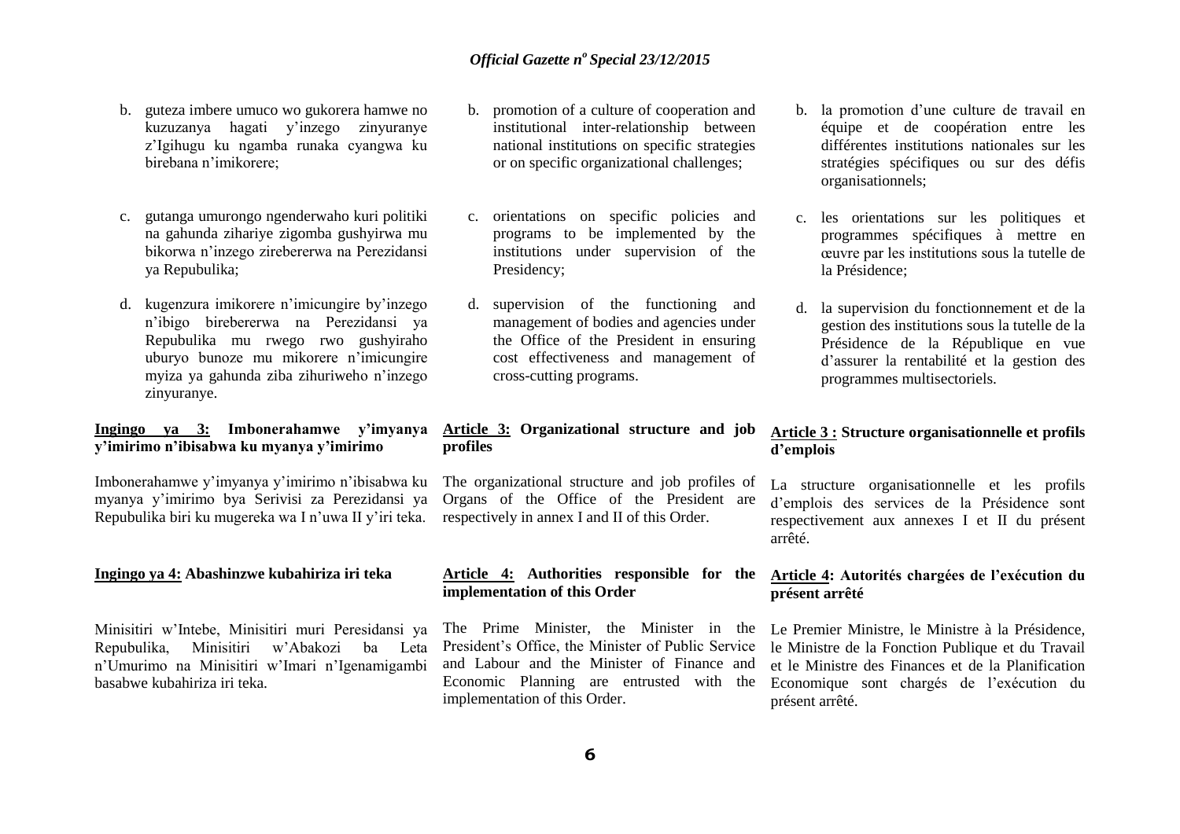b. guteza imbere umuco wo gukorera hamwe no kuzuzanya hagati y'inzego zinyuranye z'Igihugu ku ngamba runaka cyangwa ku birebana n'imikorere;

c. gutanga umurongo ngenderwaho kuri politiki na gahunda zihariye zigomba gushyirwa mu bikorwa n'inzego zirebererwa na Perezidansi ya Repubulika;

d. kugenzura imikorere n'imicungire by'inzego n'ibigo birebererwa na Perezidansi ya Repubulika mu rwego rwo gushyiraho uburyo bunoze mu mikorere n'imicungire myiza ya gahunda ziba zihuriweho n'inzego zinyuranye.

**Ingingo ya 3: Imbonerahamwe y'imyanya y'imirimo n'ibisabwa ku myanya y'imirimo**

Imbonerahamwe y'imyanya y'imirimo n'ibisabwa ku myanya y'imirimo bya Serivisi za Perezidansi ya Repubulika biri ku mugereka wa I n'uwa II y'iri teka.

**Ingingo ya 4: Abashinzwe kubahiriza iri teka**

Minisitiri w'Intebe, Minisitiri muri Peresidansi ya Repubulika, Minisitiri w'Abakozi ba Leta n'Umurimo na Minisitiri w'Imari n'Igenamigambi basabwe kubahiriza iri teka.

b. promotion of a culture of cooperation and institutional inter-relationship between national institutions on specific strategies or on specific organizational challenges;

c. orientations on specific policies and programs to be implemented by the institutions under supervision of the Presidency;

d. supervision of the functioning and management of bodies and agencies under the Office of the President in ensuring cost effectiveness and management of cross-cutting programs.

**Article 3: Organizational structure and job profiles**

The organizational structure and job profiles of Organs of the Office of the President are respectively in annex I and II of this Order.

**Article 4: Authorities responsible for the implementation of this Order**

The Prime Minister, the Minister in the President's Office, the Minister of Public Service and Labour and the Minister of Finance and Economic Planning are entrusted with the implementation of this Order.

b. la promotion d'une culture de travail en équipe et de coopération entre les différentes institutions nationales sur les stratégies spécifiques ou sur des défis organisationnels;

c. les orientations sur les politiques et programmes spécifiques à mettre en œuvre par les institutions sous la tutelle de la Présidence;

d. la supervision du fonctionnement et de la gestion des institutions sous la tutelle de la Présidence de la République en vue d'assurer la rentabilité et la gestion des programmes multisectoriels.

**Article 3 : Structure organisationnelle et profils d'emplois**

La structure organisationnelle et les profils d'emplois des services de la Présidence sont respectivement aux annexes I et II du présent arrêté.

**Article 4: Autorités chargées de l'exécution du présent arrêté**

Le Premier Ministre, le Ministre à la Présidence, le Ministre de la Fonction Publique et du Travail et le Ministre des Finances et de la Planification Economique sont chargés de l'exécution du présent arrêté.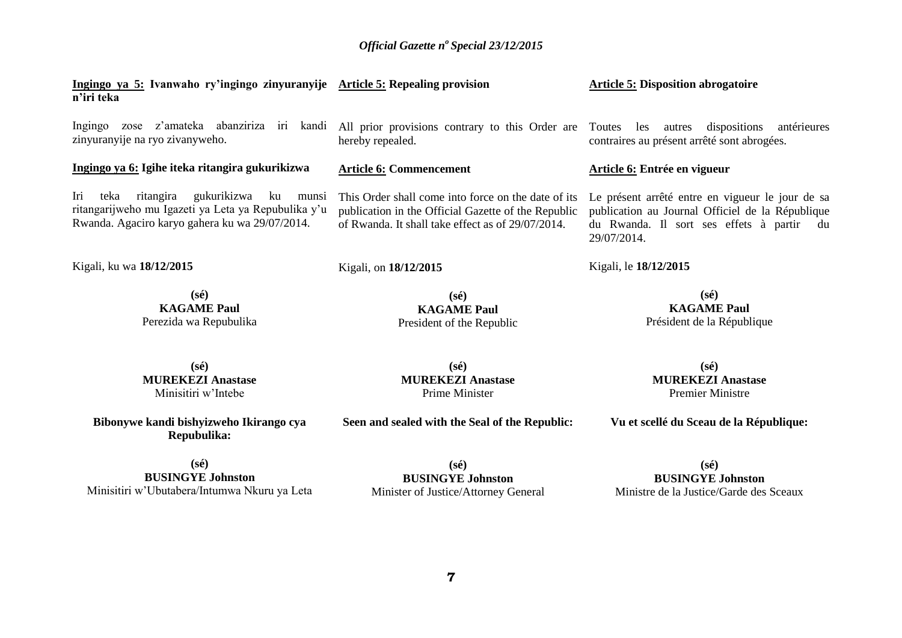**Ingingo ya 5: Ivanwaho ry'ingingo zinyuranyije n'iri teka**

Ingingo zose z'amateka abanziriza iri kandi zinyuranyije na ryo zivanyweho.

**Ingingo ya 6: Igihe iteka ritangira gukurikizwa**

Iri teka ritangira gukurikizwa ku munsi ritangarijweho mu Igazeti ya Leta ya Repubulika y'u Rwanda. Agaciro karyo gahera ku wa 29/07/2014.

Kigali, ku wa **18/12/2015**

**(sé)**
**KAGAME Paul**
Perezida wa Repubulika

**(sé)**
**MUREKEZI Anastase**
Minisitiri w'Intebe

**Bibonywe kandi bishyizweho Ikirango cya Repubulika:**

**(sé)**
**BUSINGYE Johnston**
Minisitiri w'Ubutabera/Intumwa Nkuru ya Leta

**Article 5: Repealing provision**

All prior provisions contrary to this Order are hereby repealed.

**Article 6: Commencement**

This Order shall come into force on the date of its publication in the Official Gazette of the Republic of Rwanda. It shall take effect as of 29/07/2014.

Kigali, on **18/12/2015**

**(sé)**
**KAGAME Paul**
President of the Republic

**(sé)**
**MUREKEZI Anastase**
Prime Minister

**Seen and sealed with the Seal of the Republic:**

**(sé)**
**BUSINGYE Johnston**
Minister of Justice/Attorney General

**Article 5: Disposition abrogatoire**

Toutes les autres dispositions antérieures contraires au présent arrêté sont abrogées.

**Article 6: Entrée en vigueur**

Le présent arrêté entre en vigueur le jour de sa publication au Journal Officiel de la République du Rwanda. Il sort ses effets à partir du 29/07/2014.

Kigali, le **18/12/2015**

**(sé)**
**KAGAME Paul**
Président de la République

**(sé)**
**MUREKEZI Anastase**
Premier Ministre

**Vu et scellé du Sceau de la République:**

**(sé)**
**BUSINGYE Johnston**
Ministre de la Justice/Garde des Sceaux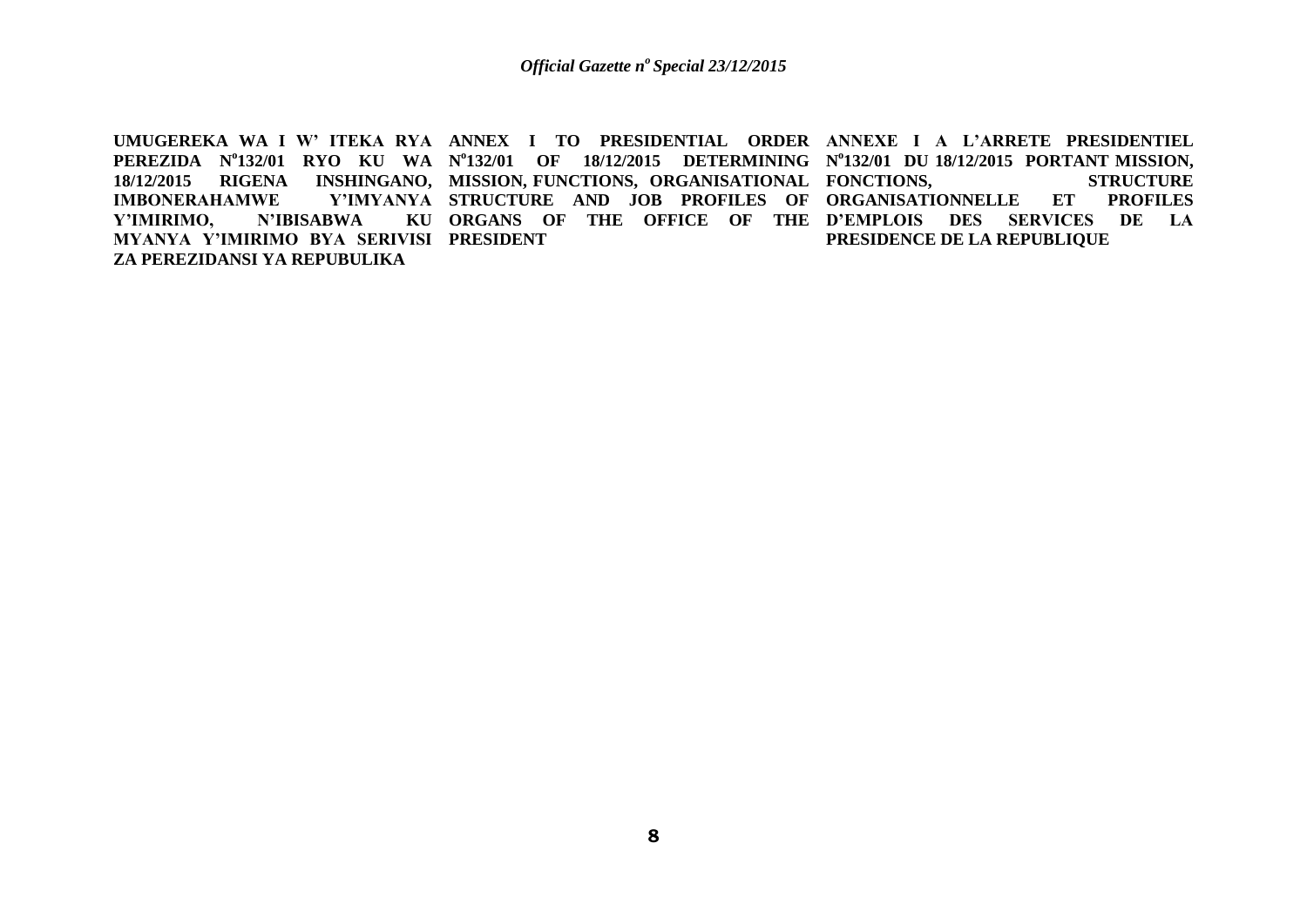**UMUGEREKA WA I W' ITEKA RYA PEREZIDA N°132/01 RYO KU WA 18/12/2015 RIGENA INSHINGANO, IMBONERAHAMWE Y'IMYANYA Y'IMIRIMO, N'IBISABWA KU MYANYA Y'IMIRIMO BYA SERIVISI ZA PEREZIDANSI YA REPUBULIKA**

**ANNEX I TO PRESIDENTIAL ORDER N°132/01 OF 18/12/2015 DETERMINING MISSION, FUNCTIONS, ORGANISATIONAL STRUCTURE AND JOB PROFILES OF ORGANS OF THE OFFICE OF THE PRESIDENT**

**ANNEXE I A L'ARRETE PRESIDENTIEL N°132/01 DU 18/12/2015 PORTANT MISSION, FONCTIONS, STRUCTURE ORGANISATIONNELLE ET PROFILES D'EMPLOIS DES SERVICES DE LA PRESIDENCE DE LA REPUBLIQUE**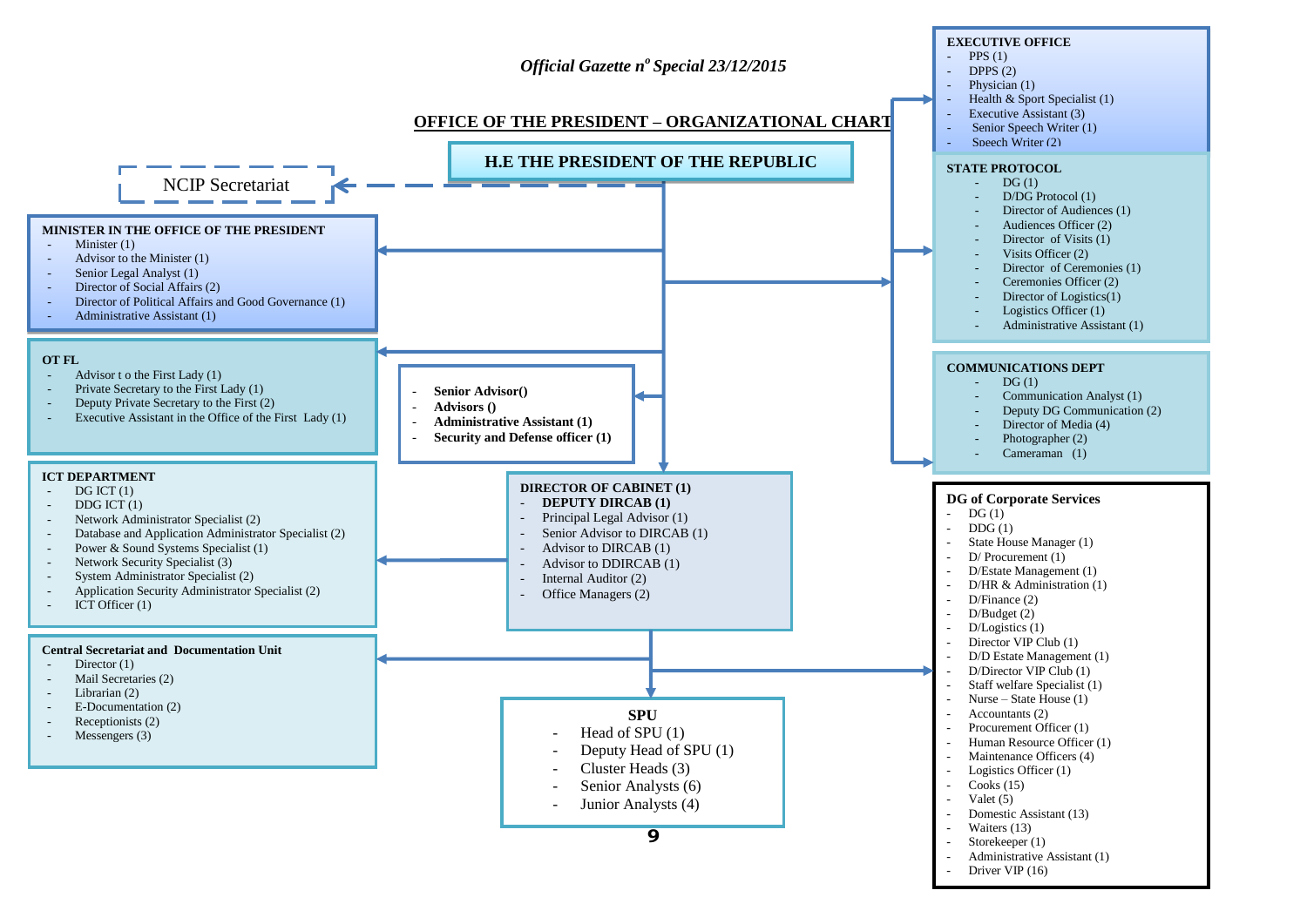*Official Gazette nº Special 23/12/2015*

## OFFICE OF THE PRESIDENT – ORGANIZATIONAL CHART

### H.E THE PRESIDENT OF THE REPUBLIC

NCIP Secretariat

**MINISTER IN THE OFFICE OF THE PRESIDENT**

- Minister (1)
- Advisor to the Minister (1)
- Senior Legal Analyst (1)
- Director of Social Affairs (2)
- Director of Political Affairs and Good Governance (1)
- Administrative Assistant (1)

**OT FL**

- Advisor t o the First Lady (1)
- Private Secretary to the First Lady (1)
- Deputy Private Secretary to the First (2)
- Executive Assistant in the Office of the First Lady (1)

- **Senior Advisor()**
- **Advisors ()**
- **Administrative Assistant (1)**
- **Security and Defense officer (1)**

**ICT DEPARTMENT**

- DG ICT (1)
- DDG ICT (1)
- Network Administrator Specialist (2)
- Database and Application Administrator Specialist (2)
- Power & Sound Systems Specialist (1)
- Network Security Specialist (3)
- System Administrator Specialist (2)
- Application Security Administrator Specialist (2)
- ICT Officer (1)

**DIRECTOR OF CABINET (1)**

- **DEPUTY DIRCAB (1)**
- Principal Legal Advisor (1)
- Senior Advisor to DIRCAB (1)
- Advisor to DIRCAB (1)
- Advisor to DDIRCAB (1)
- Internal Auditor (2)
- Office Managers (2)

**Central Secretariat and Documentation Unit**

- Director (1)
- Mail Secretaries (2)
- Librarian (2)
- E-Documentation (2)
- Receptionists (2)
- Messengers (3)

**SPU**

- Head of SPU (1)
- Deputy Head of SPU (1)
- Cluster Heads (3)
- Senior Analysts (6)
- Junior Analysts (4)

**EXECUTIVE OFFICE**

- PPS (1)
- DPPS (2)
- Physician (1)
- Health & Sport Specialist (1)
- Executive Assistant (3)
- Senior Speech Writer (1)
- Speech Writer (2)

**STATE PROTOCOL**

- DG (1)
- D/DG Protocol (1)
- Director of Audiences (1)
- Audiences Officer (2)
- Director of Visits (1)
- Visits Officer (2)
- Director of Ceremonies (1)
- Ceremonies Officer (2)
- Director of Logistics(1)
- Logistics Officer (1)
- Administrative Assistant (1)

**COMMUNICATIONS DEPT**

- DG (1)
- Communication Analyst (1)
- Deputy DG Communication (2)
- Director of Media (4)
- Photographer (2)
- Cameraman (1)

**DG of Corporate Services**

- DG (1)
- DDG (1)
- State House Manager (1)
- D/ Procurement (1)
- D/Estate Management (1)
- D/HR & Administration (1)
- D/Finance (2)
- D/Budget (2)
- D/Logistics (1)
- Director VIP Club (1)
- D/D Estate Management (1)
- D/Director VIP Club (1)
- Staff welfare Specialist (1)
- Nurse – State House (1)
- Accountants (2)
- Procurement Officer (1)
- Human Resource Officer (1)
- Maintenance Officers (4)
- Logistics Officer (1)
- Cooks (15)
- Valet (5)
- Domestic Assistant (13)
- Waiters (13)
- Storekeeper (1)
- Administrative Assistant (1)
- Driver VIP (16)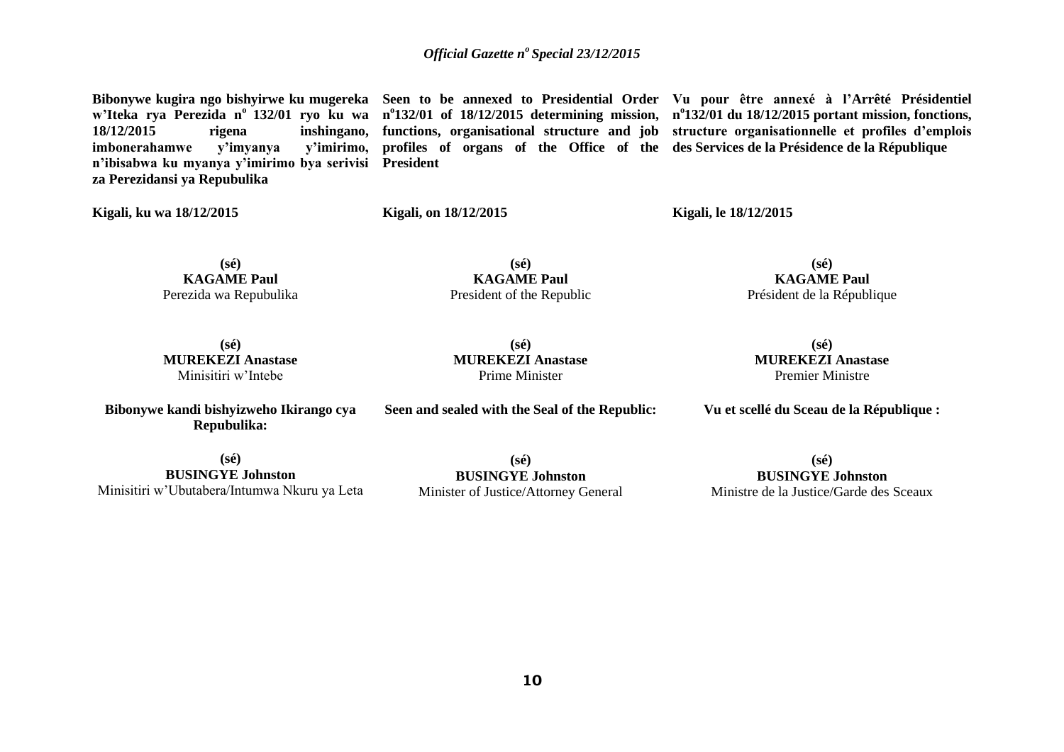**Bibonywe kugira ngo bishyirwe ku mugereka w'Iteka rya Perezida n° 132/01 ryo ku wa 18/12/2015 rigena inshingano, imbonerahamwe y'imyanya y'imirimo, n'ibisabwa ku myanya y'imirimo bya serivisi za Perezidansi ya Repubulika**

**Kigali, ku wa 18/12/2015**

**(sé)**
**KAGAME Paul**
Perezida wa Repubulika

**(sé)**
**MUREKEZI Anastase**
Minisitiri w'Intebe

**Bibonywe kandi bishyizweho Ikirango cya Repubulika:**

**(sé)**
**BUSINGYE Johnston**
Minisitiri w'Ubutabera/Intumwa Nkuru ya Leta

**Seen to be annexed to Presidential Order n°132/01 of 18/12/2015 determining mission, functions, organisational structure and job profiles of organs of the Office of the President**

**Kigali, on 18/12/2015**

**(sé)**
**KAGAME Paul**
President of the Republic

**(sé)**
**MUREKEZI Anastase**
Prime Minister

**Seen and sealed with the Seal of the Republic:**

**(sé)**
**BUSINGYE Johnston**
Minister of Justice/Attorney General

**Vu pour être annexé à l'Arrêté Présidentiel n°132/01 du 18/12/2015 portant mission, fonctions, structure organisationnelle et profiles d'emplois des Services de la Présidence de la République**

**Kigali, le 18/12/2015**

**(sé)**
**KAGAME Paul**
Président de la République

**(sé)**
**MUREKEZI Anastase**
Premier Ministre

**Vu et scellé du Sceau de la République :**

**(sé)**
**BUSINGYE Johnston**
Ministre de la Justice/Garde des Sceaux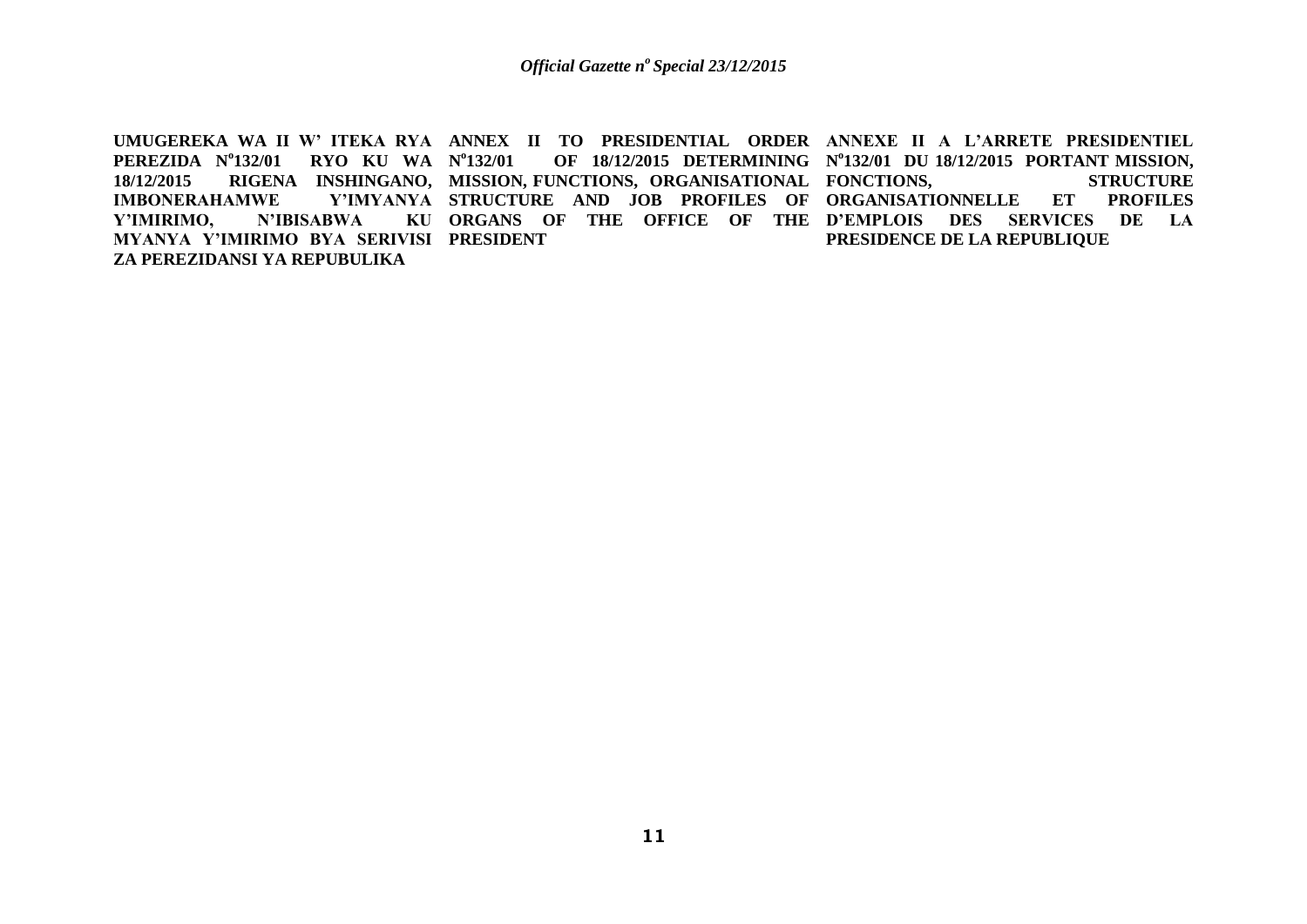**UMUGEREKA WA II W' ITEKA RYA PEREZIDA N°132/01 RYO KU WA 18/12/2015 RIGENA INSHINGANO, IMBONERAHAMWE Y'IMYANYA Y'IMIRIMO, N'IBISABWA KU MYANYA Y'IMIRIMO BYA SERIVISI ZA PEREZIDANSI YA REPUBULIKA**

**ANNEX II TO PRESIDENTIAL ORDER N°132/01 OF 18/12/2015 DETERMINING MISSION, FUNCTIONS, ORGANISATIONAL STRUCTURE AND JOB PROFILES OF ORGANS OF THE OFFICE OF THE PRESIDENT**

**ANNEXE II A L'ARRETE PRESIDENTIEL N°132/01 DU 18/12/2015 PORTANT MISSION, FONCTIONS, STRUCTURE ORGANISATIONNELLE ET PROFILES D'EMPLOIS DES SERVICES DE LA PRESIDENCE DE LA REPUBLIQUE**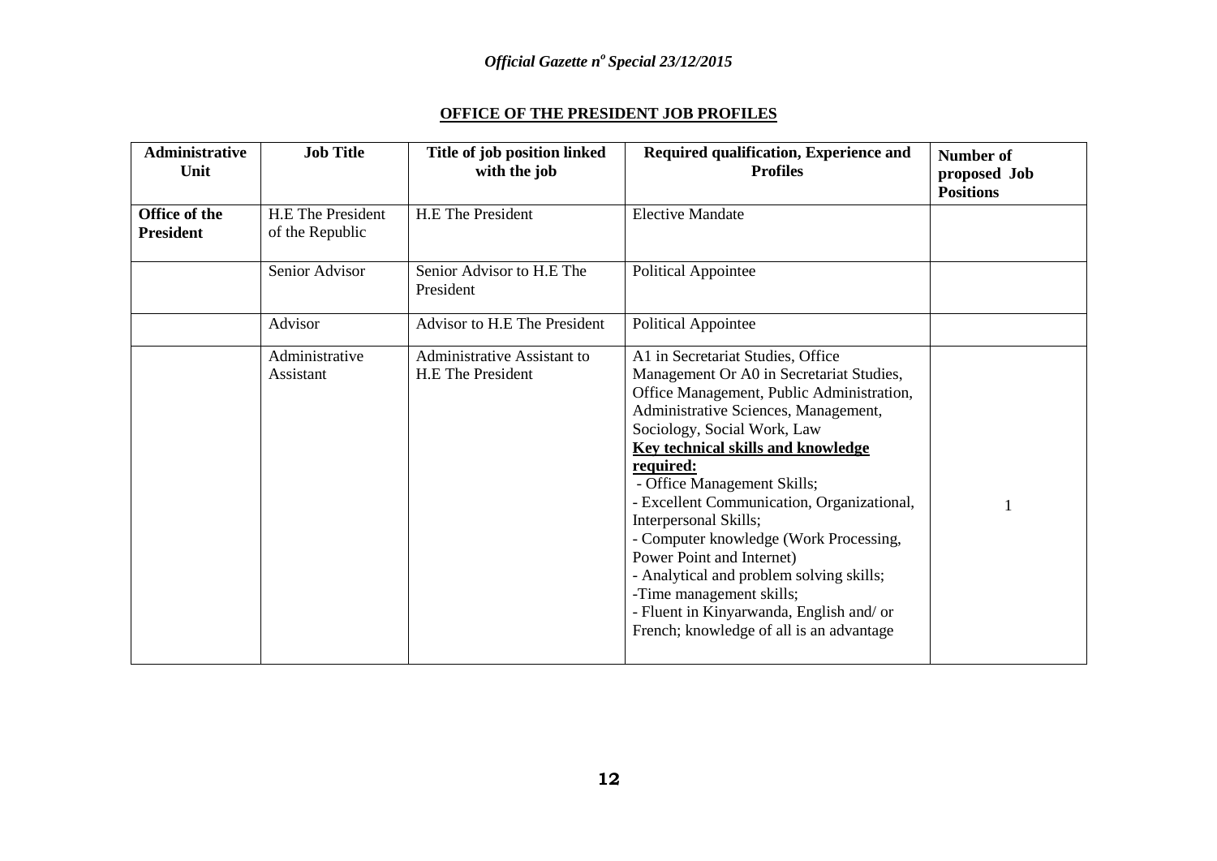## OFFICE OF THE PRESIDENT JOB PROFILES

| Administrative Unit | Job Title | Title of job position linked with the job | Required qualification, Experience and Profiles | Number of proposed Job Positions |
|---|---|---|---|---|
| **Office of the President** | H.E The President of the Republic | H.E The President | Elective Mandate | |
| | Senior Advisor | Senior Advisor to H.E The President | Political Appointee | |
| | Advisor | Advisor to H.E The President | Political Appointee | |
| | Administrative Assistant | Administrative Assistant to H.E The President | A1 in Secretariat Studies, Office Management Or A0 in Secretariat Studies, Office Management, Public Administration, Administrative Sciences, Management, Sociology, Social Work, Law<br>**Key technical skills and knowledge required:**<br>- Office Management Skills;<br>- Excellent Communication, Organizational, Interpersonal Skills;<br>- Computer knowledge (Work Processing, Power Point and Internet)<br>- Analytical and problem solving skills;<br>-Time management skills;<br>- Fluent in Kinyarwanda, English and/ or French; knowledge of all is an advantage | 1 |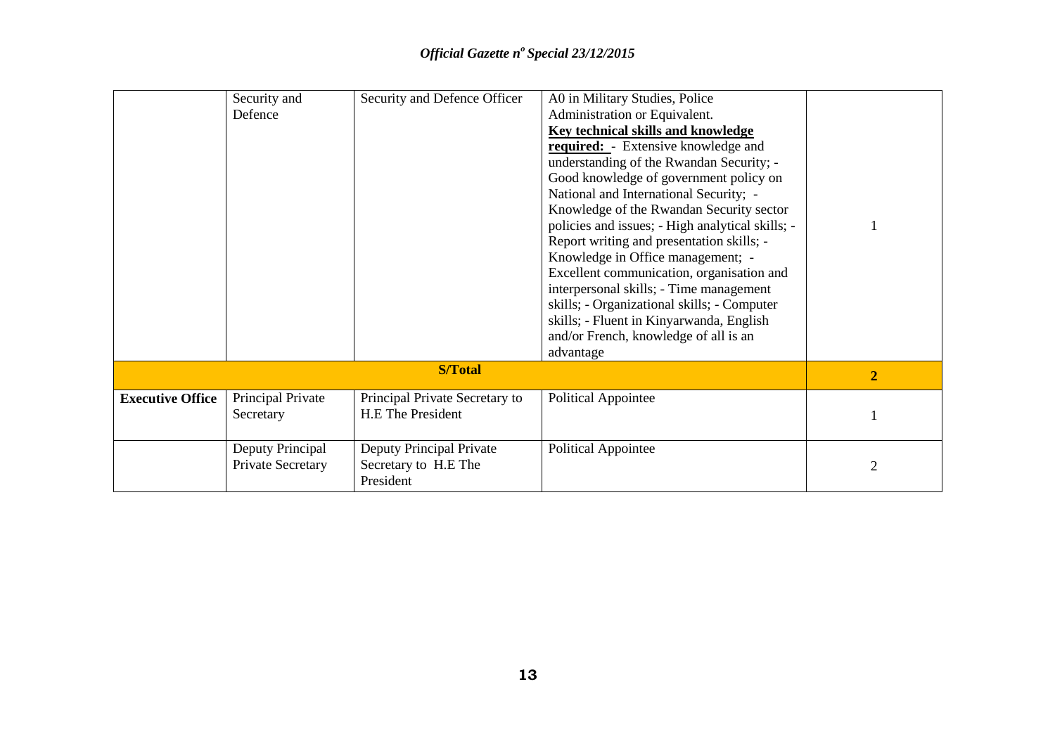| | | | | |
|---|---|---|---|---|
| | Security and Defence | Security and Defence Officer | A0 in Military Studies, Police Administration or Equivalent. **Key technical skills and knowledge required:** - Extensive knowledge and understanding of the Rwandan Security; - Good knowledge of government policy on National and International Security; - Knowledge of the Rwandan Security sector policies and issues; - High analytical skills; - Report writing and presentation skills; - Knowledge in Office management; - Excellent communication, organisation and interpersonal skills; - Time management skills; - Organizational skills; - Computer skills; - Fluent in Kinyarwanda, English and/or French, knowledge of all is an advantage | 1 |
| **S/Total** | | | | **2** |
| **Executive Office** | Principal Private Secretary | Principal Private Secretary to H.E The President | Political Appointee | 1 |
| | Deputy Principal Private Secretary | Deputy Principal Private Secretary to H.E The President | Political Appointee | 2 |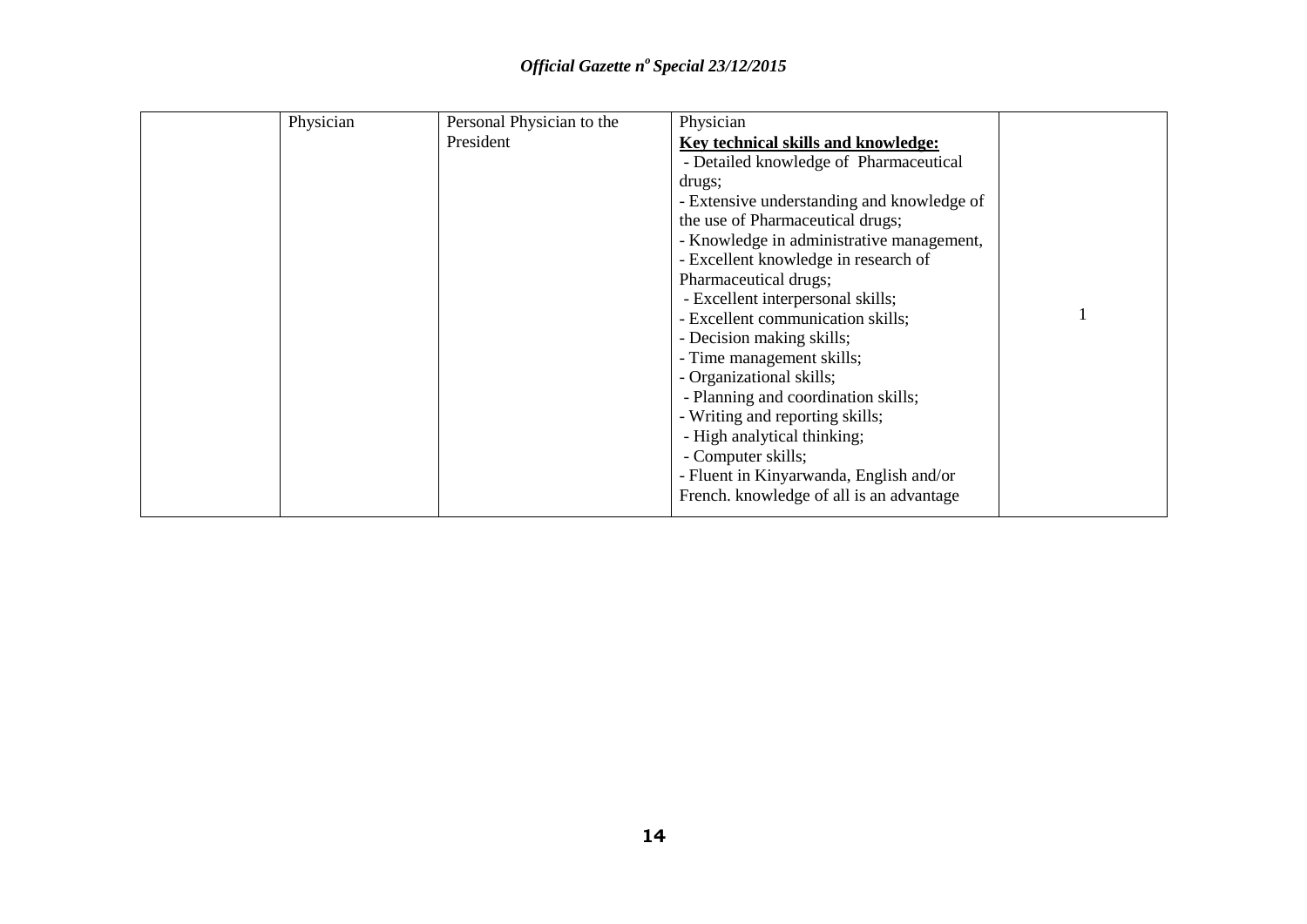|  | Physician | Personal Physician to the President | Physician<br>**Key technical skills and knowledge:**<br>- Detailed knowledge of Pharmaceutical drugs;<br>- Extensive understanding and knowledge of the use of Pharmaceutical drugs;<br>- Knowledge in administrative management,<br>- Excellent knowledge in research of Pharmaceutical drugs;<br>- Excellent interpersonal skills;<br>- Excellent communication skills;<br>- Decision making skills;<br>- Time management skills;<br>- Organizational skills;<br>- Planning and coordination skills;<br>- Writing and reporting skills;<br>- High analytical thinking;<br>- Computer skills;<br>- Fluent in Kinyarwanda, English and/or French. knowledge of all is an advantage | 1 |
|---|---|---|---|---|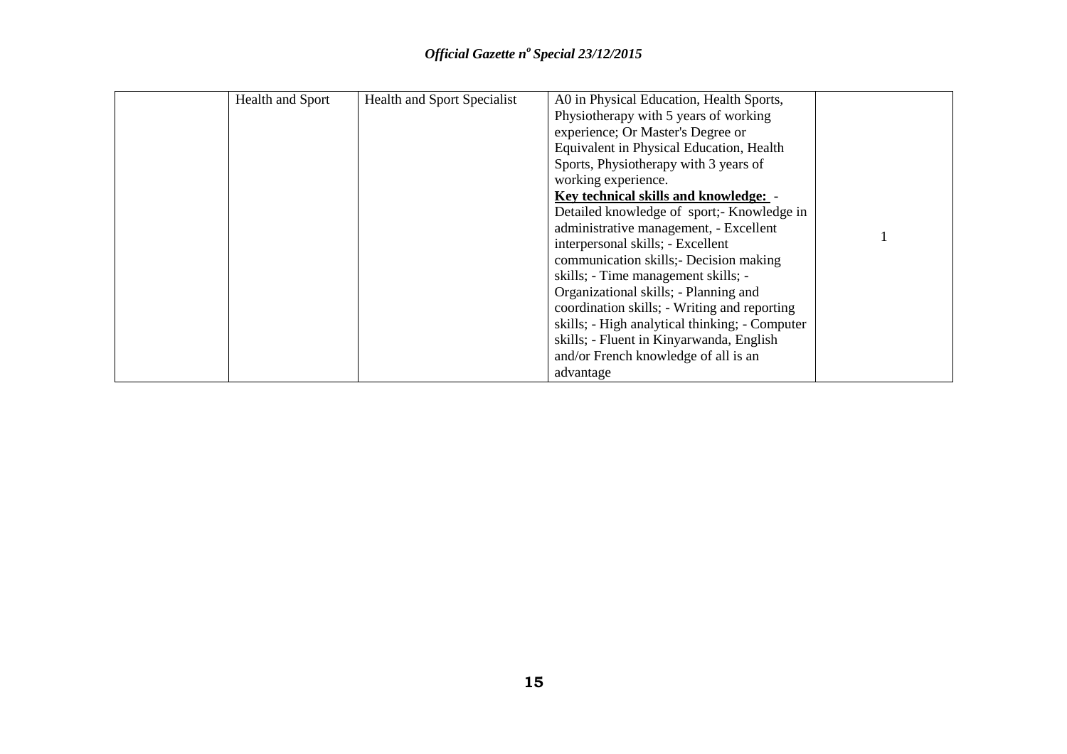|  | Health and Sport | Health and Sport Specialist | A0 in Physical Education, Health Sports, Physiotherapy with 5 years of working experience; Or Master's Degree or Equivalent in Physical Education, Health Sports, Physiotherapy with 3 years of working experience.<br>**Key technical skills and knowledge:** - Detailed knowledge of sport;- Knowledge in administrative management, - Excellent interpersonal skills; - Excellent communication skills;- Decision making skills; - Time management skills; - Organizational skills; - Planning and coordination skills; - Writing and reporting skills; - High analytical thinking; - Computer skills; - Fluent in Kinyarwanda, English and/or French knowledge of all is an advantage | 1 |
|---|---|---|---|---|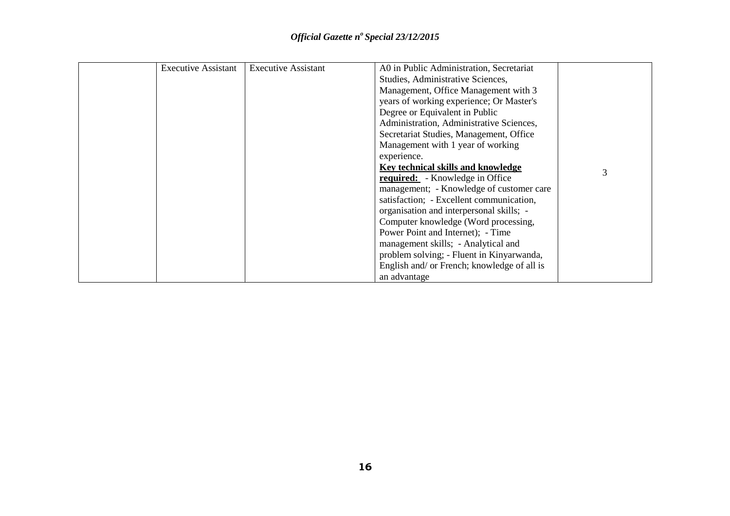|  | Executive Assistant | Executive Assistant | A0 in Public Administration, Secretariat Studies, Administrative Sciences, Management, Office Management with 3 years of working experience; Or Master's Degree or Equivalent in Public Administration, Administrative Sciences, Secretariat Studies, Management, Office Management with 1 year of working experience. **Key technical skills and knowledge required:** - Knowledge in Office management; - Knowledge of customer care satisfaction; - Excellent communication, organisation and interpersonal skills; - Computer knowledge (Word processing, Power Point and Internet); - Time management skills; - Analytical and problem solving; - Fluent in Kinyarwanda, English and/ or French; knowledge of all is an advantage | 3 |
|---|---|---|---|---|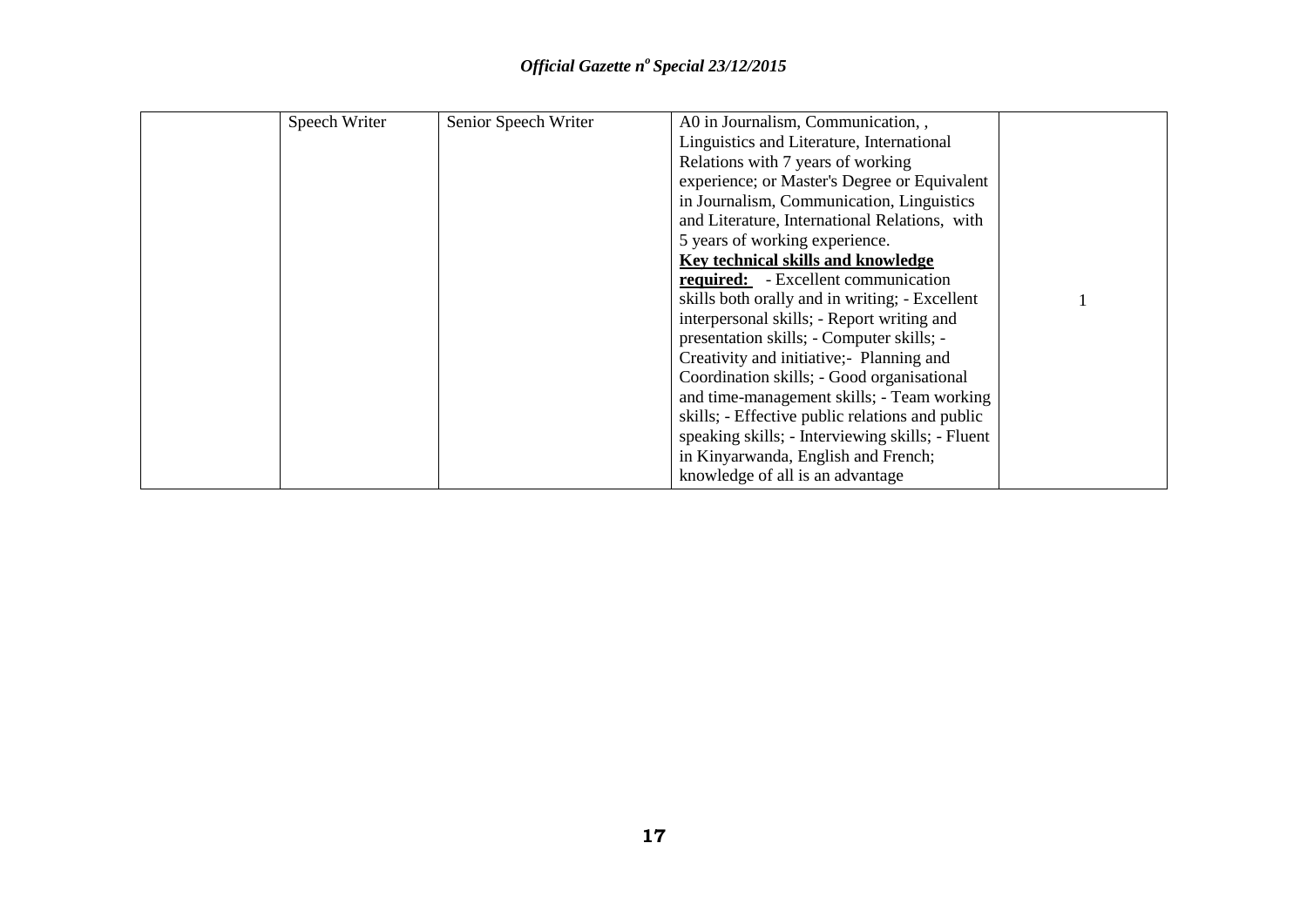|  | Speech Writer | Senior Speech Writer | A0 in Journalism, Communication, , Linguistics and Literature, International Relations with 7 years of working experience; or Master's Degree or Equivalent in Journalism, Communication, Linguistics and Literature, International Relations, with 5 years of working experience. **Key technical skills and knowledge required:** - Excellent communication skills both orally and in writing; - Excellent interpersonal skills; - Report writing and presentation skills; - Computer skills; - Creativity and initiative;- Planning and Coordination skills; - Good organisational and time-management skills; - Team working skills; - Effective public relations and public speaking skills; - Interviewing skills; - Fluent in Kinyarwanda, English and French; knowledge of all is an advantage | 1 |
|---|---|---|---|---|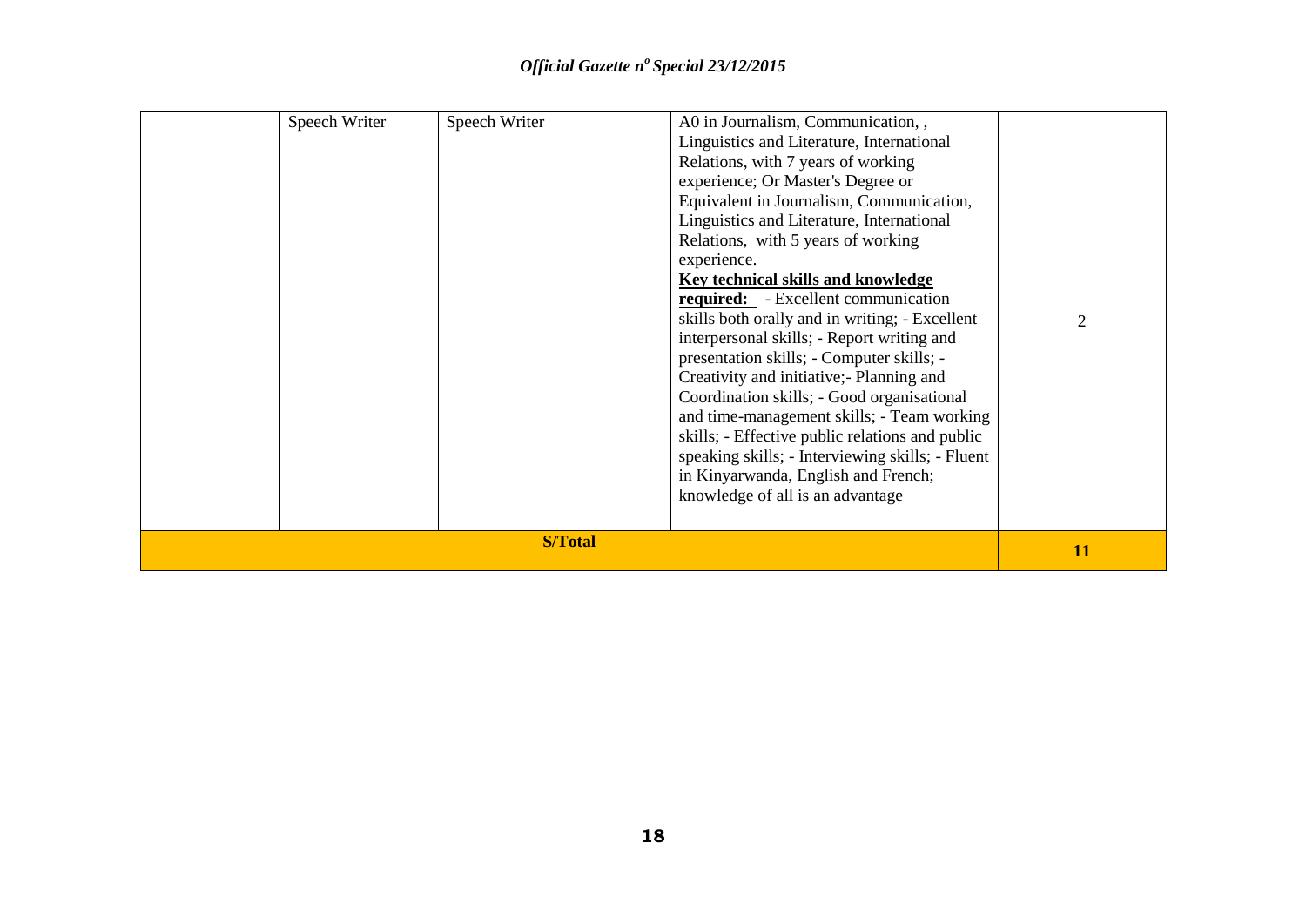| | | | | |
|---|---|---|---|---|
| | Speech Writer | Speech Writer | A0 in Journalism, Communication, , Linguistics and Literature, International Relations, with 7 years of working experience; Or Master's Degree or Equivalent in Journalism, Communication, Linguistics and Literature, International Relations, with 5 years of working experience. **Key technical skills and knowledge required:** - Excellent communication skills both orally and in writing; - Excellent interpersonal skills; - Report writing and presentation skills; - Computer skills; - Creativity and initiative;- Planning and Coordination skills; - Good organisational and time-management skills; - Team working skills; - Effective public relations and public speaking skills; - Interviewing skills; - Fluent in Kinyarwanda, English and French; knowledge of all is an advantage | 2 |
| **S/Total** | | | | **11** |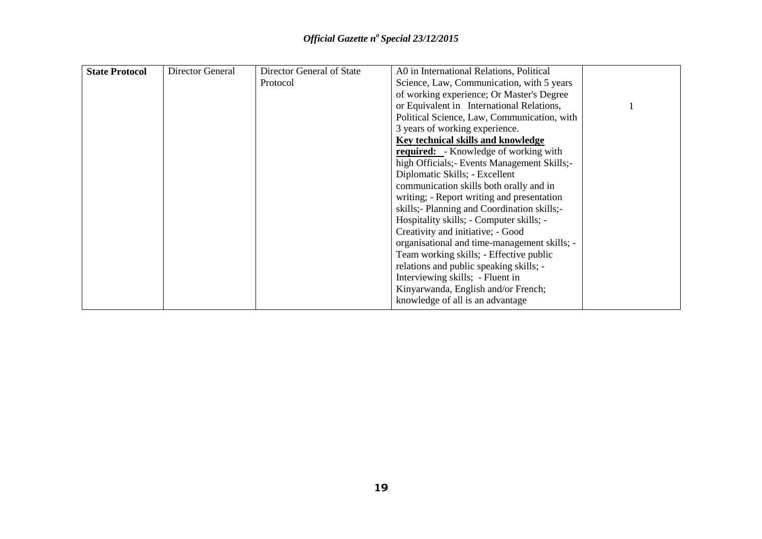| | | | | |
|---|---|---|---|---|
| **State Protocol** | Director General | Director General of State Protocol | A0 in International Relations, Political Science, Law, Communication, with 5 years of working experience; Or Master's Degree or Equivalent in International Relations, Political Science, Law, Communication, with 3 years of working experience.<br>**Key technical skills and knowledge required:** - Knowledge of working with high Officials;- Events Management Skills;- Diplomatic Skills; - Excellent communication skills both orally and in writing; - Report writing and presentation skills;- Planning and Coordination skills;- Hospitality skills; - Computer skills; - Creativity and initiative; - Good organisational and time-management skills; - Team working skills; - Effective public relations and public speaking skills; - Interviewing skills; - Fluent in Kinyarwanda, English and/or French; knowledge of all is an advantage | 1 |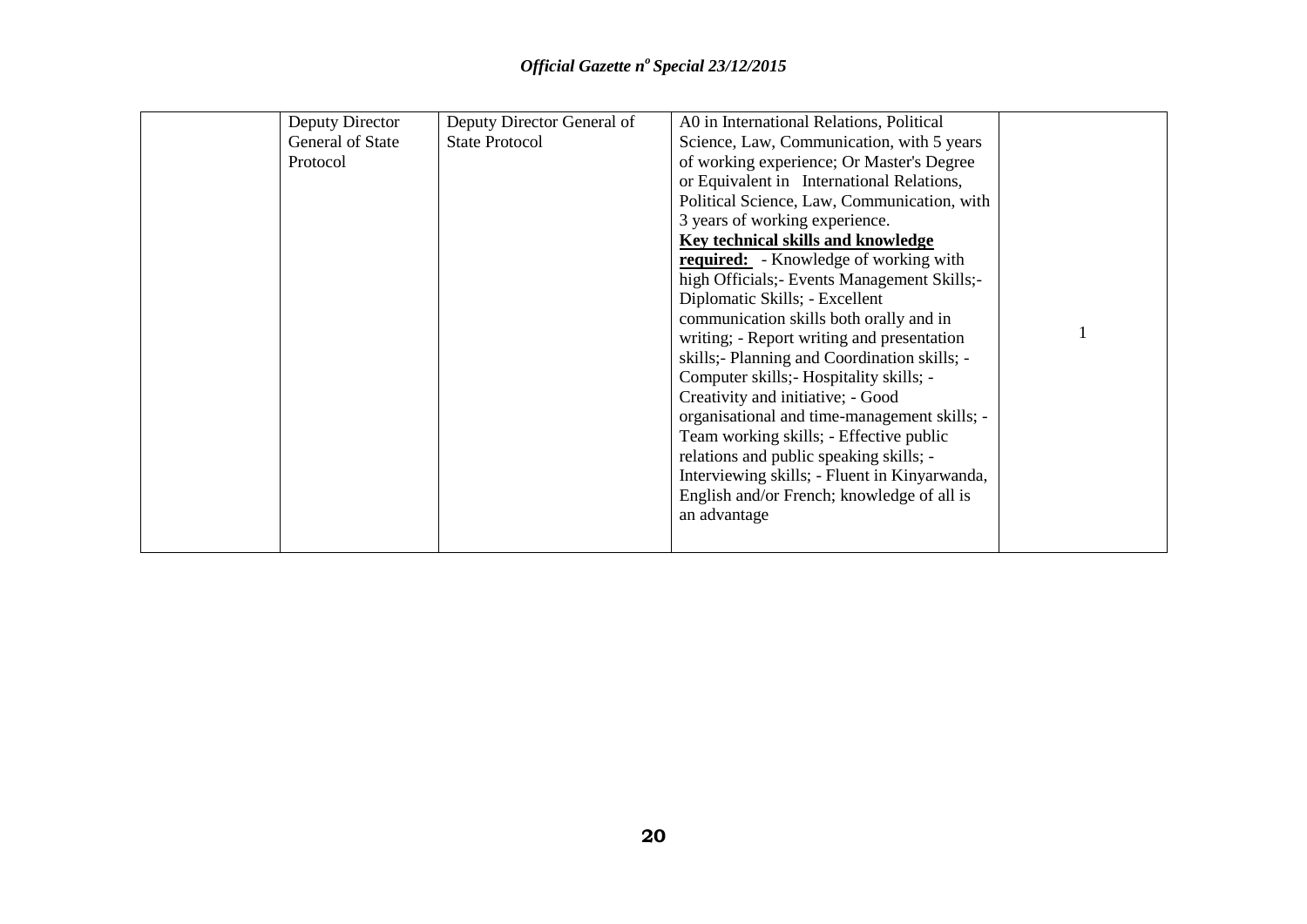| | | | | |
|---|---|---|---|---|
| | Deputy Director General of State Protocol | Deputy Director General of State Protocol | A0 in International Relations, Political Science, Law, Communication, with 5 years of working experience; Or Master's Degree or Equivalent in International Relations, Political Science, Law, Communication, with 3 years of working experience. **Key technical skills and knowledge required:** - Knowledge of working with high Officials;- Events Management Skills;- Diplomatic Skills; - Excellent communication skills both orally and in writing; - Report writing and presentation skills;- Planning and Coordination skills; - Computer skills;- Hospitality skills; - Creativity and initiative; - Good organisational and time-management skills; - Team working skills; - Effective public relations and public speaking skills; - Interviewing skills; - Fluent in Kinyarwanda, English and/or French; knowledge of all is an advantage | 1 |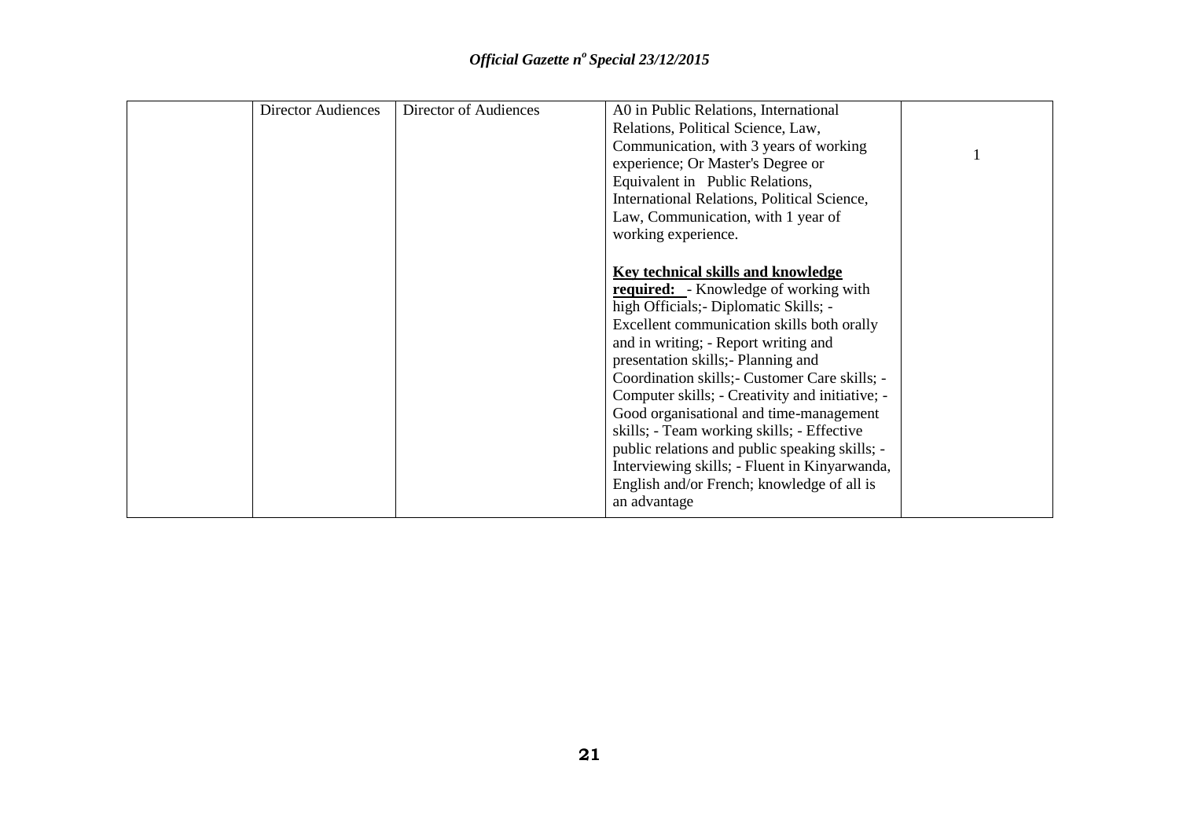| | | | | |
|---|---|---|---|---|
| | Director Audiences | Director of Audiences | A0 in Public Relations, International Relations, Political Science, Law, Communication, with 3 years of working experience; Or Master's Degree or Equivalent in Public Relations, International Relations, Political Science, Law, Communication, with 1 year of working experience.<br><br>**Key technical skills and knowledge required:** - Knowledge of working with high Officials;- Diplomatic Skills; - Excellent communication skills both orally and in writing; - Report writing and presentation skills;- Planning and Coordination skills;- Customer Care skills; - Computer skills; - Creativity and initiative; - Good organisational and time-management skills; - Team working skills; - Effective public relations and public speaking skills; - Interviewing skills; - Fluent in Kinyarwanda, English and/or French; knowledge of all is an advantage | 1 |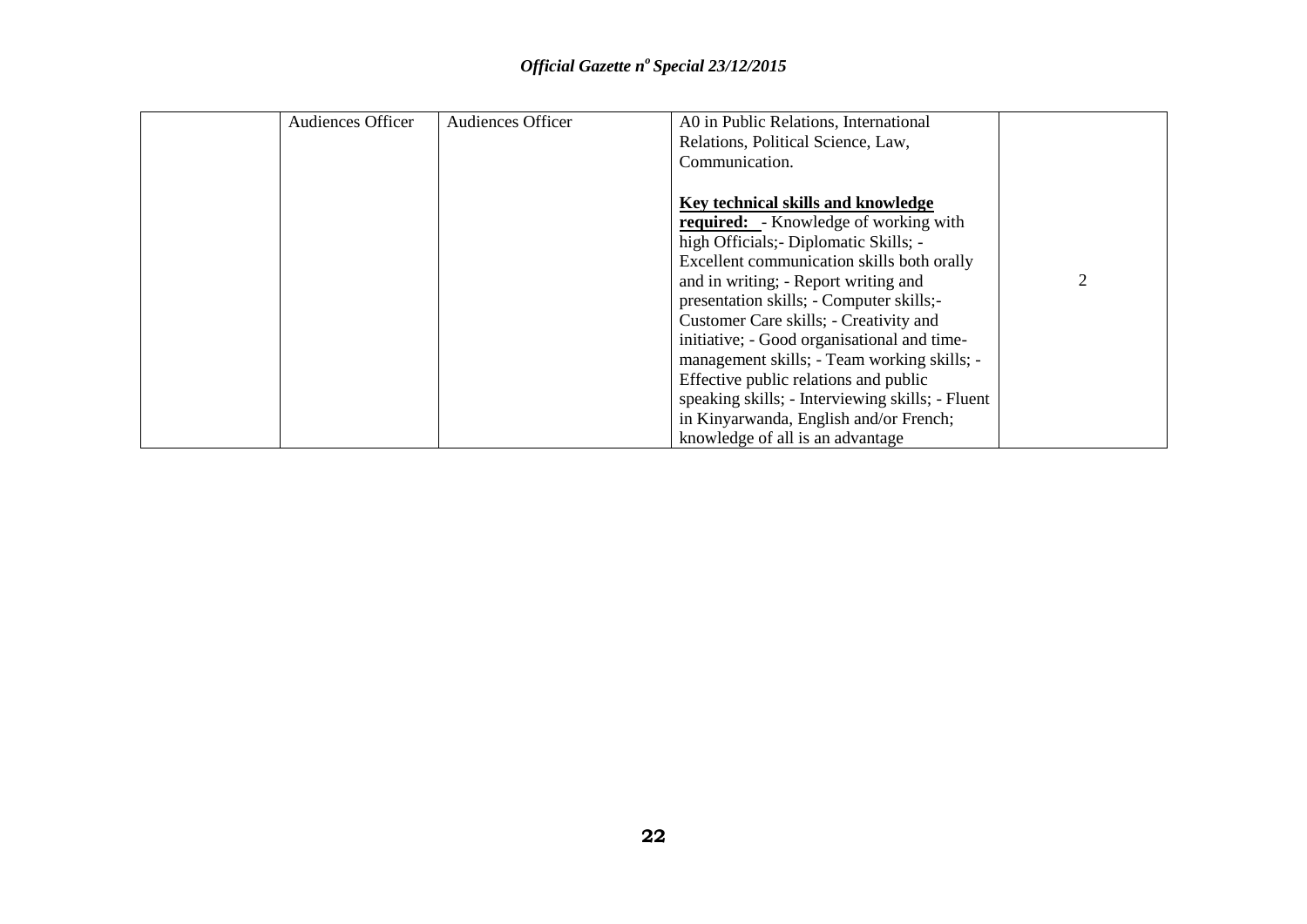| | | | | |
|---|---|---|---|---|
| | Audiences Officer | Audiences Officer | A0 in Public Relations, International Relations, Political Science, Law, Communication.<br><br>**Key technical skills and knowledge required:** - Knowledge of working with high Officials;- Diplomatic Skills; - Excellent communication skills both orally and in writing; - Report writing and presentation skills; - Computer skills;- Customer Care skills; - Creativity and initiative; - Good organisational and time-management skills; - Team working skills; - Effective public relations and public speaking skills; - Interviewing skills; - Fluent in Kinyarwanda, English and/or French; knowledge of all is an advantage | 2 |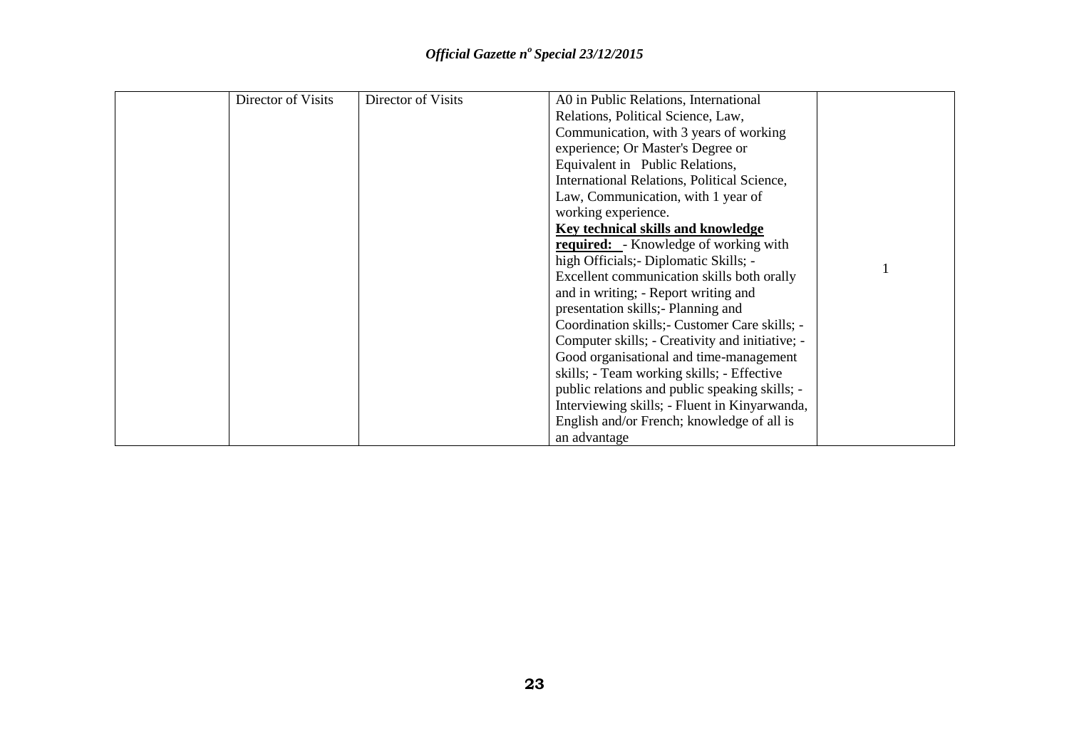| | | | | |
|---|---|---|---|---|
| | Director of Visits | Director of Visits | A0 in Public Relations, International Relations, Political Science, Law, Communication, with 3 years of working experience; Or Master's Degree or Equivalent in Public Relations, International Relations, Political Science, Law, Communication, with 1 year of working experience. <br>**Key technical skills and knowledge required:** - Knowledge of working with high Officials;- Diplomatic Skills; - Excellent communication skills both orally and in writing; - Report writing and presentation skills;- Planning and Coordination skills;- Customer Care skills; - Computer skills; - Creativity and initiative; - Good organisational and time-management skills; - Team working skills; - Effective public relations and public speaking skills; - Interviewing skills; - Fluent in Kinyarwanda, English and/or French; knowledge of all is an advantage | 1 |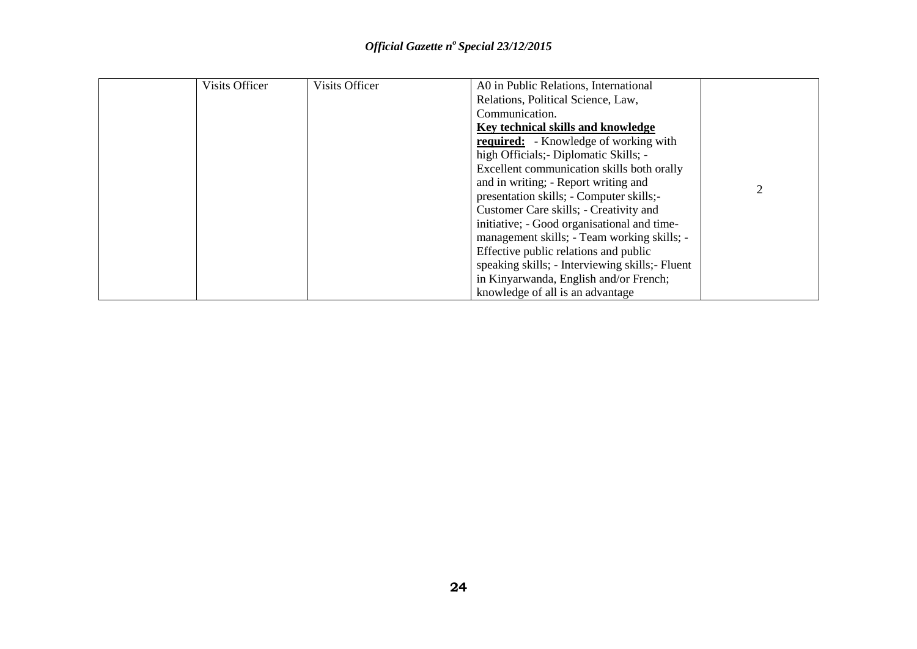|  | Visits Officer | Visits Officer | A0 in Public Relations, International Relations, Political Science, Law, Communication. **Key technical skills and knowledge required:** - Knowledge of working with high Officials;- Diplomatic Skills; - Excellent communication skills both orally and in writing; - Report writing and presentation skills; - Computer skills;- Customer Care skills; - Creativity and initiative; - Good organisational and time-management skills; - Team working skills; - Effective public relations and public speaking skills; - Interviewing skills;- Fluent in Kinyarwanda, English and/or French; knowledge of all is an advantage | 2 |
|---|---|---|---|---|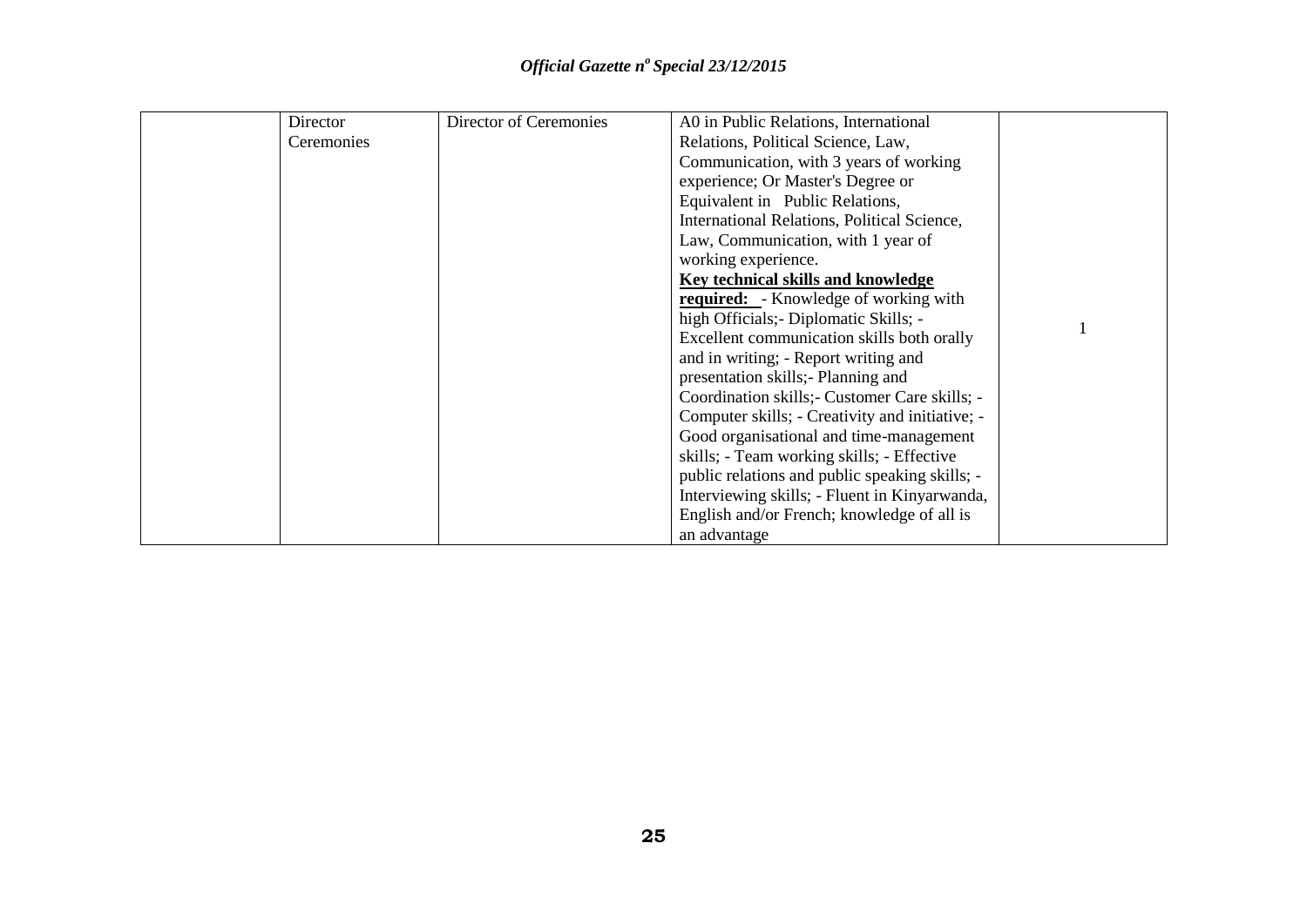| | | | | |
|---|---|---|---|---|
| | Director Ceremonies | Director of Ceremonies | A0 in Public Relations, International Relations, Political Science, Law, Communication, with 3 years of working experience; Or Master's Degree or Equivalent in Public Relations, International Relations, Political Science, Law, Communication, with 1 year of working experience. **Key technical skills and knowledge required:** - Knowledge of working with high Officials;- Diplomatic Skills; - Excellent communication skills both orally and in writing; - Report writing and presentation skills;- Planning and Coordination skills;- Customer Care skills; - Computer skills; - Creativity and initiative; - Good organisational and time-management skills; - Team working skills; - Effective public relations and public speaking skills; - Interviewing skills; - Fluent in Kinyarwanda, English and/or French; knowledge of all is an advantage | 1 |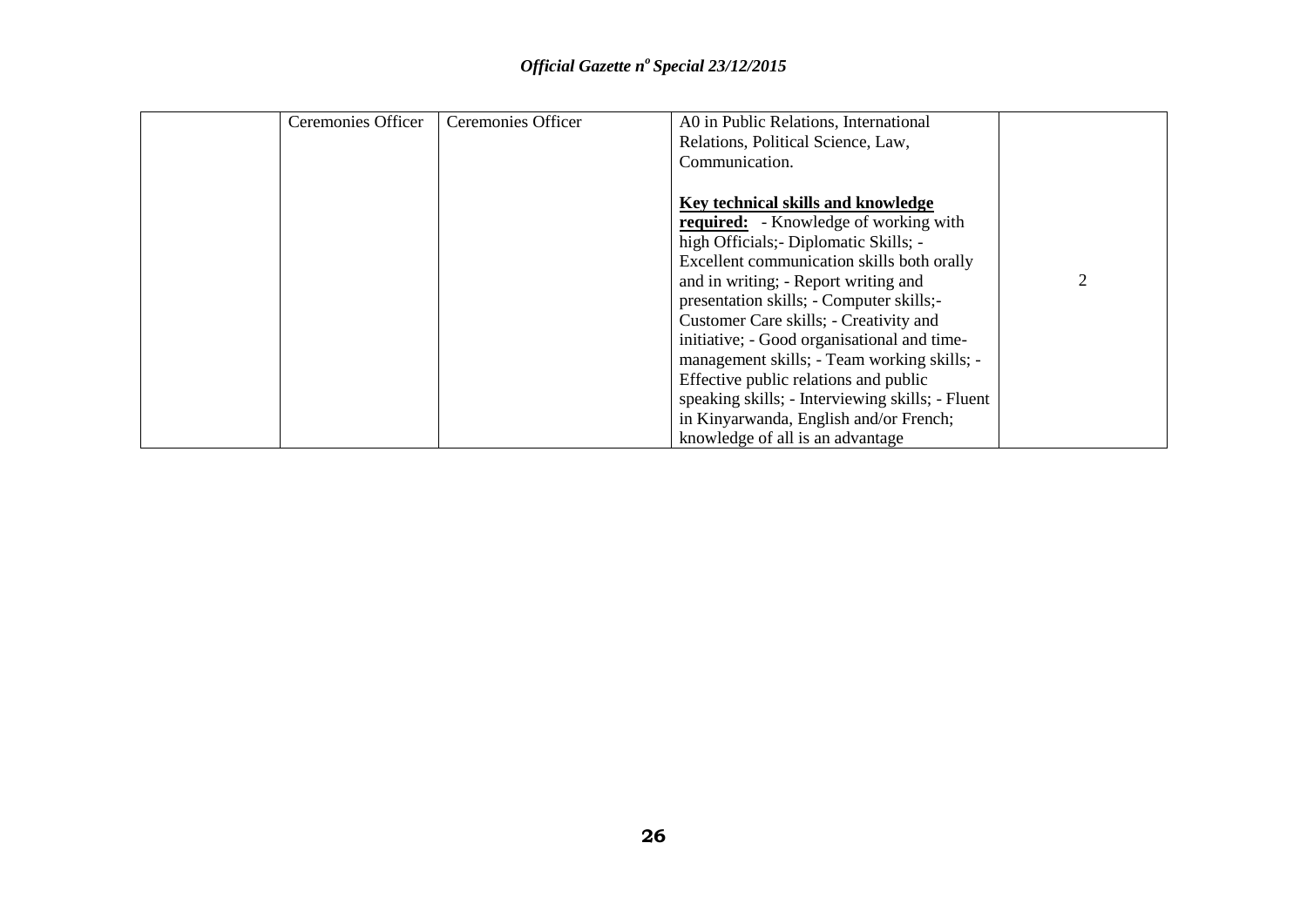|  | Ceremonies Officer | Ceremonies Officer | A0 in Public Relations, International Relations, Political Science, Law, Communication.<br><br>**<u>Key technical skills and knowledge required:</u>** - Knowledge of working with high Officials;- Diplomatic Skills; - Excellent communication skills both orally and in writing; - Report writing and presentation skills; - Computer skills;- Customer Care skills; - Creativity and initiative; - Good organisational and time-management skills; - Team working skills; - Effective public relations and public speaking skills; - Interviewing skills; - Fluent in Kinyarwanda, English and/or French; knowledge of all is an advantage | 2 |
|---|---|---|---|---|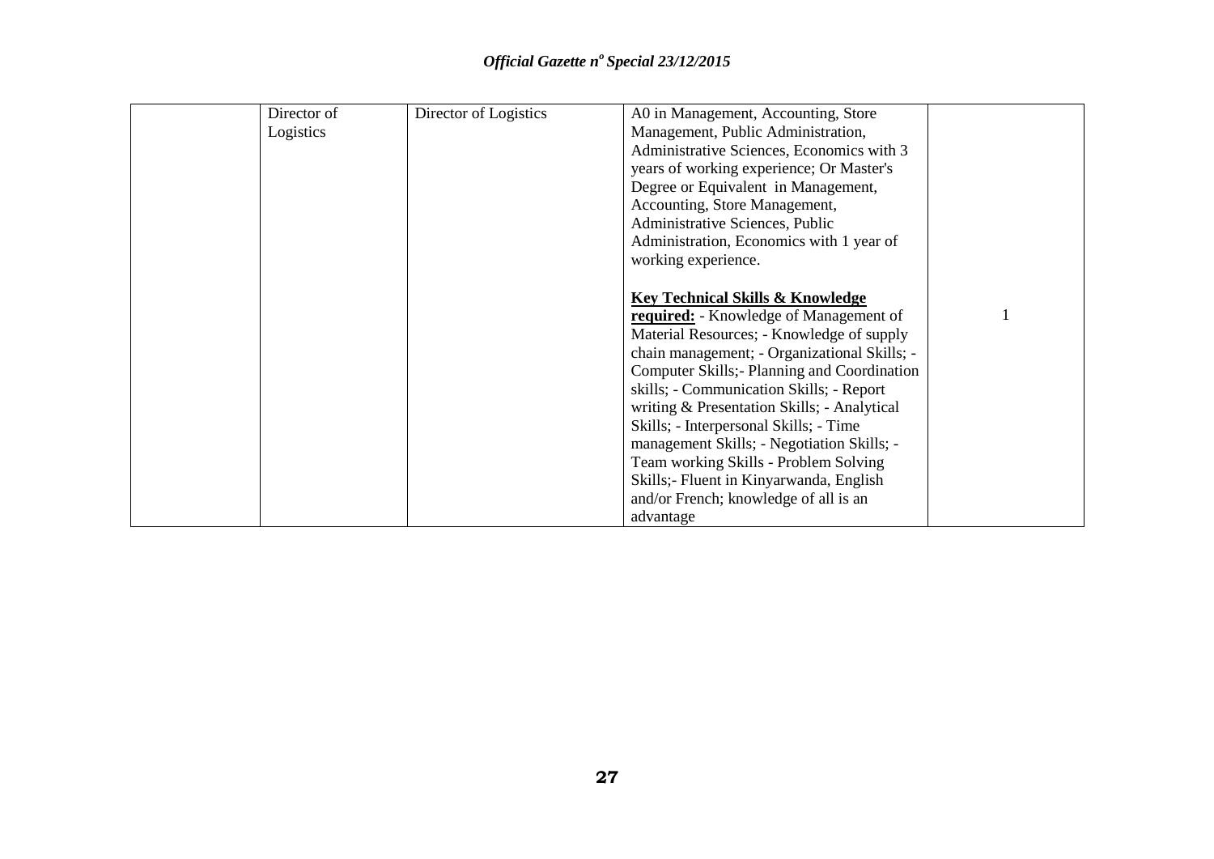| | | | | |
|---|---|---|---|---|
| | Director of Logistics | Director of Logistics | A0 in Management, Accounting, Store Management, Public Administration, Administrative Sciences, Economics with 3 years of working experience; Or Master's Degree or Equivalent in Management, Accounting, Store Management, Administrative Sciences, Public Administration, Economics with 1 year of working experience.<br><br>**Key Technical Skills & Knowledge required:** - Knowledge of Management of Material Resources; - Knowledge of supply chain management; - Organizational Skills; - Computer Skills;- Planning and Coordination skills; - Communication Skills; - Report writing & Presentation Skills; - Analytical Skills; - Interpersonal Skills; - Time management Skills; - Negotiation Skills; - Team working Skills - Problem Solving Skills;- Fluent in Kinyarwanda, English and/or French; knowledge of all is an advantage | 1 |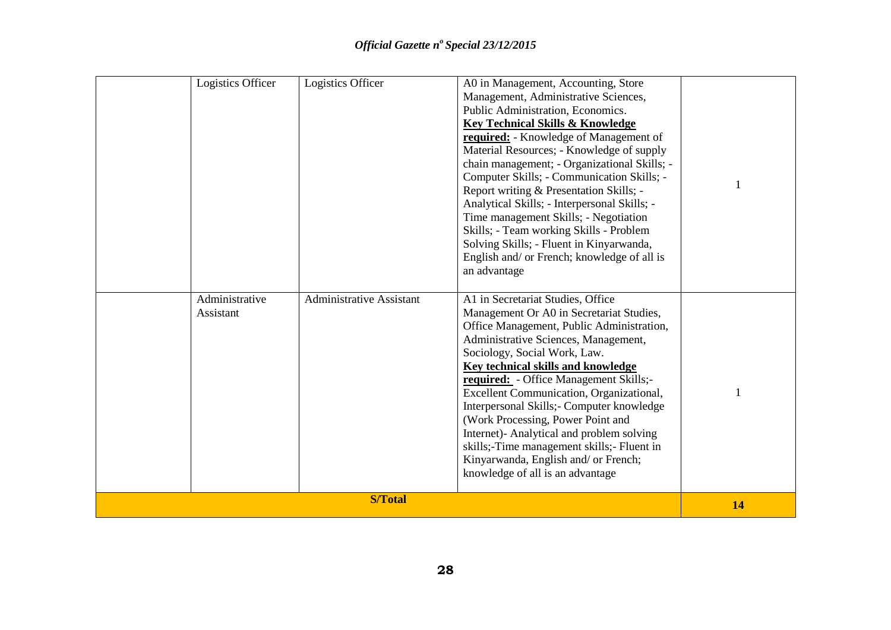| | | | | |
|---|---|---|---|---|
| | Logistics Officer | Logistics Officer | A0 in Management, Accounting, Store Management, Administrative Sciences, Public Administration, Economics. **Key Technical Skills & Knowledge required:** - Knowledge of Management of Material Resources; - Knowledge of supply chain management; - Organizational Skills; - Computer Skills; - Communication Skills; - Report writing & Presentation Skills; - Analytical Skills; - Interpersonal Skills; - Time management Skills; - Negotiation Skills; - Team working Skills - Problem Solving Skills; - Fluent in Kinyarwanda, English and/ or French; knowledge of all is an advantage | 1 |
| | Administrative Assistant | Administrative Assistant | A1 in Secretariat Studies, Office Management Or A0 in Secretariat Studies, Office Management, Public Administration, Administrative Sciences, Management, Sociology, Social Work, Law. **Key technical skills and knowledge required:** - Office Management Skills;- Excellent Communication, Organizational, Interpersonal Skills;- Computer knowledge (Work Processing, Power Point and Internet)- Analytical and problem solving skills;-Time management skills;- Fluent in Kinyarwanda, English and/ or French; knowledge of all is an advantage | 1 |
| **S/Total** | | | | **14** |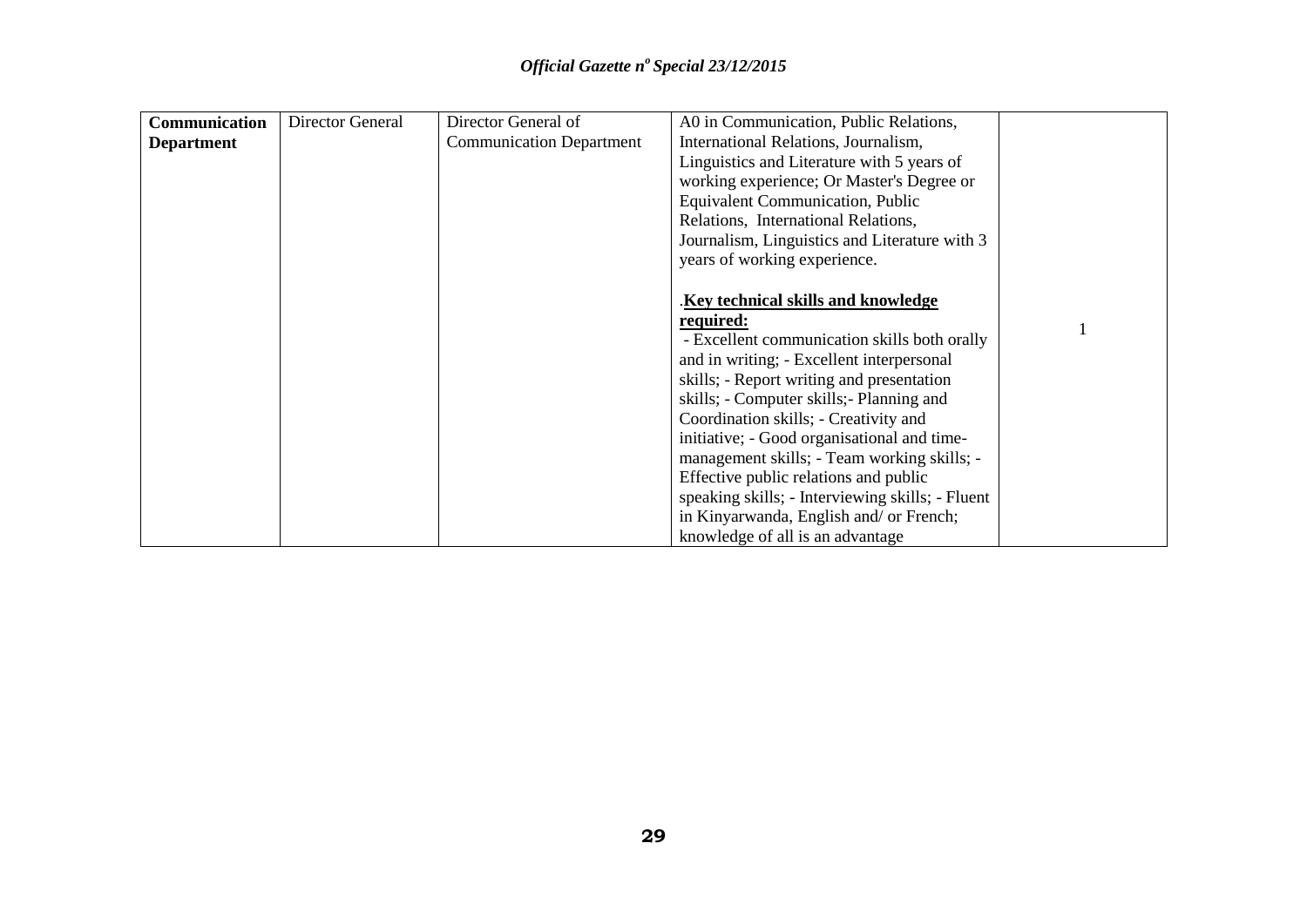| **Communication Department** | Director General | Director General of Communication Department | A0 in Communication, Public Relations, International Relations, Journalism, Linguistics and Literature with 5 years of working experience; Or Master's Degree or Equivalent Communication, Public Relations, International Relations, Journalism, Linguistics and Literature with 3 years of working experience.<br><br>.**Key technical skills and knowledge required:**<br>- Excellent communication skills both orally and in writing; - Excellent interpersonal skills; - Report writing and presentation skills; - Computer skills;- Planning and Coordination skills; - Creativity and initiative; - Good organisational and time-management skills; - Team working skills; - Effective public relations and public speaking skills; - Interviewing skills; - Fluent in Kinyarwanda, English and/ or French; knowledge of all is an advantage | 1 |
|---|---|---|---|---|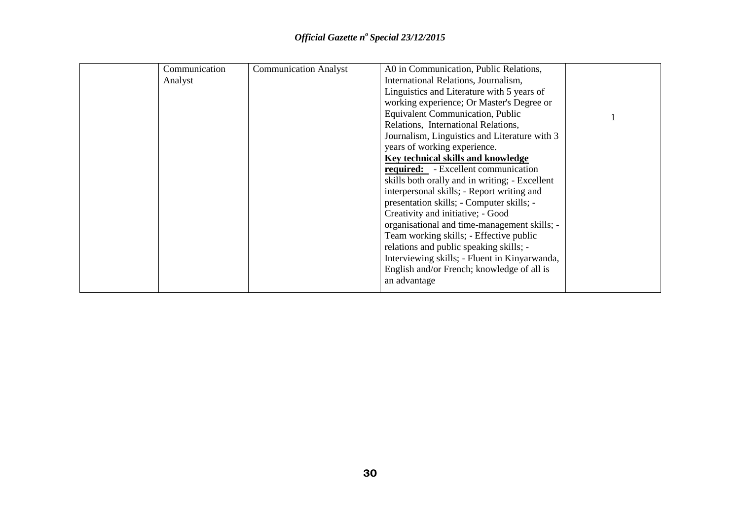| | | | | |
|---|---|---|---|---|
| | Communication Analyst | Communication Analyst | A0 in Communication, Public Relations, International Relations, Journalism, Linguistics and Literature with 5 years of working experience; Or Master's Degree or Equivalent Communication, Public Relations, International Relations, Journalism, Linguistics and Literature with 3 years of working experience.<br>**Key technical skills and knowledge required:** - Excellent communication skills both orally and in writing; - Excellent interpersonal skills; - Report writing and presentation skills; - Computer skills; - Creativity and initiative; - Good organisational and time-management skills; - Team working skills; - Effective public relations and public speaking skills; - Interviewing skills; - Fluent in Kinyarwanda, English and/or French; knowledge of all is an advantage | 1 |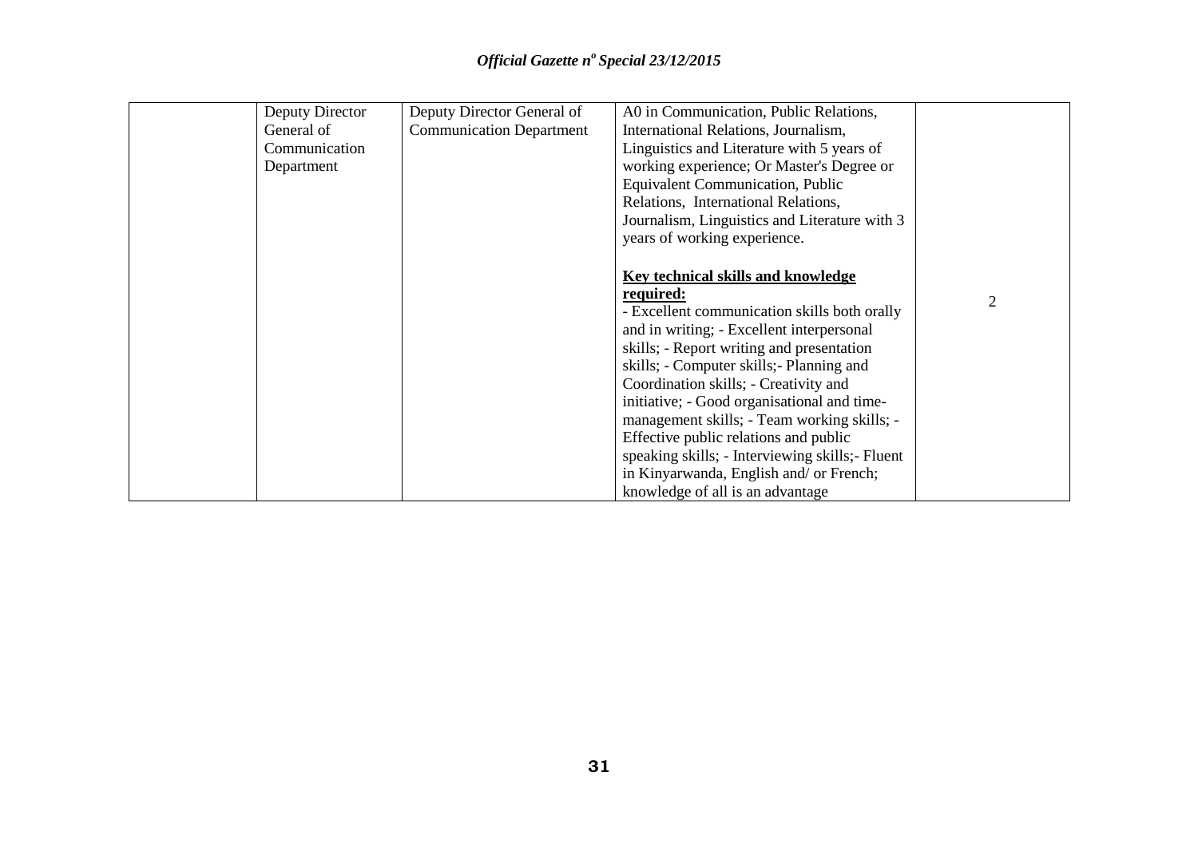| | | | | |
|---|---|---|---|---|
| | Deputy Director General of Communication Department | Deputy Director General of Communication Department | A0 in Communication, Public Relations, International Relations, Journalism, Linguistics and Literature with 5 years of working experience; Or Master's Degree or Equivalent Communication, Public Relations, International Relations, Journalism, Linguistics and Literature with 3 years of working experience.<br><br>**<u>Key technical skills and knowledge required:</u>**<br>- Excellent communication skills both orally and in writing; - Excellent interpersonal skills; - Report writing and presentation skills; - Computer skills;- Planning and Coordination skills; - Creativity and initiative; - Good organisational and time-management skills; - Team working skills; - Effective public relations and public speaking skills; - Interviewing skills;- Fluent in Kinyarwanda, English and/ or French; knowledge of all is an advantage | 2 |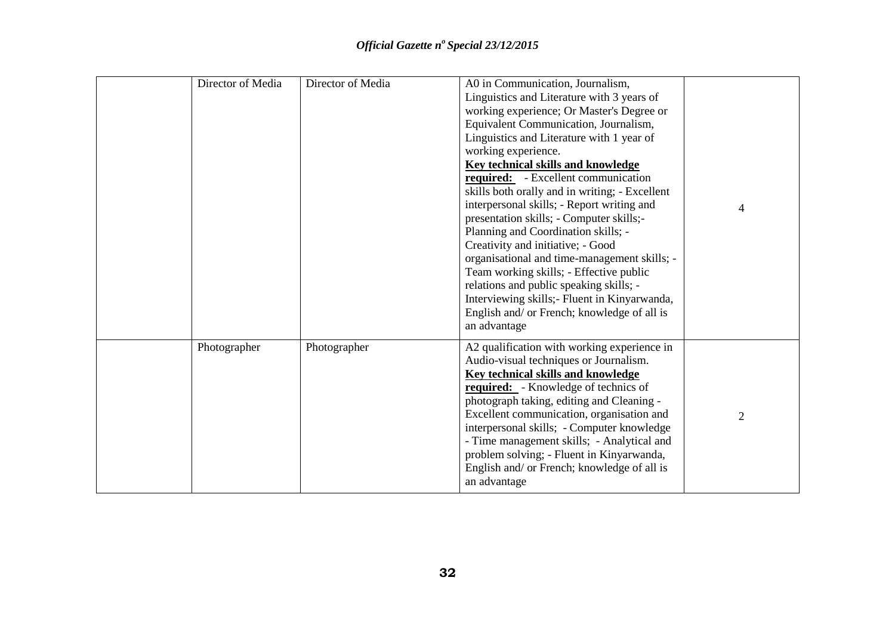| | | | | |
|---|---|---|---|---|
| | Director of Media | Director of Media | A0 in Communication, Journalism, Linguistics and Literature with 3 years of working experience; Or Master's Degree or Equivalent Communication, Journalism, Linguistics and Literature with 1 year of working experience. **Key technical skills and knowledge required:** - Excellent communication skills both orally and in writing; - Excellent interpersonal skills; - Report writing and presentation skills; - Computer skills;- Planning and Coordination skills; - Creativity and initiative; - Good organisational and time-management skills; - Team working skills; - Effective public relations and public speaking skills; - Interviewing skills;- Fluent in Kinyarwanda, English and/ or French; knowledge of all is an advantage | 4 |
| | Photographer | Photographer | A2 qualification with working experience in Audio-visual techniques or Journalism. **Key technical skills and knowledge required:** - Knowledge of technics of photograph taking, editing and Cleaning - Excellent communication, organisation and interpersonal skills; - Computer knowledge - Time management skills; - Analytical and problem solving; - Fluent in Kinyarwanda, English and/ or French; knowledge of all is an advantage | 2 |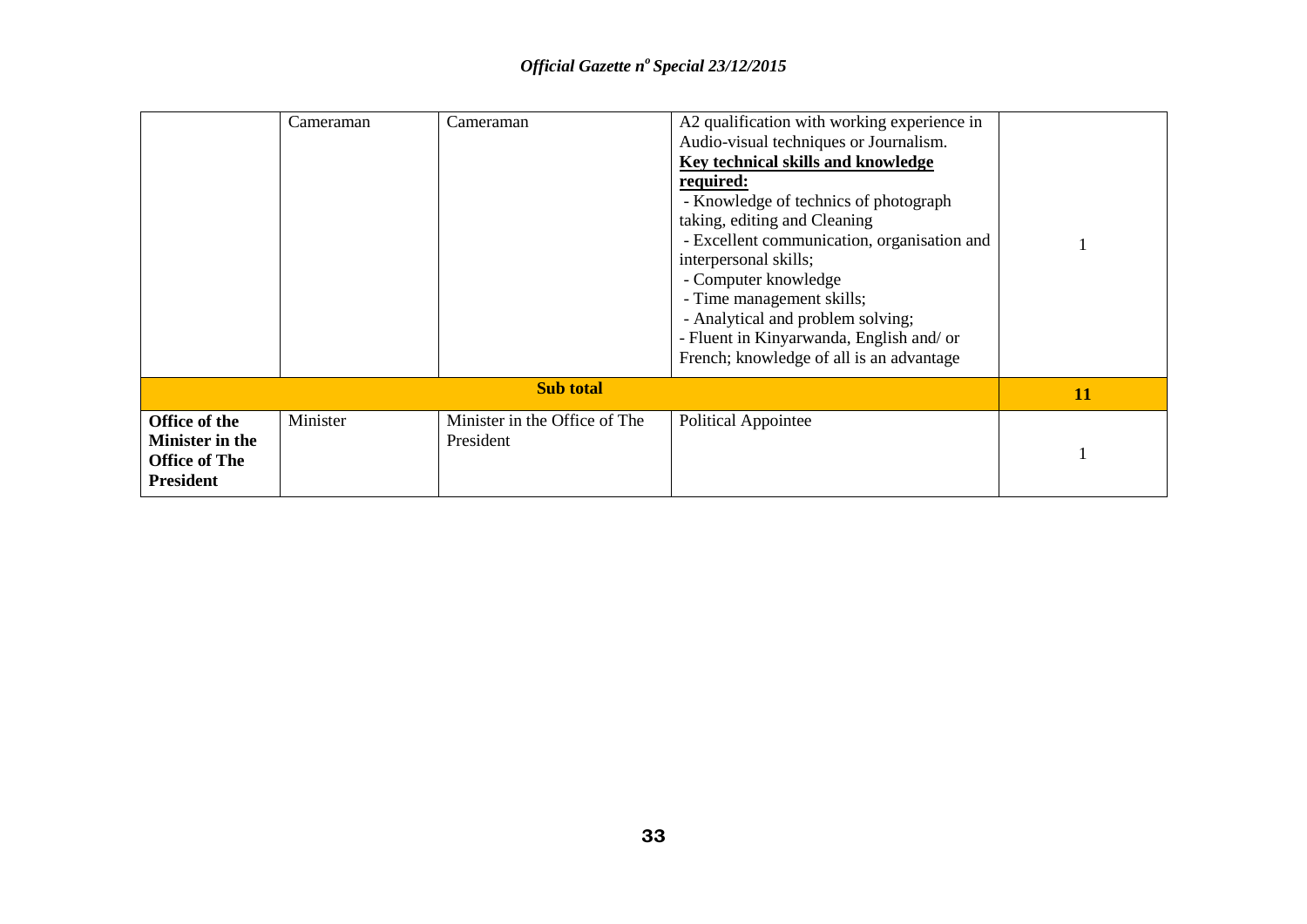| | | | | |
|---|---|---|---|---|
| | Cameraman | Cameraman | A2 qualification with working experience in Audio-visual techniques or Journalism.<br>**Key technical skills and knowledge required:**<br>- Knowledge of technics of photograph taking, editing and Cleaning<br>- Excellent communication, organisation and interpersonal skills;<br>- Computer knowledge<br>- Time management skills;<br>- Analytical and problem solving;<br>- Fluent in Kinyarwanda, English and/ or French; knowledge of all is an advantage | 1 |
| **Sub total** | | | | **11** |
| **Office of the Minister in the Office of The President** | Minister | Minister in the Office of The President | Political Appointee | 1 |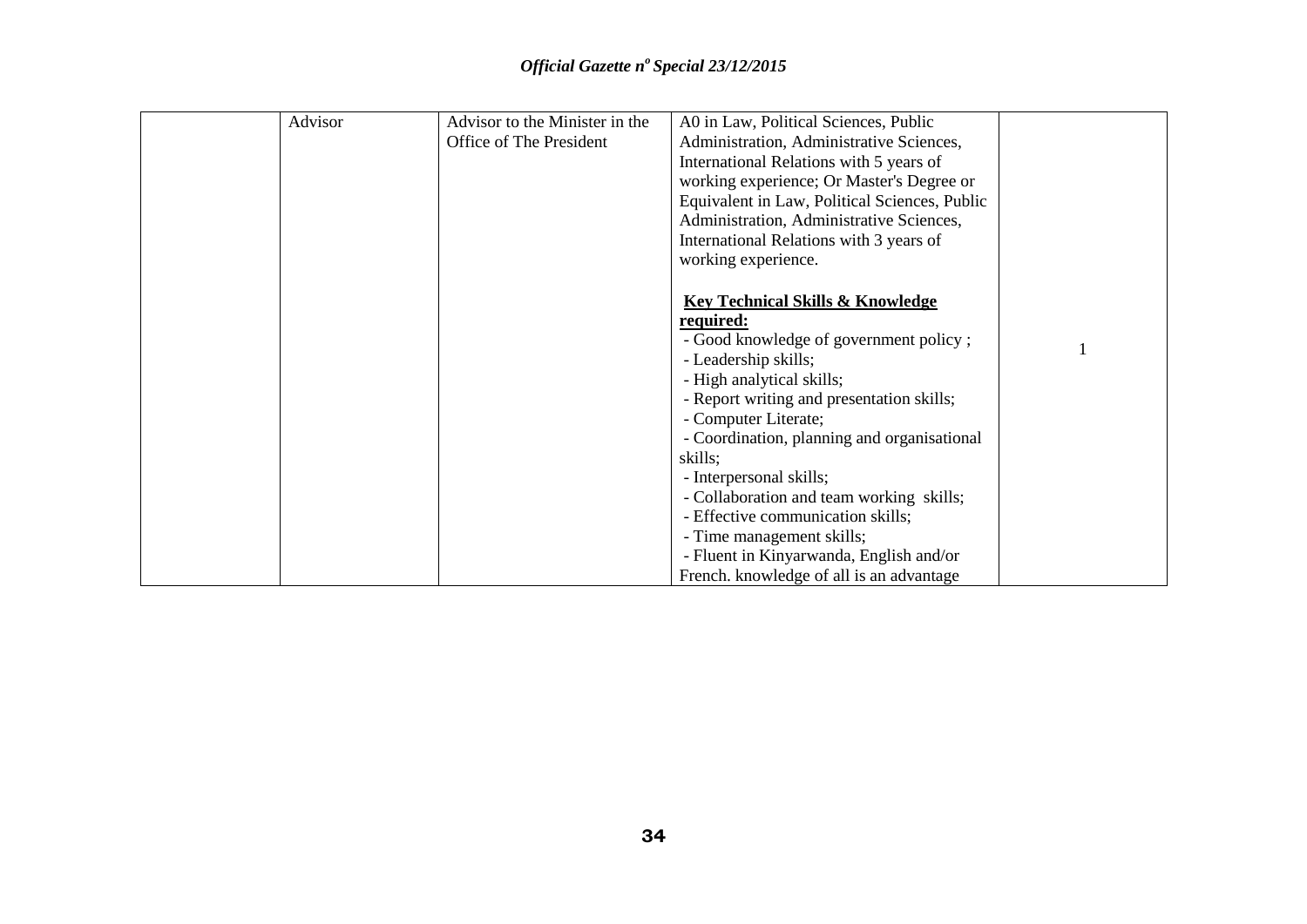| | | | | |
|---|---|---|---|---|
| | Advisor | Advisor to the Minister in the Office of The President | A0 in Law, Political Sciences, Public Administration, Administrative Sciences, International Relations with 5 years of working experience; Or Master's Degree or Equivalent in Law, Political Sciences, Public Administration, Administrative Sciences, International Relations with 3 years of working experience.<br><br>**Key Technical Skills & Knowledge required:**<br>- Good knowledge of government policy ;<br>- Leadership skills;<br>- High analytical skills;<br>- Report writing and presentation skills;<br>- Computer Literate;<br>- Coordination, planning and organisational skills;<br>- Interpersonal skills;<br>- Collaboration and team working skills;<br>- Effective communication skills;<br>- Time management skills;<br>- Fluent in Kinyarwanda, English and/or French. knowledge of all is an advantage | 1 |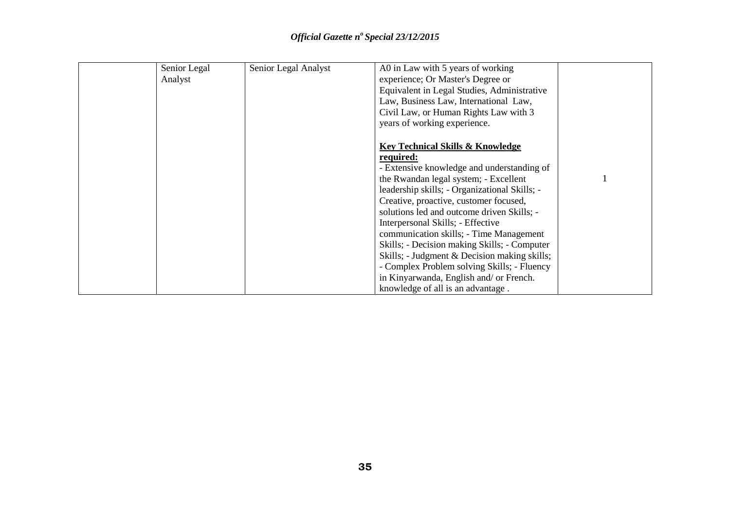|  |  |  |  |  |
|---|---|---|---|---|
|  | Senior Legal Analyst | Senior Legal Analyst | A0 in Law with 5 years of working experience; Or Master's Degree or Equivalent in Legal Studies, Administrative Law, Business Law, International Law, Civil Law, or Human Rights Law with 3 years of working experience.<br><br>**<u>Key Technical Skills & Knowledge required:</u>**<br>- Extensive knowledge and understanding of the Rwandan legal system; - Excellent leadership skills; - Organizational Skills; - Creative, proactive, customer focused, solutions led and outcome driven Skills; - Interpersonal Skills; - Effective communication skills; - Time Management Skills; - Decision making Skills; - Computer Skills; - Judgment & Decision making skills; - Complex Problem solving Skills; - Fluency in Kinyarwanda, English and/ or French. knowledge of all is an advantage . | 1 |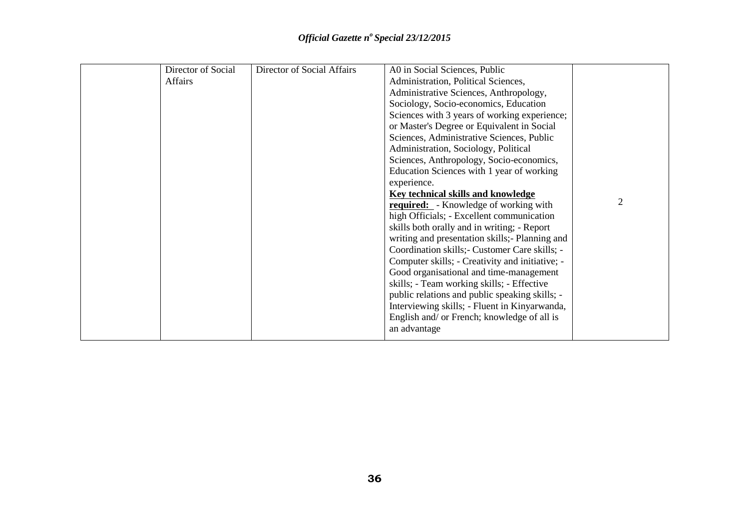| | | | | |
|---|---|---|---|---|
| | Director of Social Affairs | Director of Social Affairs | A0 in Social Sciences, Public Administration, Political Sciences, Administrative Sciences, Anthropology, Sociology, Socio-economics, Education Sciences with 3 years of working experience; or Master's Degree or Equivalent in Social Sciences, Administrative Sciences, Public Administration, Sociology, Political Sciences, Anthropology, Socio-economics, Education Sciences with 1 year of working experience. **<u>Key technical skills and knowledge required:</u>** - Knowledge of working with high Officials; - Excellent communication skills both orally and in writing; - Report writing and presentation skills;- Planning and Coordination skills;- Customer Care skills; - Computer skills; - Creativity and initiative; - Good organisational and time-management skills; - Team working skills; - Effective public relations and public speaking skills; - Interviewing skills; - Fluent in Kinyarwanda, English and/ or French; knowledge of all is an advantage | 2 |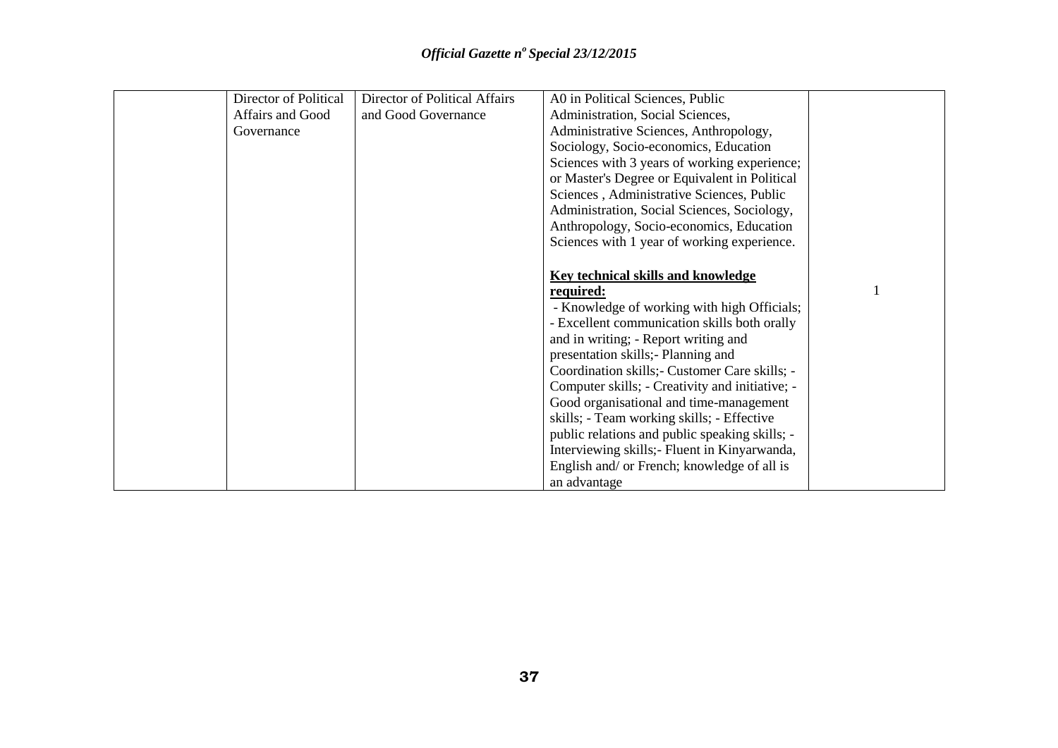| | | | | |
|---|---|---|---|---|
| | Director of Political Affairs and Good Governance | Director of Political Affairs and Good Governance | A0 in Political Sciences, Public Administration, Social Sciences, Administrative Sciences, Anthropology, Sociology, Socio-economics, Education Sciences with 3 years of working experience; or Master's Degree or Equivalent in Political Sciences , Administrative Sciences, Public Administration, Social Sciences, Sociology, Anthropology, Socio-economics, Education Sciences with 1 year of working experience.<br><br>**<u>Key technical skills and knowledge required:</u>**<br>- Knowledge of working with high Officials; - Excellent communication skills both orally and in writing; - Report writing and presentation skills;- Planning and Coordination skills;- Customer Care skills; - Computer skills; - Creativity and initiative; - Good organisational and time-management skills; - Team working skills; - Effective public relations and public speaking skills; - Interviewing skills;- Fluent in Kinyarwanda, English and/ or French; knowledge of all is an advantage | 1 |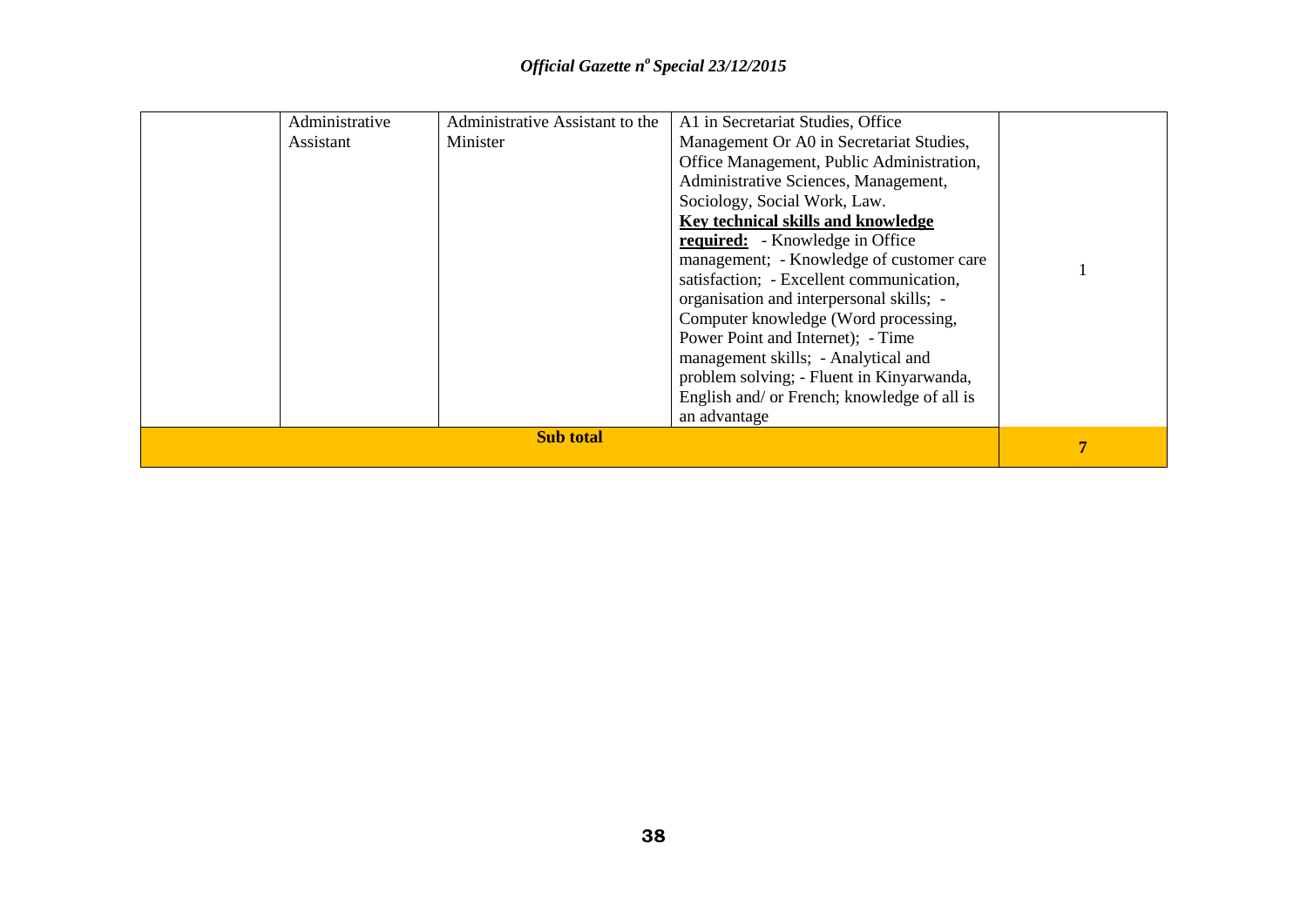| | | | | |
|---|---|---|---|---|
| | Administrative Assistant | Administrative Assistant to the Minister | A1 in Secretariat Studies, Office Management Or A0 in Secretariat Studies, Office Management, Public Administration, Administrative Sciences, Management, Sociology, Social Work, Law. **Key technical skills and knowledge required:** - Knowledge in Office management; - Knowledge of customer care satisfaction; - Excellent communication, organisation and interpersonal skills; - Computer knowledge (Word processing, Power Point and Internet); - Time management skills; - Analytical and problem solving; - Fluent in Kinyarwanda, English and/ or French; knowledge of all is an advantage | 1 |
| **Sub total** | | | | **7** |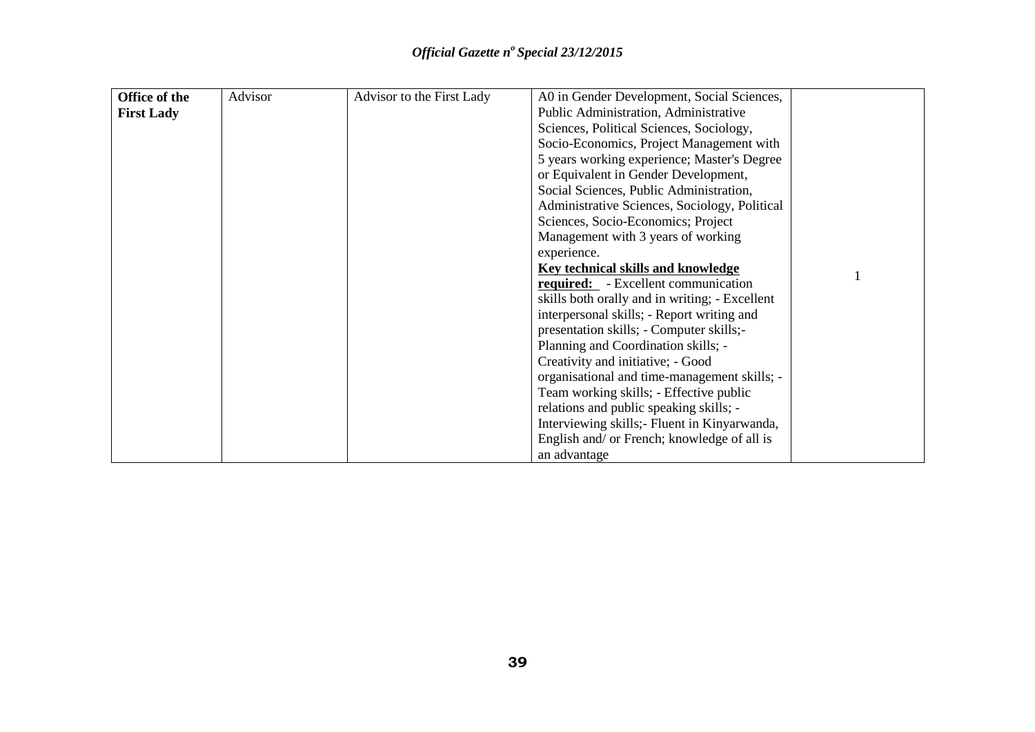| **Office of the First Lady** | Advisor | Advisor to the First Lady | A0 in Gender Development, Social Sciences, Public Administration, Administrative Sciences, Political Sciences, Sociology, Socio-Economics, Project Management with 5 years working experience; Master's Degree or Equivalent in Gender Development, Social Sciences, Public Administration, Administrative Sciences, Sociology, Political Sciences, Socio-Economics; Project Management with 3 years of working experience. **Key technical skills and knowledge required:** - Excellent communication skills both orally and in writing; - Excellent interpersonal skills; - Report writing and presentation skills; - Computer skills;- Planning and Coordination skills; - Creativity and initiative; - Good organisational and time-management skills; - Team working skills; - Effective public relations and public speaking skills; - Interviewing skills;- Fluent in Kinyarwanda, English and/ or French; knowledge of all is an advantage | 1 |
|---|---|---|---|---|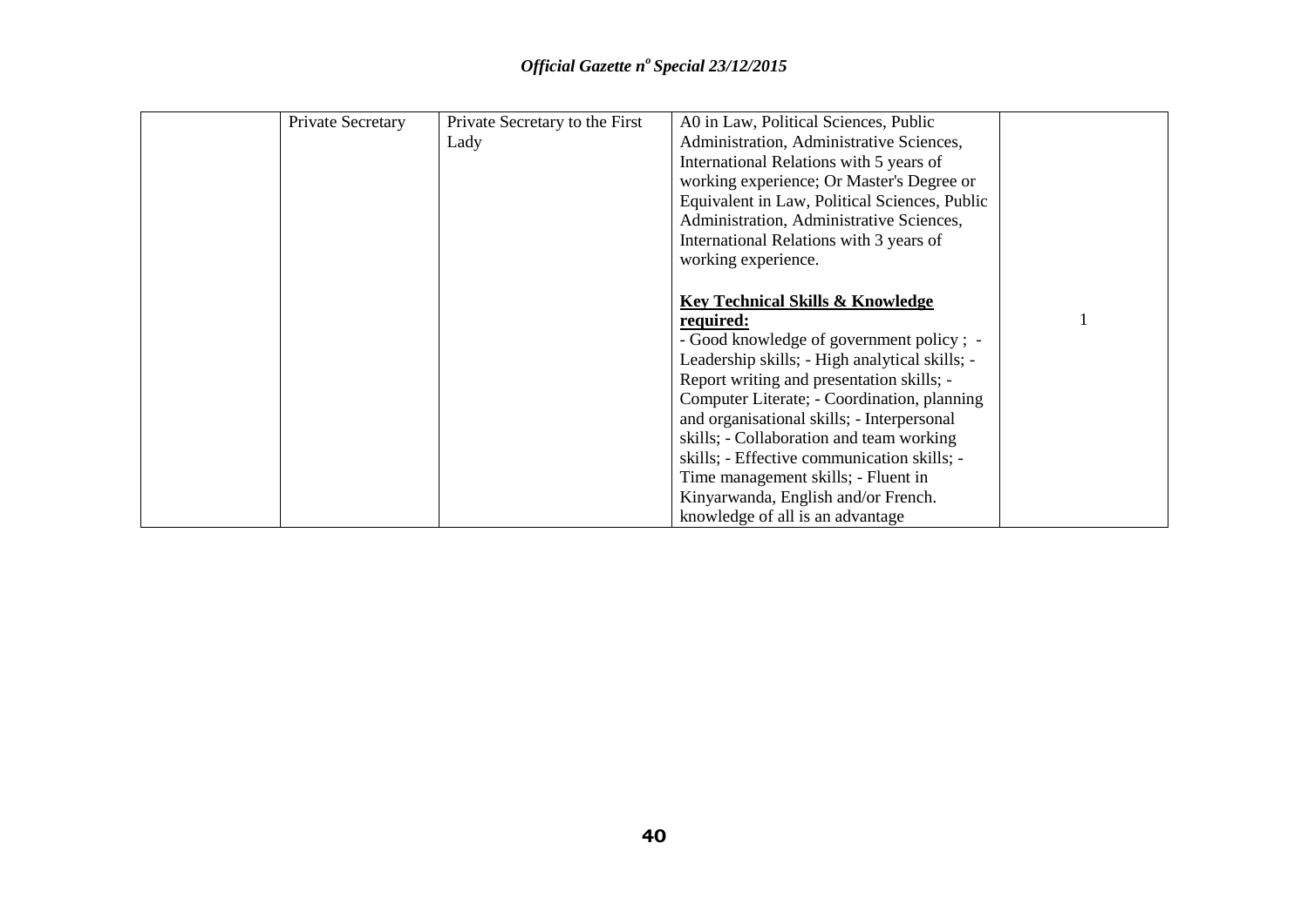|  | Private Secretary | Private Secretary to the First Lady | A0 in Law, Political Sciences, Public Administration, Administrative Sciences, International Relations with 5 years of working experience; Or Master's Degree or Equivalent in Law, Political Sciences, Public Administration, Administrative Sciences, International Relations with 3 years of working experience.<br><br>**<u>Key Technical Skills & Knowledge required:</u>**<br>- Good knowledge of government policy ; - Leadership skills; - High analytical skills; - Report writing and presentation skills; - Computer Literate; - Coordination, planning and organisational skills; - Interpersonal skills; - Collaboration and team working skills; - Effective communication skills; - Time management skills; - Fluent in Kinyarwanda, English and/or French. knowledge of all is an advantage | 1 |
|---|---|---|---|---|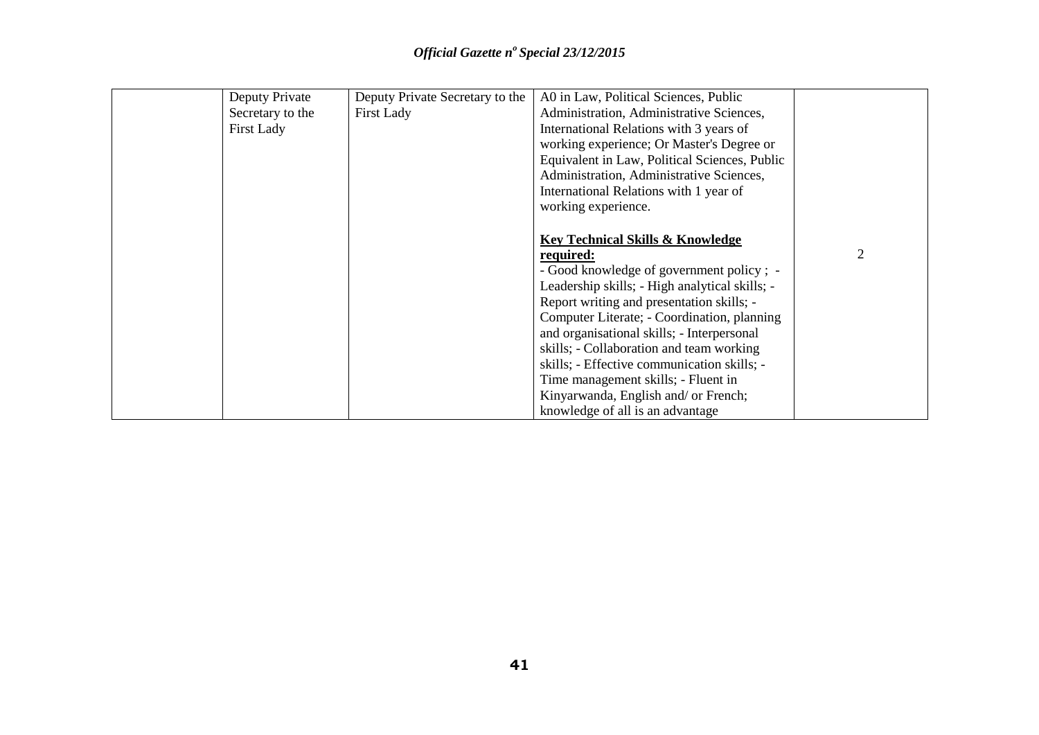|  | Deputy Private Secretary to the First Lady | Deputy Private Secretary to the First Lady | A0 in Law, Political Sciences, Public Administration, Administrative Sciences, International Relations with 3 years of working experience; Or Master's Degree or Equivalent in Law, Political Sciences, Public Administration, Administrative Sciences, International Relations with 1 year of working experience.<br><br>**Key Technical Skills & Knowledge required:**<br>- Good knowledge of government policy ; - Leadership skills; - High analytical skills; - Report writing and presentation skills; - Computer Literate; - Coordination, planning and organisational skills; - Interpersonal skills; - Collaboration and team working skills; - Effective communication skills; - Time management skills; - Fluent in Kinyarwanda, English and/ or French; knowledge of all is an advantage | 2 |
|---|---|---|---|---|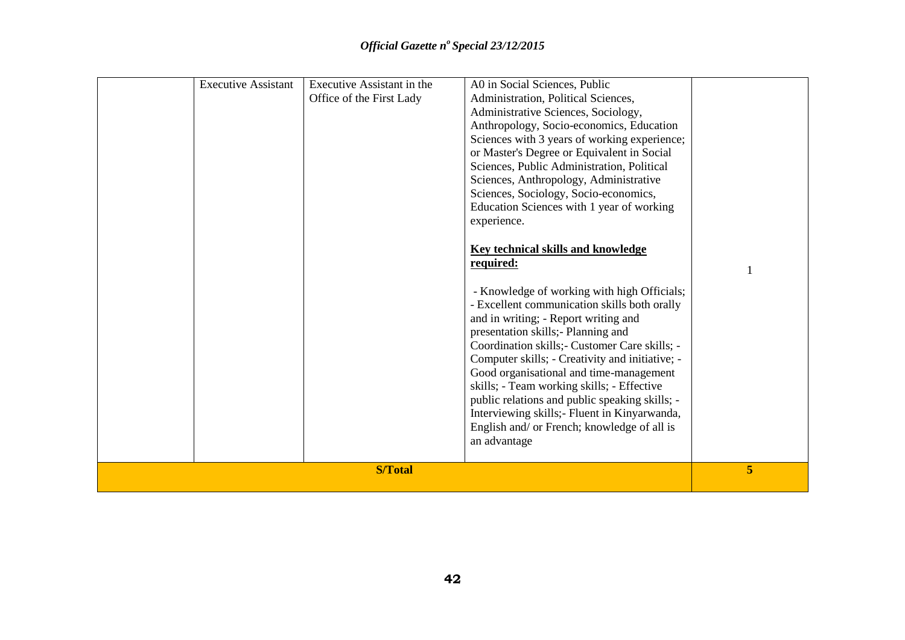| | | | | |
|---|---|---|---|---|
| | Executive Assistant | Executive Assistant in the Office of the First Lady | A0 in Social Sciences, Public Administration, Political Sciences, Administrative Sciences, Sociology, Anthropology, Socio-economics, Education Sciences with 3 years of working experience; or Master's Degree or Equivalent in Social Sciences, Public Administration, Political Sciences, Anthropology, Administrative Sciences, Sociology, Socio-economics, Education Sciences with 1 year of working experience.<br><br>**Key technical skills and knowledge required:**<br><br>- Knowledge of working with high Officials; - Excellent communication skills both orally and in writing; - Report writing and presentation skills;- Planning and Coordination skills;- Customer Care skills; - Computer skills; - Creativity and initiative; - Good organisational and time-management skills; - Team working skills; - Effective public relations and public speaking skills; - Interviewing skills;- Fluent in Kinyarwanda, English and/ or French; knowledge of all is an advantage | 1 |
| **S/Total** | | | | **5** |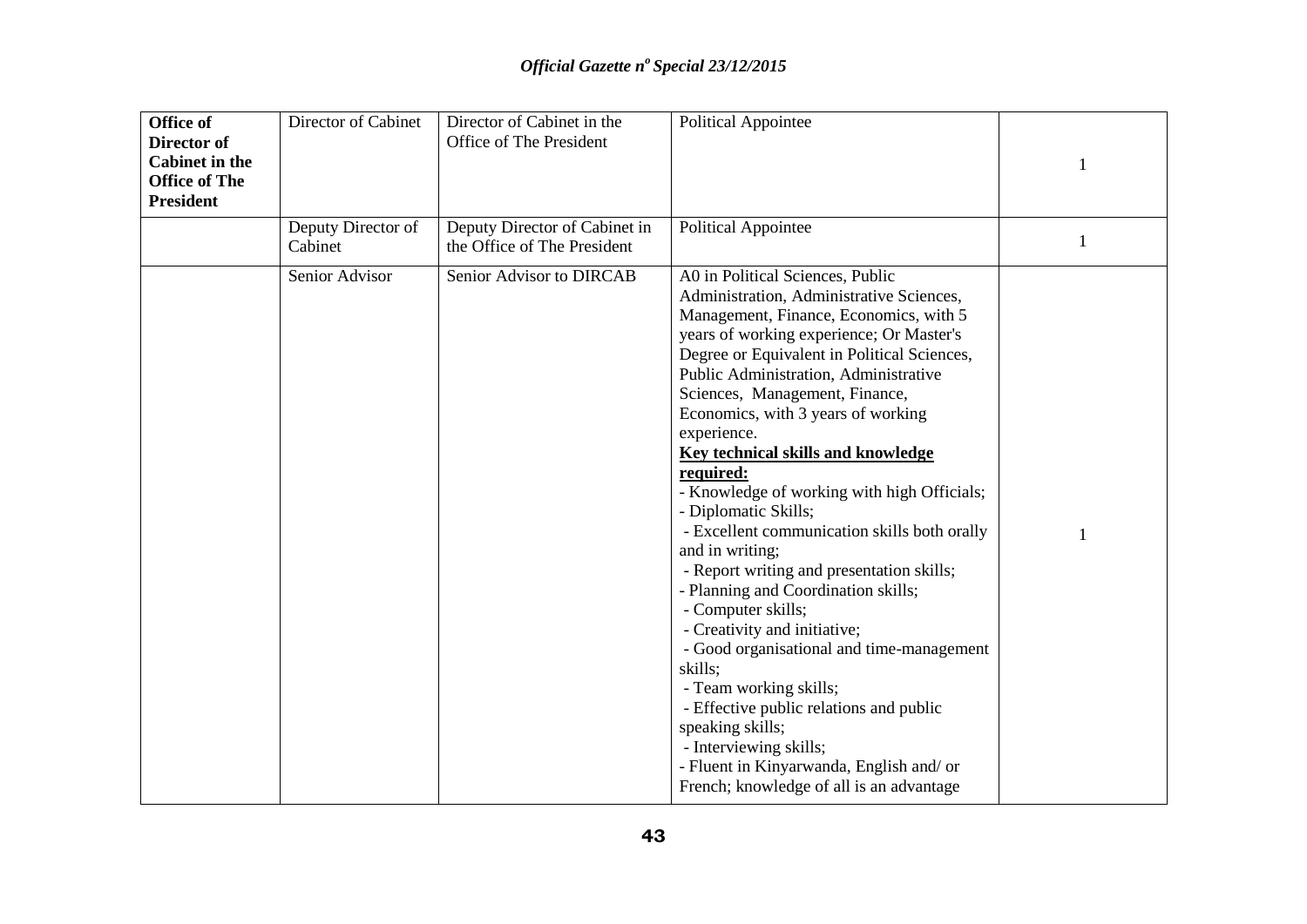| **Office of Director of Cabinet in the Office of The President** | Director of Cabinet | Director of Cabinet in the Office of The President | Political Appointee | 1 |
|---|---|---|---|---|
| | Deputy Director of Cabinet | Deputy Director of Cabinet in the Office of The President | Political Appointee | 1 |
| | Senior Advisor | Senior Advisor to DIRCAB | A0 in Political Sciences, Public Administration, Administrative Sciences, Management, Finance, Economics, with 5 years of working experience; Or Master's Degree or Equivalent in Political Sciences, Public Administration, Administrative Sciences, Management, Finance, Economics, with 3 years of working experience.<br>**Key technical skills and knowledge required:**<br>- Knowledge of working with high Officials;<br>- Diplomatic Skills;<br>- Excellent communication skills both orally and in writing;<br>- Report writing and presentation skills;<br>- Planning and Coordination skills;<br>- Computer skills;<br>- Creativity and initiative;<br>- Good organisational and time-management skills;<br>- Team working skills;<br>- Effective public relations and public speaking skills;<br>- Interviewing skills;<br>- Fluent in Kinyarwanda, English and/ or French; knowledge of all is an advantage | 1 |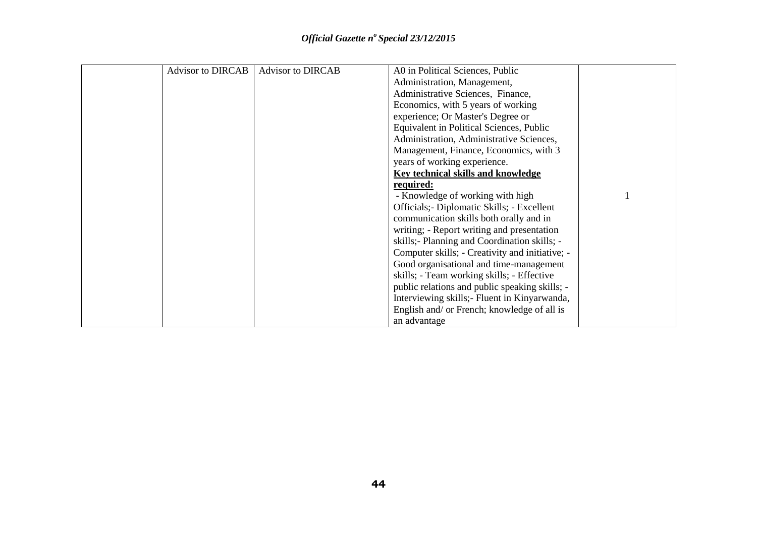| | | | | |
|---|---|---|---|---|
| | Advisor to DIRCAB | Advisor to DIRCAB | A0 in Political Sciences, Public Administration, Management, Administrative Sciences, Finance, Economics, with 5 years of working experience; Or Master's Degree or Equivalent in Political Sciences, Public Administration, Administrative Sciences, Management, Finance, Economics, with 3 years of working experience. <br> **<u>Key technical skills and knowledge required:</u>** <br> - Knowledge of working with high Officials;- Diplomatic Skills; - Excellent communication skills both orally and in writing; - Report writing and presentation skills;- Planning and Coordination skills; - Computer skills; - Creativity and initiative; - Good organisational and time-management skills; - Team working skills; - Effective public relations and public speaking skills; - Interviewing skills;- Fluent in Kinyarwanda, English and/ or French; knowledge of all is an advantage | 1 |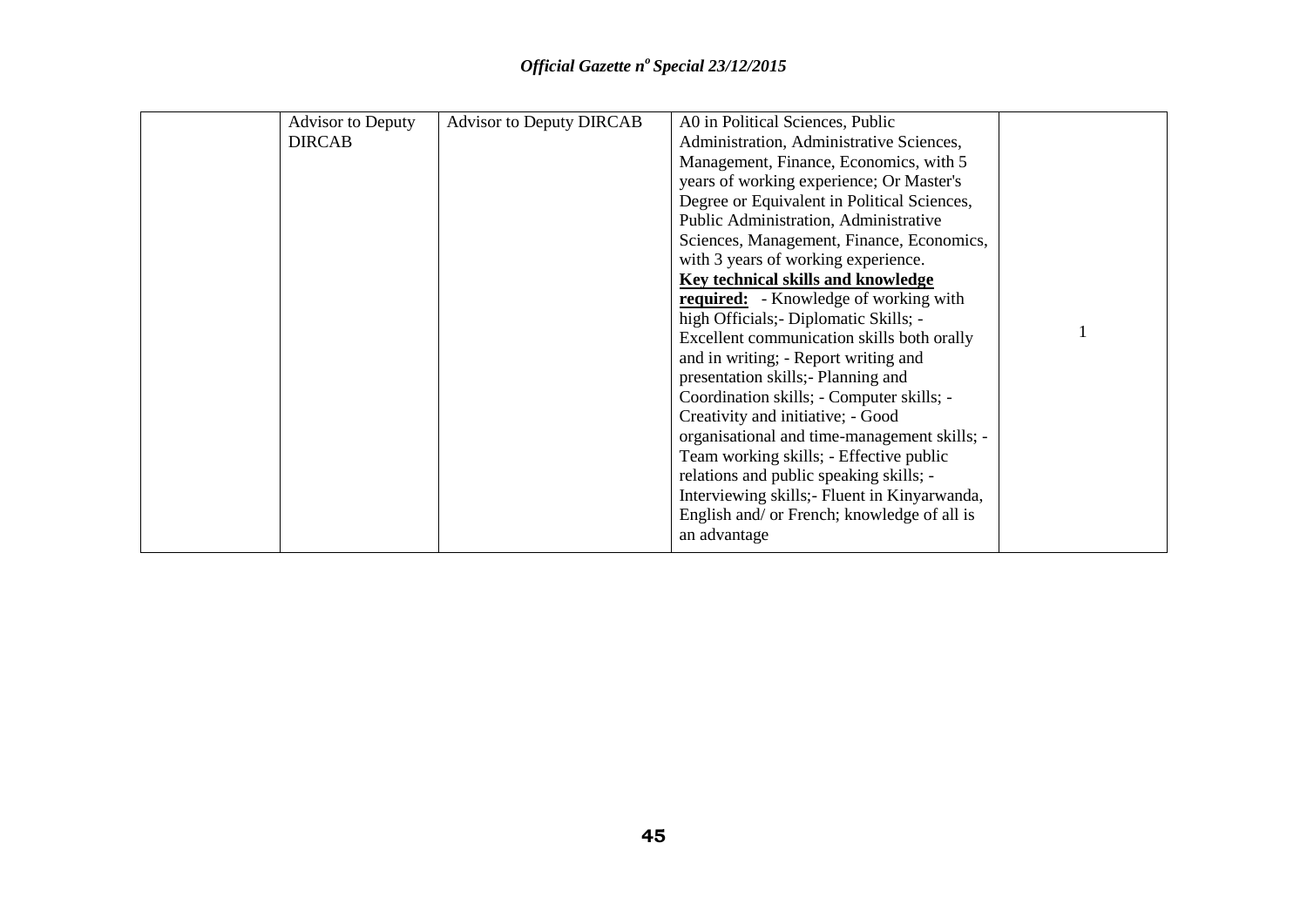|  | Advisor to Deputy DIRCAB | Advisor to Deputy DIRCAB | A0 in Political Sciences, Public Administration, Administrative Sciences, Management, Finance, Economics, with 5 years of working experience; Or Master's Degree or Equivalent in Political Sciences, Public Administration, Administrative Sciences, Management, Finance, Economics, with 3 years of working experience. **Key technical skills and knowledge required:** - Knowledge of working with high Officials;- Diplomatic Skills; - Excellent communication skills both orally and in writing; - Report writing and presentation skills;- Planning and Coordination skills; - Computer skills; - Creativity and initiative; - Good organisational and time-management skills; - Team working skills; - Effective public relations and public speaking skills; - Interviewing skills;- Fluent in Kinyarwanda, English and/ or French; knowledge of all is an advantage | 1 |
|---|---|---|---|---|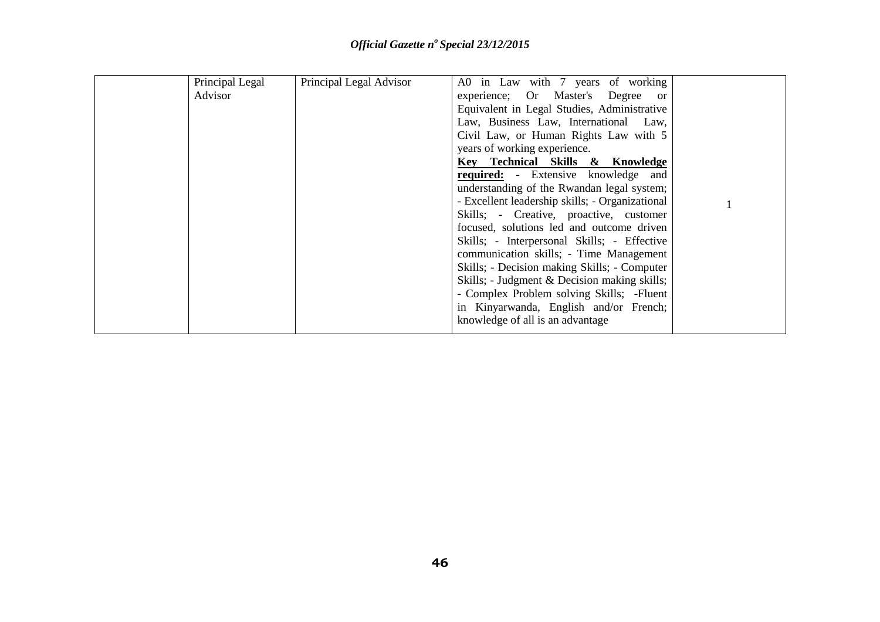|  | Principal Legal Advisor | Principal Legal Advisor | A0 in Law with 7 years of working experience; Or Master's Degree or Equivalent in Legal Studies, Administrative Law, Business Law, International Law, Civil Law, or Human Rights Law with 5 years of working experience. **Key Technical Skills & Knowledge required:** - Extensive knowledge and understanding of the Rwandan legal system; - Excellent leadership skills; - Organizational Skills; - Creative, proactive, customer focused, solutions led and outcome driven Skills; - Interpersonal Skills; - Effective communication skills; - Time Management Skills; - Decision making Skills; - Computer Skills; - Judgment & Decision making skills; - Complex Problem solving Skills; -Fluent in Kinyarwanda, English and/or French; knowledge of all is an advantage | 1 |
|---|---|---|---|---|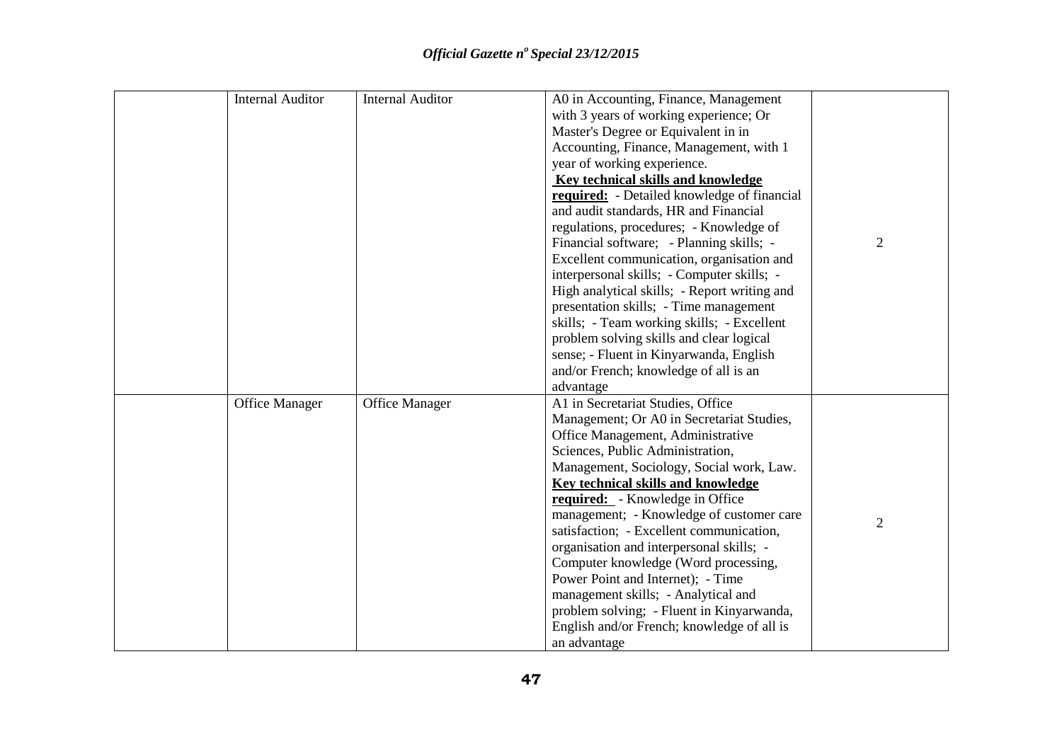| | | | | |
|---|---|---|---|---|
| | Internal Auditor | Internal Auditor | A0 in Accounting, Finance, Management with 3 years of working experience; Or Master's Degree or Equivalent in in Accounting, Finance, Management, with 1 year of working experience. **<u>Key technical skills and knowledge required:</u>** - Detailed knowledge of financial and audit standards, HR and Financial regulations, procedures; - Knowledge of Financial software; - Planning skills; - Excellent communication, organisation and interpersonal skills; - Computer skills; - High analytical skills; - Report writing and presentation skills; - Time management skills; - Team working skills; - Excellent problem solving skills and clear logical sense; - Fluent in Kinyarwanda, English and/or French; knowledge of all is an advantage | 2 |
| | Office Manager | Office Manager | A1 in Secretariat Studies, Office Management; Or A0 in Secretariat Studies, Office Management, Administrative Sciences, Public Administration, Management, Sociology, Social work, Law. **<u>Key technical skills and knowledge required:</u>** - Knowledge in Office management; - Knowledge of customer care satisfaction; - Excellent communication, organisation and interpersonal skills; - Computer knowledge (Word processing, Power Point and Internet); - Time management skills; - Analytical and problem solving; - Fluent in Kinyarwanda, English and/or French; knowledge of all is an advantage | 2 |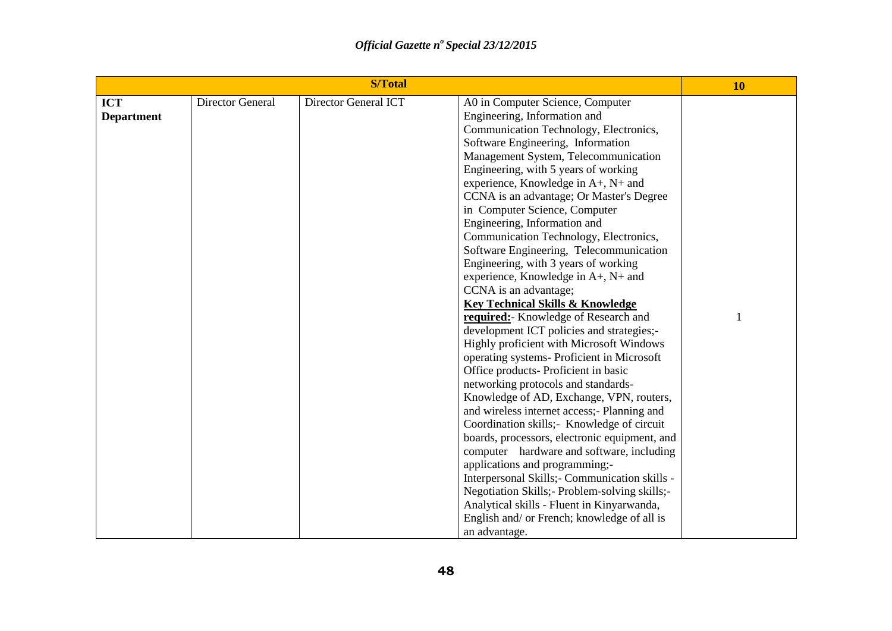| S/Total | | | | 10 |
|---|---|---|---|---|
| **ICT Department** | Director General | Director General ICT | A0 in Computer Science, Computer Engineering, Information and Communication Technology, Electronics, Software Engineering, Information Management System, Telecommunication Engineering, with 5 years of working experience, Knowledge in A+, N+ and CCNA is an advantage; Or Master's Degree in Computer Science, Computer Engineering, Information and Communication Technology, Electronics, Software Engineering, Telecommunication Engineering, with 3 years of working experience, Knowledge in A+, N+ and CCNA is an advantage; **Key Technical Skills & Knowledge required:**- Knowledge of Research and development ICT policies and strategies;- Highly proficient with Microsoft Windows operating systems- Proficient in Microsoft Office products- Proficient in basic networking protocols and standards- Knowledge of AD, Exchange, VPN, routers, and wireless internet access;- Planning and Coordination skills;- Knowledge of circuit boards, processors, electronic equipment, and computer hardware and software, including applications and programming;- Interpersonal Skills;- Communication skills - Negotiation Skills;- Problem-solving skills;- Analytical skills - Fluent in Kinyarwanda, English and/ or French; knowledge of all is an advantage. | 1 |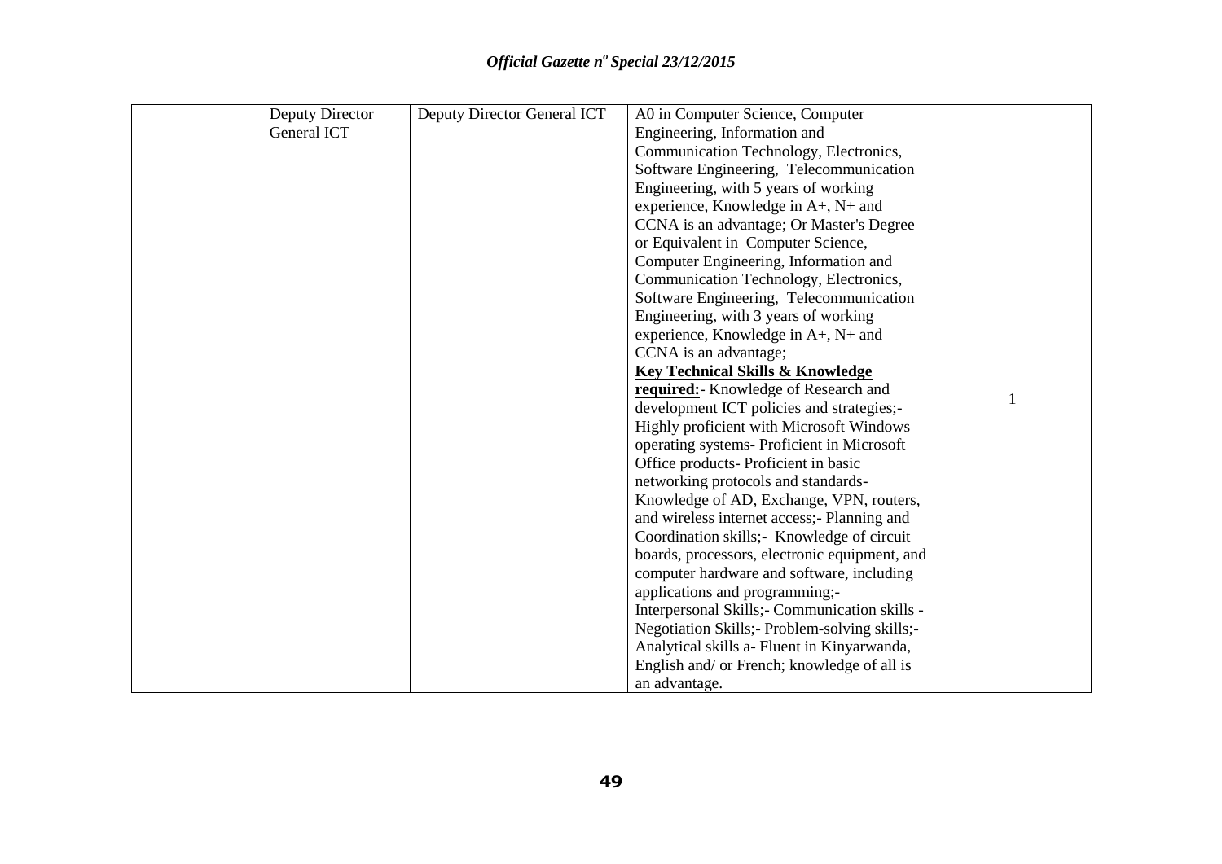| | | | | |
|---|---|---|---|---|
| | Deputy Director General ICT | Deputy Director General ICT | A0 in Computer Science, Computer Engineering, Information and Communication Technology, Electronics, Software Engineering, Telecommunication Engineering, with 5 years of working experience, Knowledge in A+, N+ and CCNA is an advantage; Or Master's Degree or Equivalent in Computer Science, Computer Engineering, Information and Communication Technology, Electronics, Software Engineering, Telecommunication Engineering, with 3 years of working experience, Knowledge in A+, N+ and CCNA is an advantage; **Key Technical Skills & Knowledge required:**- Knowledge of Research and development ICT policies and strategies;- Highly proficient with Microsoft Windows operating systems- Proficient in Microsoft Office products- Proficient in basic networking protocols and standards- Knowledge of AD, Exchange, VPN, routers, and wireless internet access;- Planning and Coordination skills;- Knowledge of circuit boards, processors, electronic equipment, and computer hardware and software, including applications and programming;- Interpersonal Skills;- Communication skills - Negotiation Skills;- Problem-solving skills;- Analytical skills a- Fluent in Kinyarwanda, English and/ or French; knowledge of all is an advantage. | 1 |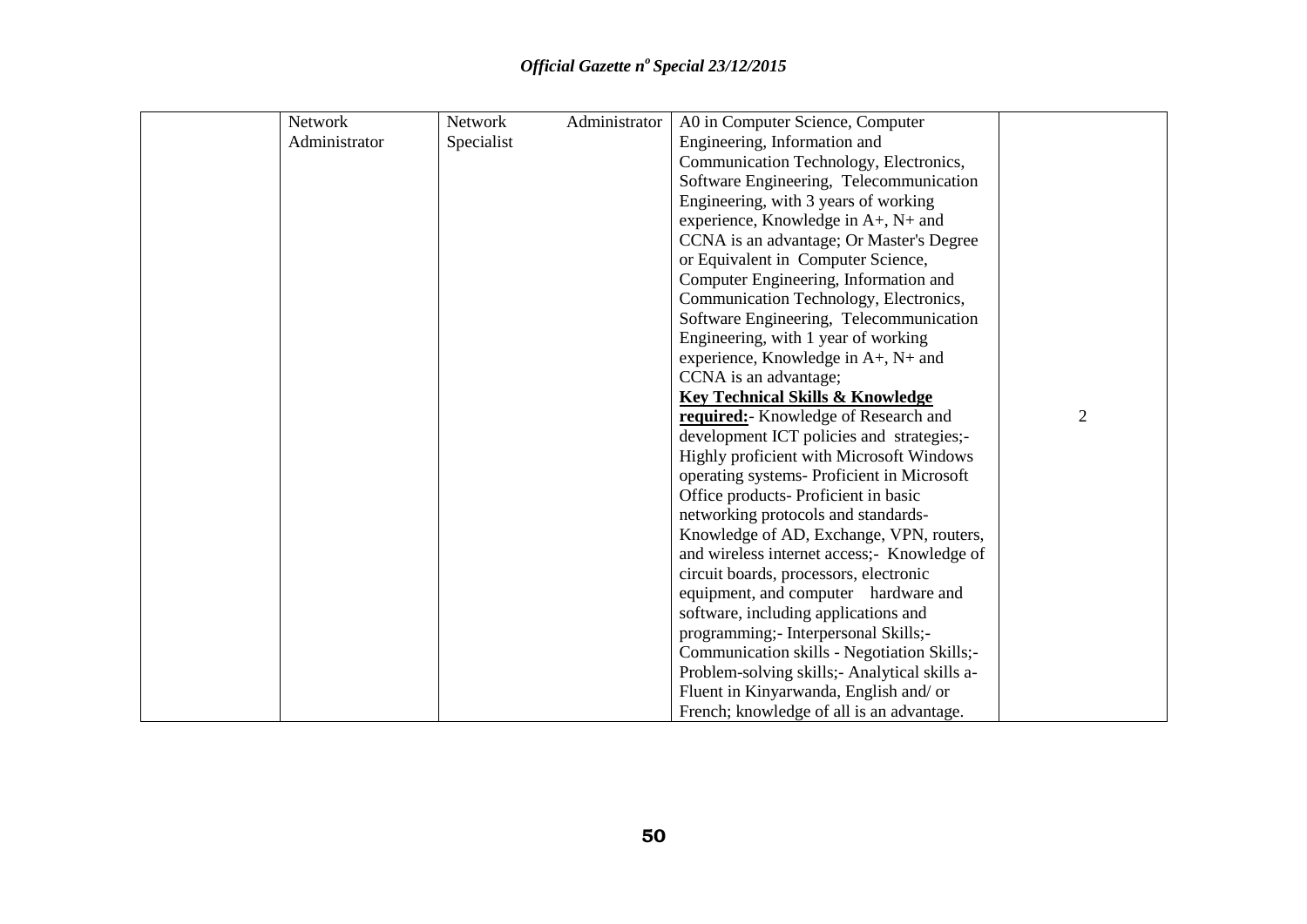| | | | | |
|---|---|---|---|---|
| | Network Administrator | Network Administrator Specialist | A0 in Computer Science, Computer Engineering, Information and Communication Technology, Electronics, Software Engineering, Telecommunication Engineering, with 3 years of working experience, Knowledge in A+, N+ and CCNA is an advantage; Or Master's Degree or Equivalent in Computer Science, Computer Engineering, Information and Communication Technology, Electronics, Software Engineering, Telecommunication Engineering, with 1 year of working experience, Knowledge in A+, N+ and CCNA is an advantage; **<u>Key Technical Skills & Knowledge required:</u>**- Knowledge of Research and development ICT policies and strategies;- Highly proficient with Microsoft Windows operating systems- Proficient in Microsoft Office products- Proficient in basic networking protocols and standards- Knowledge of AD, Exchange, VPN, routers, and wireless internet access;- Knowledge of circuit boards, processors, electronic equipment, and computer hardware and software, including applications and programming;- Interpersonal Skills;- Communication skills - Negotiation Skills;- Problem-solving skills;- Analytical skills a- Fluent in Kinyarwanda, English and/ or French; knowledge of all is an advantage. | 2 |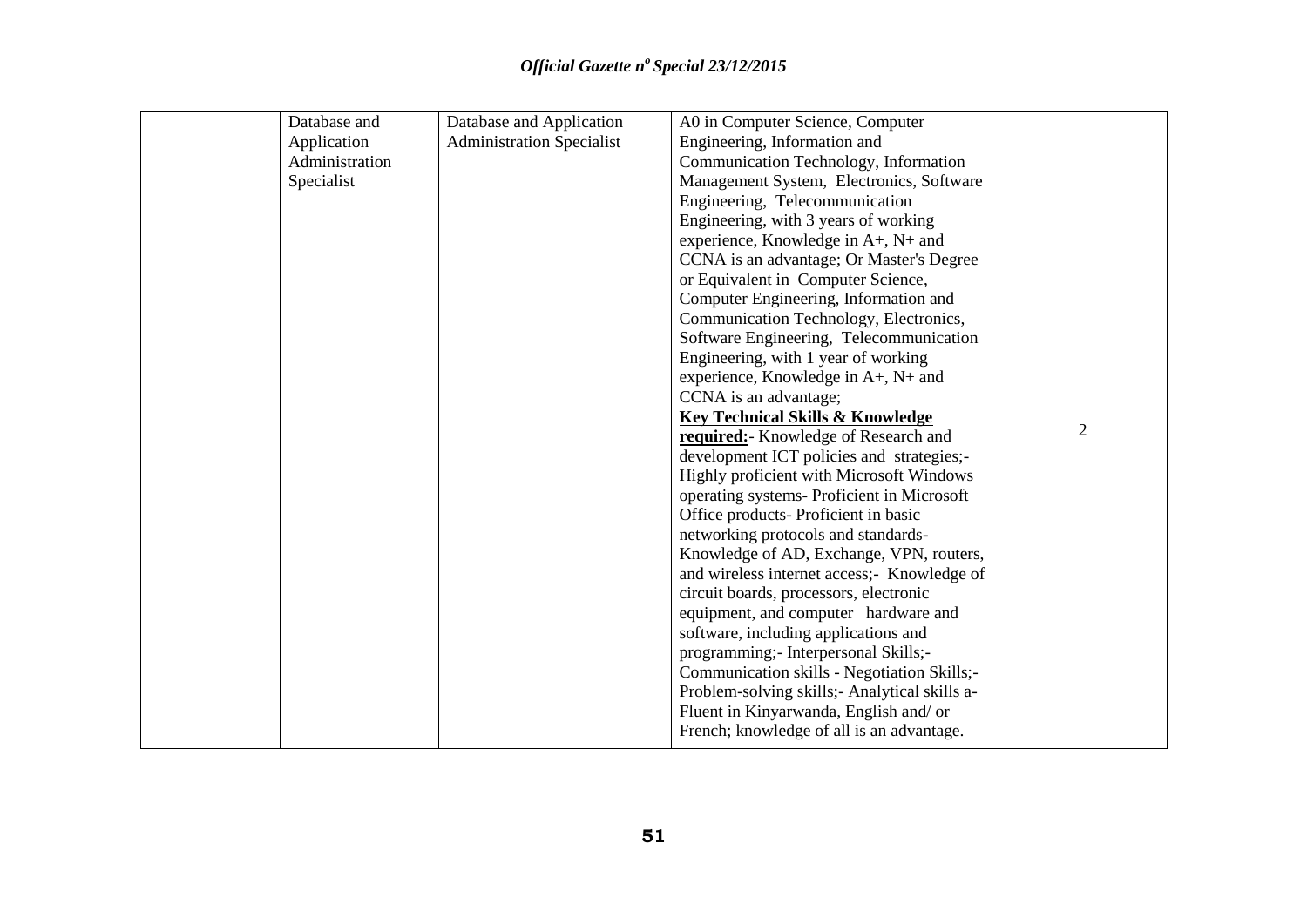| | | | | |
|---|---|---|---|---|
| | Database and Application Administration Specialist | Database and Application Administration Specialist | A0 in Computer Science, Computer Engineering, Information and Communication Technology, Information Management System, Electronics, Software Engineering, Telecommunication Engineering, with 3 years of working experience, Knowledge in A+, N+ and CCNA is an advantage; Or Master's Degree or Equivalent in Computer Science, Computer Engineering, Information and Communication Technology, Electronics, Software Engineering, Telecommunication Engineering, with 1 year of working experience, Knowledge in A+, N+ and CCNA is an advantage; <br>**Key Technical Skills & Knowledge required:**- Knowledge of Research and development ICT policies and strategies;- Highly proficient with Microsoft Windows operating systems- Proficient in Microsoft Office products- Proficient in basic networking protocols and standards- Knowledge of AD, Exchange, VPN, routers, and wireless internet access;- Knowledge of circuit boards, processors, electronic equipment, and computer hardware and software, including applications and programming;- Interpersonal Skills;- Communication skills - Negotiation Skills;- Problem-solving skills;- Analytical skills a- Fluent in Kinyarwanda, English and/ or French; knowledge of all is an advantage. | 2 |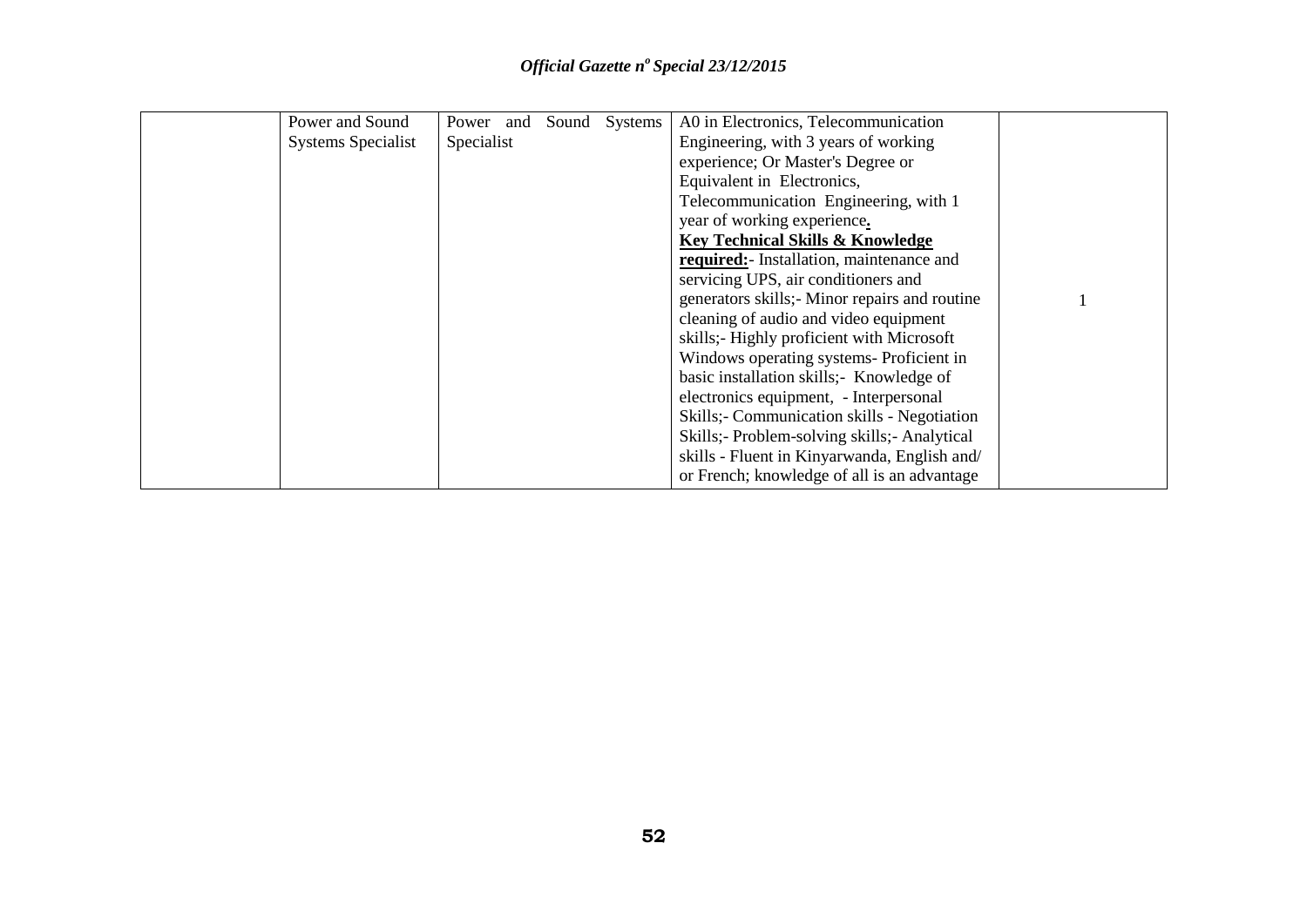| | | | | |
|---|---|---|---|---|
| | Power and Sound Systems Specialist | Power and Sound Systems Specialist | A0 in Electronics, Telecommunication Engineering, with 3 years of working experience; Or Master's Degree or Equivalent in Electronics, Telecommunication Engineering, with 1 year of working experience. **Key Technical Skills & Knowledge required:**- Installation, maintenance and servicing UPS, air conditioners and generators skills;- Minor repairs and routine cleaning of audio and video equipment skills;- Highly proficient with Microsoft Windows operating systems- Proficient in basic installation skills;- Knowledge of electronics equipment, - Interpersonal Skills;- Communication skills - Negotiation Skills;- Problem-solving skills;- Analytical skills - Fluent in Kinyarwanda, English and/ or French; knowledge of all is an advantage | 1 |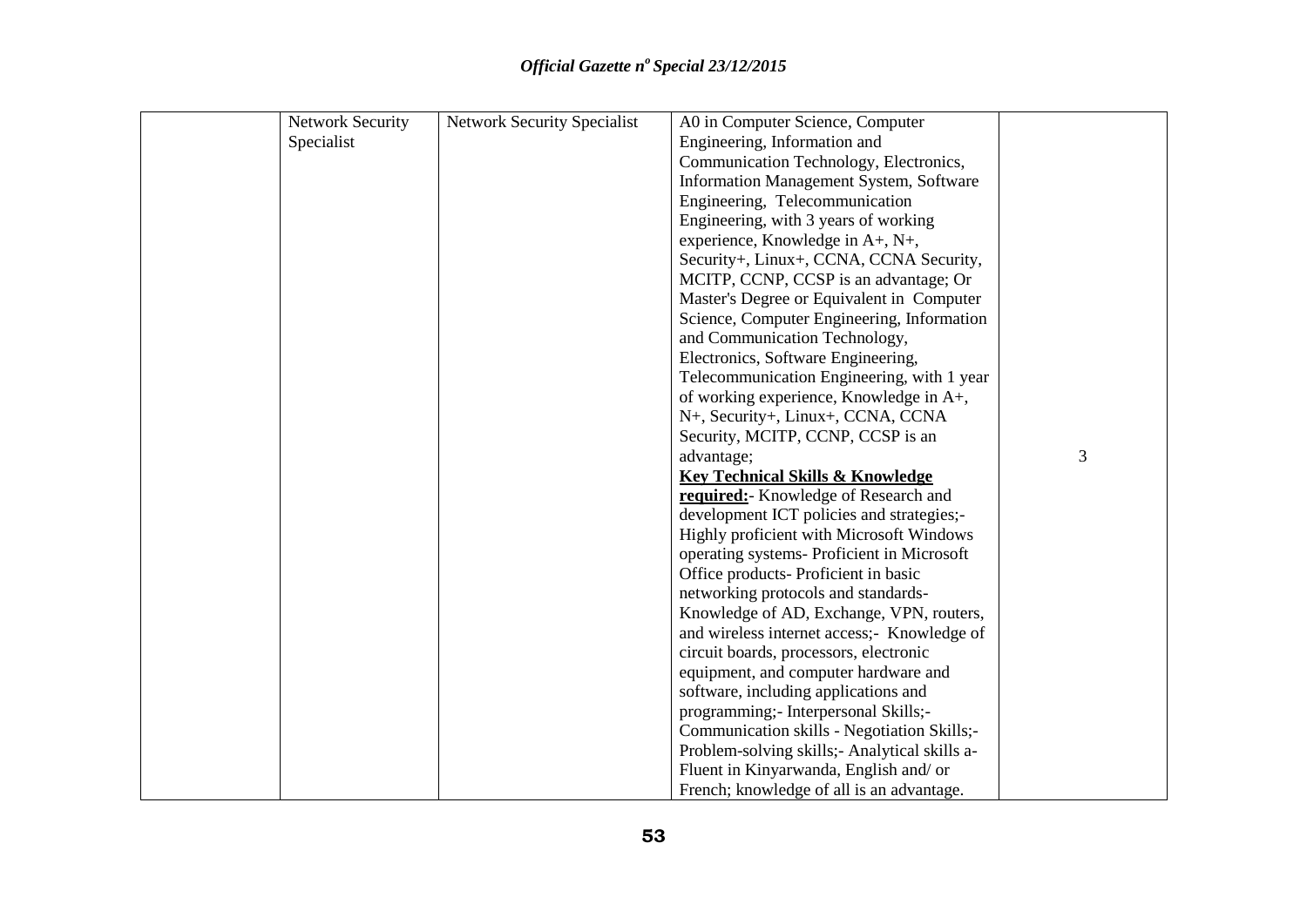| | | | | |
|---|---|---|---|---|
| | Network Security Specialist | Network Security Specialist | A0 in Computer Science, Computer Engineering, Information and Communication Technology, Electronics, Information Management System, Software Engineering, Telecommunication Engineering, with 3 years of working experience, Knowledge in A+, N+, Security+, Linux+, CCNA, CCNA Security, MCITP, CCNP, CCSP is an advantage; Or Master's Degree or Equivalent in Computer Science, Computer Engineering, Information and Communication Technology, Electronics, Software Engineering, Telecommunication Engineering, with 1 year of working experience, Knowledge in A+, N+, Security+, Linux+, CCNA, CCNA Security, MCITP, CCNP, CCSP is an advantage; **Key Technical Skills & Knowledge required:**- Knowledge of Research and development ICT policies and strategies;- Highly proficient with Microsoft Windows operating systems- Proficient in Microsoft Office products- Proficient in basic networking protocols and standards- Knowledge of AD, Exchange, VPN, routers, and wireless internet access;- Knowledge of circuit boards, processors, electronic equipment, and computer hardware and software, including applications and programming;- Interpersonal Skills;- Communication skills - Negotiation Skills;- Problem-solving skills;- Analytical skills a- Fluent in Kinyarwanda, English and/ or French; knowledge of all is an advantage. | 3 |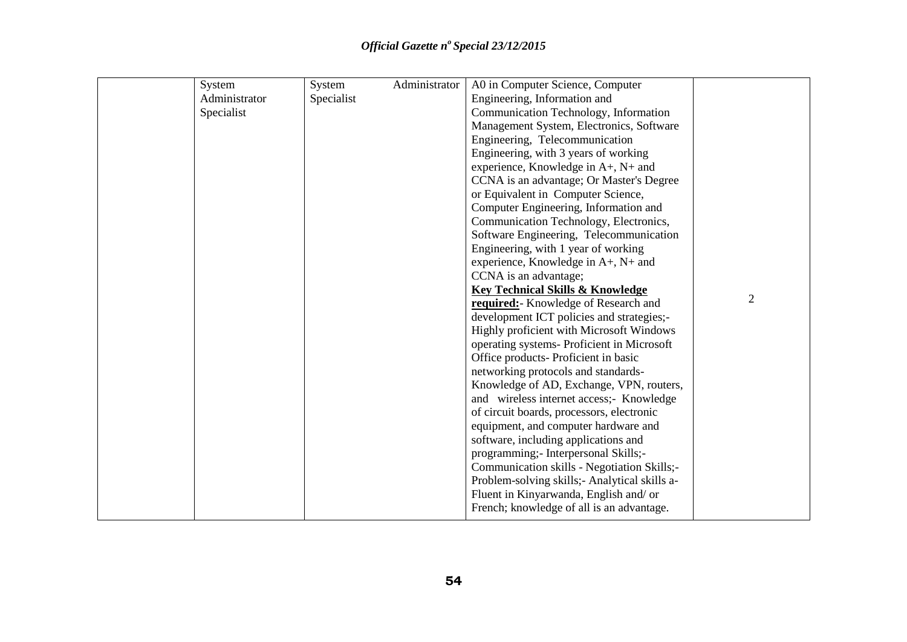| | | | | |
|---|---|---|---|---|
| | System Administrator Specialist | System Administrator Specialist | A0 in Computer Science, Computer Engineering, Information and Communication Technology, Information Management System, Electronics, Software Engineering, Telecommunication Engineering, with 3 years of working experience, Knowledge in A+, N+ and CCNA is an advantage; Or Master's Degree or Equivalent in Computer Science, Computer Engineering, Information and Communication Technology, Electronics, Software Engineering, Telecommunication Engineering, with 1 year of working experience, Knowledge in A+, N+ and CCNA is an advantage;<br>**Key Technical Skills & Knowledge required:**- Knowledge of Research and development ICT policies and strategies;- Highly proficient with Microsoft Windows operating systems- Proficient in Microsoft Office products- Proficient in basic networking protocols and standards- Knowledge of AD, Exchange, VPN, routers, and wireless internet access;- Knowledge of circuit boards, processors, electronic equipment, and computer hardware and software, including applications and programming;- Interpersonal Skills;- Communication skills - Negotiation Skills;- Problem-solving skills;- Analytical skills a- Fluent in Kinyarwanda, English and/ or French; knowledge of all is an advantage. | 2 |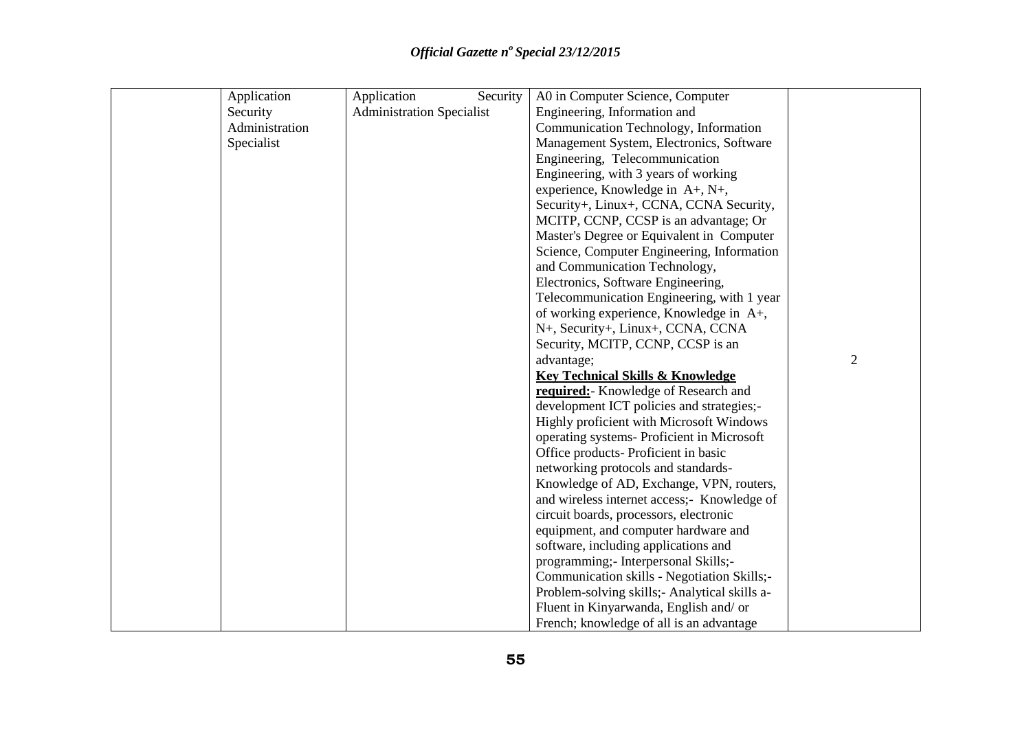| | | | | |
|---|---|---|---|---|
| | Application Security Administration Specialist | Application Security Administration Specialist | A0 in Computer Science, Computer Engineering, Information and Communication Technology, Information Management System, Electronics, Software Engineering, Telecommunication Engineering, with 3 years of working experience, Knowledge in A+, N+, Security+, Linux+, CCNA, CCNA Security, MCITP, CCNP, CCSP is an advantage; Or Master's Degree or Equivalent in Computer Science, Computer Engineering, Information and Communication Technology, Electronics, Software Engineering, Telecommunication Engineering, with 1 year of working experience, Knowledge in A+, N+, Security+, Linux+, CCNA, CCNA Security, MCITP, CCNP, CCSP is an advantage; **<u>Key Technical Skills & Knowledge required:</u>**- Knowledge of Research and development ICT policies and strategies;- Highly proficient with Microsoft Windows operating systems- Proficient in Microsoft Office products- Proficient in basic networking protocols and standards- Knowledge of AD, Exchange, VPN, routers, and wireless internet access;- Knowledge of circuit boards, processors, electronic equipment, and computer hardware and software, including applications and programming;- Interpersonal Skills;- Communication skills - Negotiation Skills;- Problem-solving skills;- Analytical skills a- Fluent in Kinyarwanda, English and/ or French; knowledge of all is an advantage | 2 |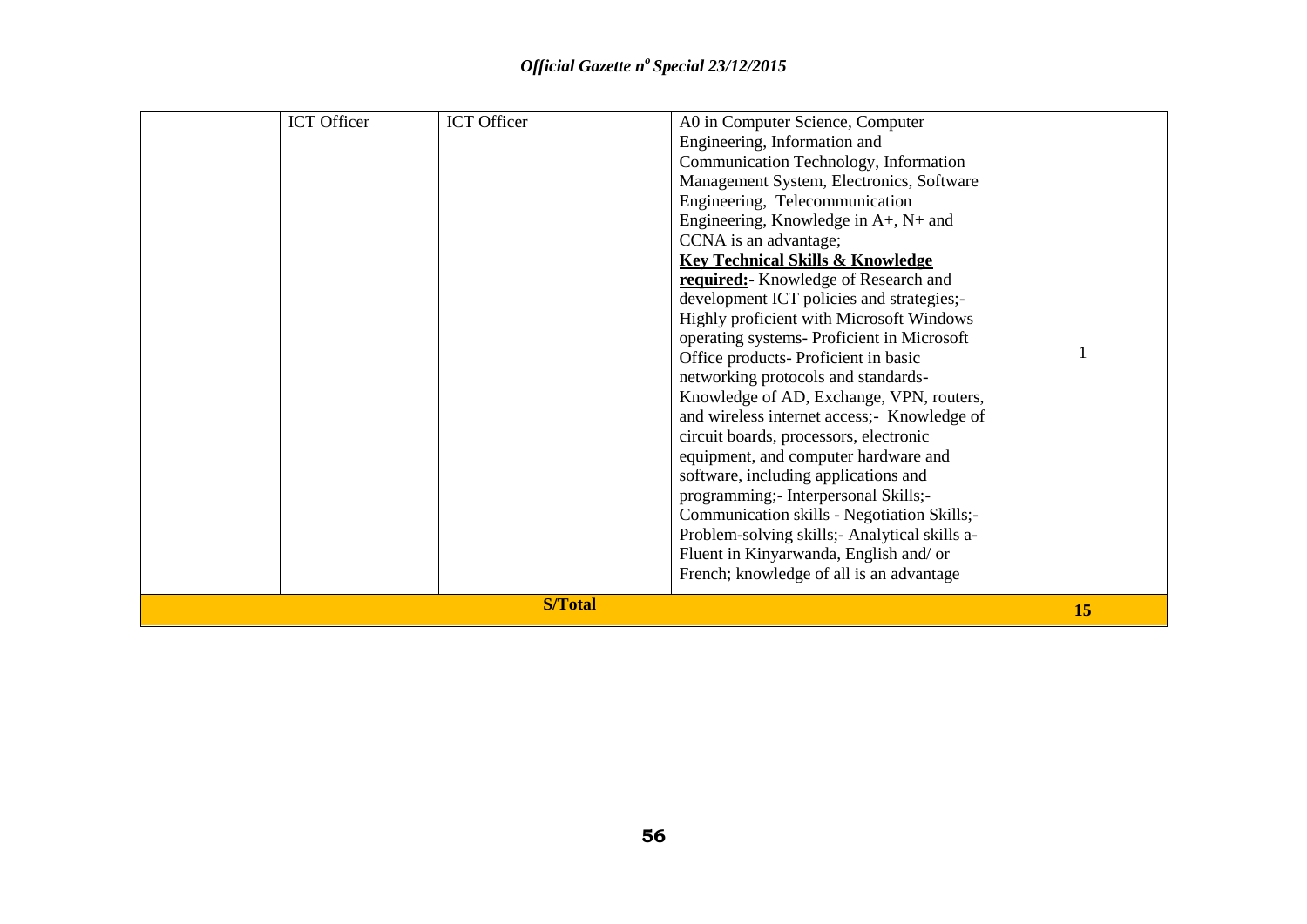|  | ICT Officer | ICT Officer | A0 in Computer Science, Computer Engineering, Information and Communication Technology, Information Management System, Electronics, Software Engineering, Telecommunication Engineering, Knowledge in A+, N+ and CCNA is an advantage; **Key Technical Skills & Knowledge required:**- Knowledge of Research and development ICT policies and strategies;- Highly proficient with Microsoft Windows operating systems- Proficient in Microsoft Office products- Proficient in basic networking protocols and standards- Knowledge of AD, Exchange, VPN, routers, and wireless internet access;- Knowledge of circuit boards, processors, electronic equipment, and computer hardware and software, including applications and programming;- Interpersonal Skills;- Communication skills - Negotiation Skills;- Problem-solving skills;- Analytical skills a- Fluent in Kinyarwanda, English and/ or French; knowledge of all is an advantage | 1 |
|---|---|---|---|---|
| **S/Total** | | | | **15** |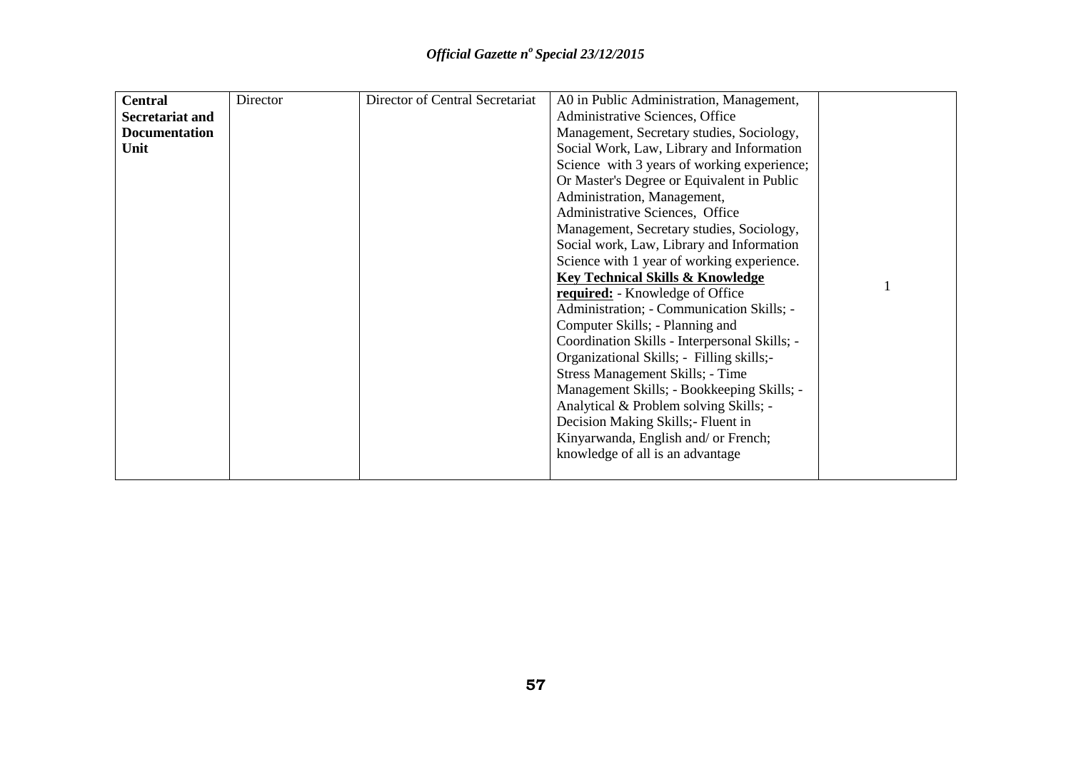| **Central Secretariat and Documentation Unit** | Director | Director of Central Secretariat | A0 in Public Administration, Management, Administrative Sciences, Office Management, Secretary studies, Sociology, Social Work, Law, Library and Information Science with 3 years of working experience; Or Master's Degree or Equivalent in Public Administration, Management, Administrative Sciences, Office Management, Secretary studies, Sociology, Social work, Law, Library and Information Science with 1 year of working experience. <br>**<u>Key Technical Skills & Knowledge required:</u>** - Knowledge of Office Administration; - Communication Skills; - Computer Skills; - Planning and Coordination Skills - Interpersonal Skills; - Organizational Skills; - Filling skills;- Stress Management Skills; - Time Management Skills; - Bookkeeping Skills; - Analytical & Problem solving Skills; - Decision Making Skills;- Fluent in Kinyarwanda, English and/ or French; knowledge of all is an advantage | 1 |
|---|---|---|---|---|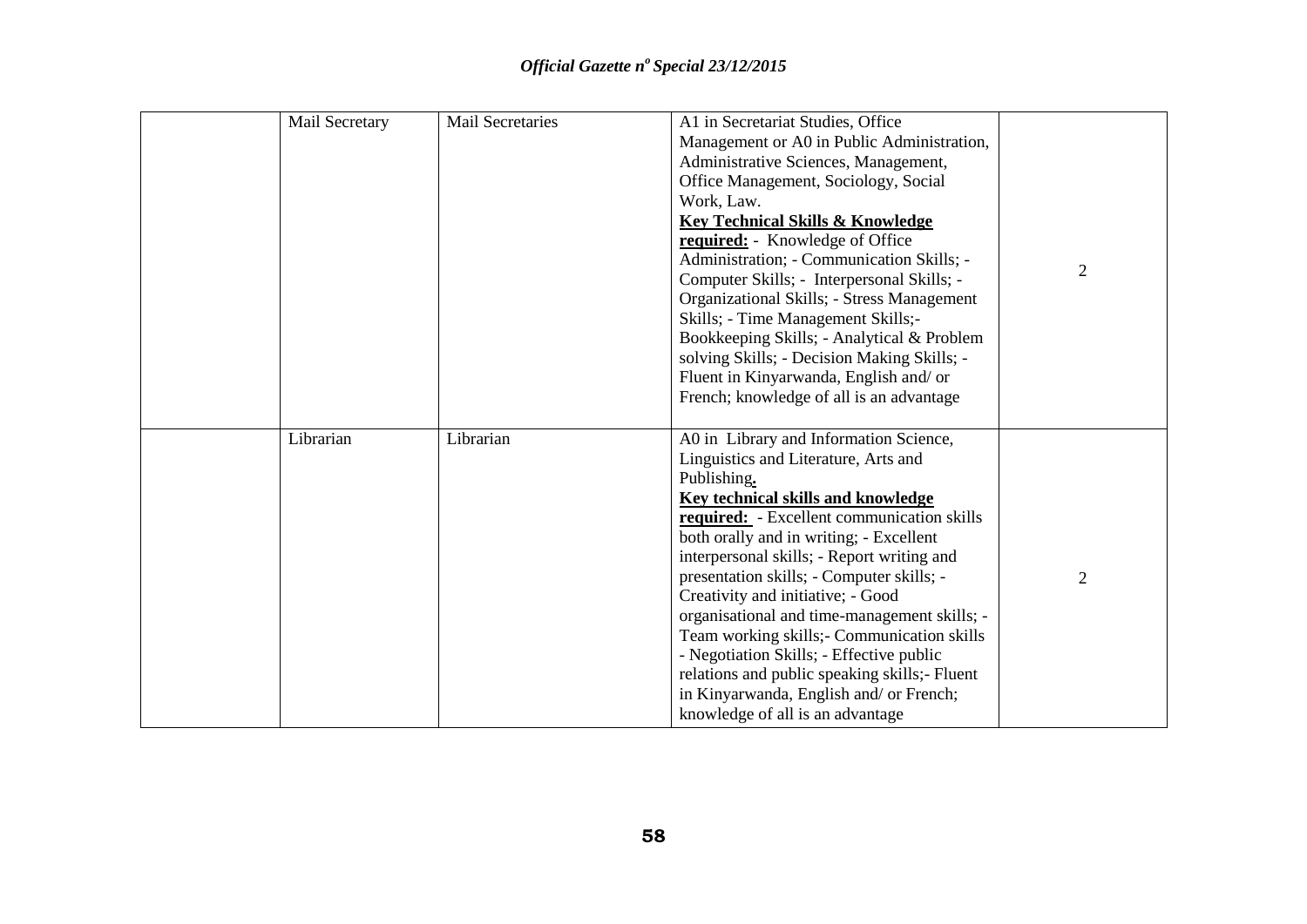| | | | | |
|---|---|---|---|---|
| | Mail Secretary | Mail Secretaries | A1 in Secretariat Studies, Office Management or A0 in Public Administration, Administrative Sciences, Management, Office Management, Sociology, Social Work, Law. **<u>Key Technical Skills & Knowledge required:</u>** - Knowledge of Office Administration; - Communication Skills; - Computer Skills; - Interpersonal Skills; - Organizational Skills; - Stress Management Skills; - Time Management Skills;- Bookkeeping Skills; - Analytical & Problem solving Skills; - Decision Making Skills; - Fluent in Kinyarwanda, English and/ or French; knowledge of all is an advantage | 2 |
| | Librarian | Librarian | A0 in Library and Information Science, Linguistics and Literature, Arts and Publishing. **<u>Key technical skills and knowledge required:</u>** - Excellent communication skills both orally and in writing; - Excellent interpersonal skills; - Report writing and presentation skills; - Computer skills; - Creativity and initiative; - Good organisational and time-management skills; - Team working skills;- Communication skills - Negotiation Skills; - Effective public relations and public speaking skills;- Fluent in Kinyarwanda, English and/ or French; knowledge of all is an advantage | 2 |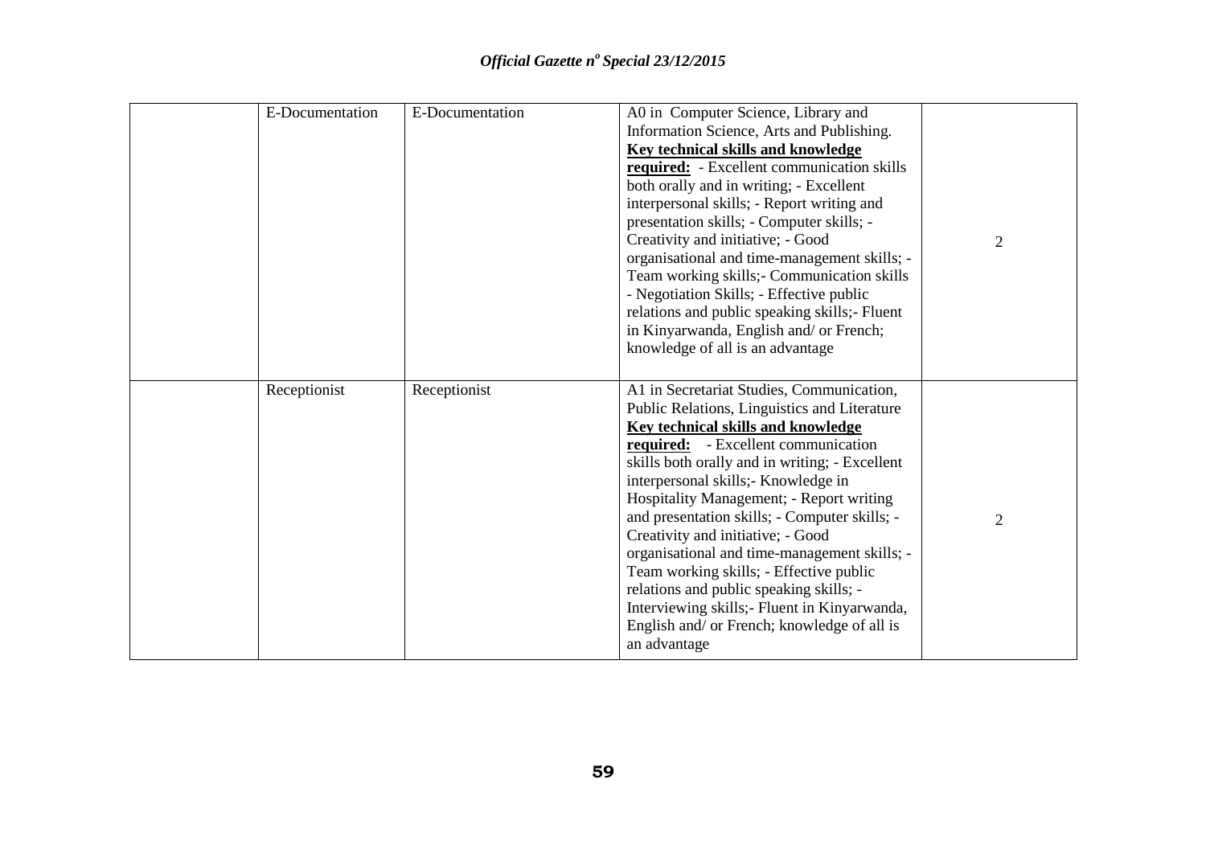| | | | | |
|---|---|---|---|---|
| | E-Documentation | E-Documentation | A0 in Computer Science, Library and Information Science, Arts and Publishing. **<u>Key technical skills and knowledge required:</u>** - Excellent communication skills both orally and in writing; - Excellent interpersonal skills; - Report writing and presentation skills; - Computer skills; - Creativity and initiative; - Good organisational and time-management skills; - Team working skills;- Communication skills - Negotiation Skills; - Effective public relations and public speaking skills;- Fluent in Kinyarwanda, English and/ or French; knowledge of all is an advantage | 2 |
| | Receptionist | Receptionist | A1 in Secretariat Studies, Communication, Public Relations, Linguistics and Literature **<u>Key technical skills and knowledge required:</u>** - Excellent communication skills both orally and in writing; - Excellent interpersonal skills;- Knowledge in Hospitality Management; - Report writing and presentation skills; - Computer skills; - Creativity and initiative; - Good organisational and time-management skills; - Team working skills; - Effective public relations and public speaking skills; - Interviewing skills;- Fluent in Kinyarwanda, English and/ or French; knowledge of all is an advantage | 2 |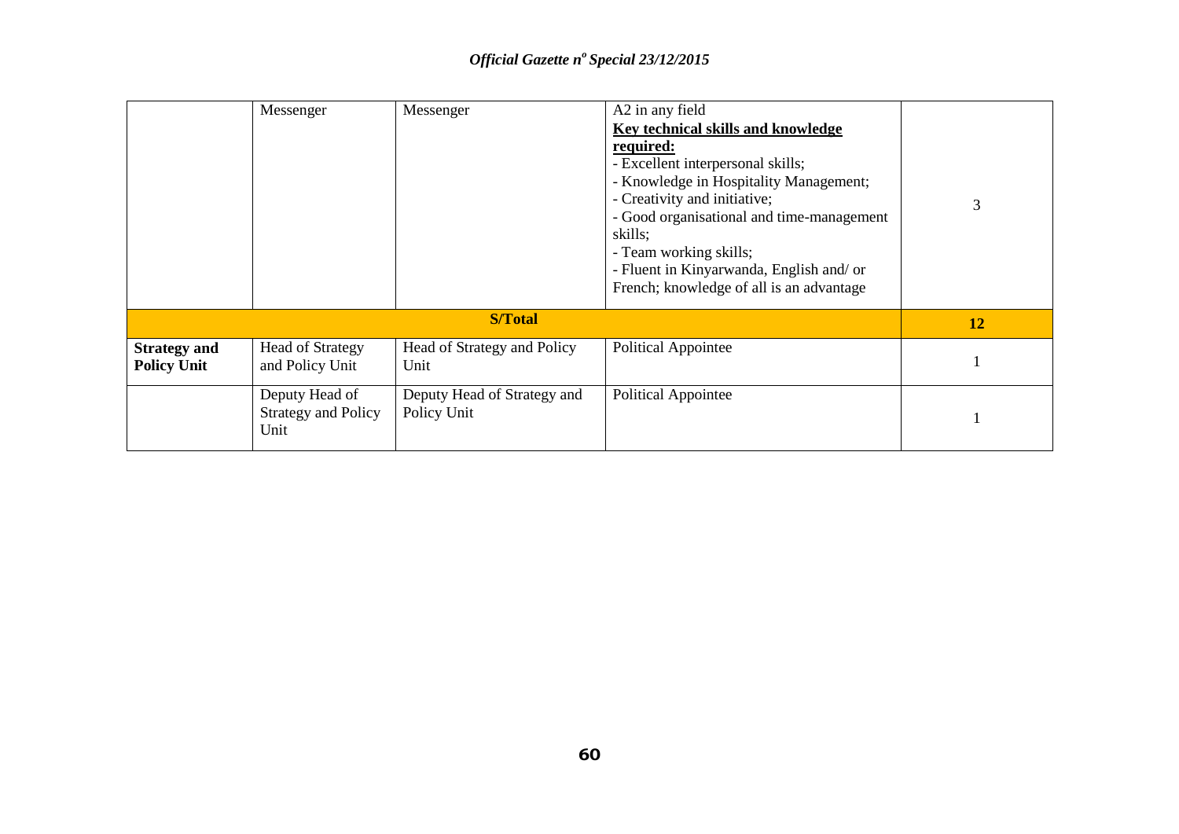| | | | | |
|---|---|---|---|---|
| | Messenger | Messenger | A2 in any field<br>**Key technical skills and knowledge required:**<br>- Excellent interpersonal skills;<br>- Knowledge in Hospitality Management;<br>- Creativity and initiative;<br>- Good organisational and time-management skills;<br>- Team working skills;<br>- Fluent in Kinyarwanda, English and/ or French; knowledge of all is an advantage | 3 |
| **S/Total** | | | | **12** |
| **Strategy and Policy Unit** | Head of Strategy and Policy Unit | Head of Strategy and Policy Unit | Political Appointee | 1 |
| | Deputy Head of Strategy and Policy Unit | Deputy Head of Strategy and Policy Unit | Political Appointee | 1 |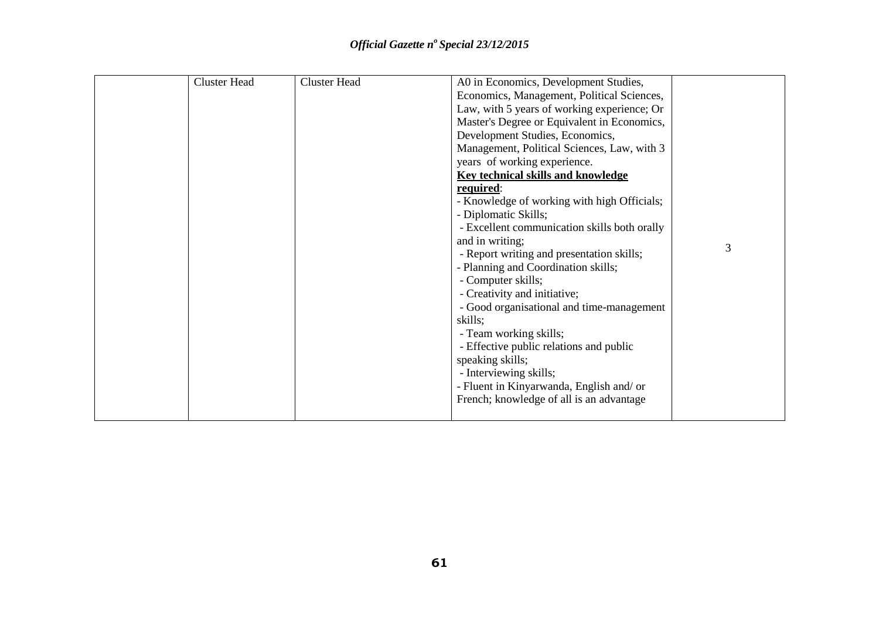| | | | | |
|---|---|---|---|---|
| | Cluster Head | Cluster Head | A0 in Economics, Development Studies, Economics, Management, Political Sciences, Law, with 5 years of working experience; Or Master's Degree or Equivalent in Economics, Development Studies, Economics, Management, Political Sciences, Law, with 3 years of working experience.<br>**<u>Key technical skills and knowledge required</u>**:<br>- Knowledge of working with high Officials;<br>- Diplomatic Skills;<br>- Excellent communication skills both orally and in writing;<br>- Report writing and presentation skills;<br>- Planning and Coordination skills;<br>- Computer skills;<br>- Creativity and initiative;<br>- Good organisational and time-management skills;<br>- Team working skills;<br>- Effective public relations and public speaking skills;<br>- Interviewing skills;<br>- Fluent in Kinyarwanda, English and/ or French; knowledge of all is an advantage | 3 |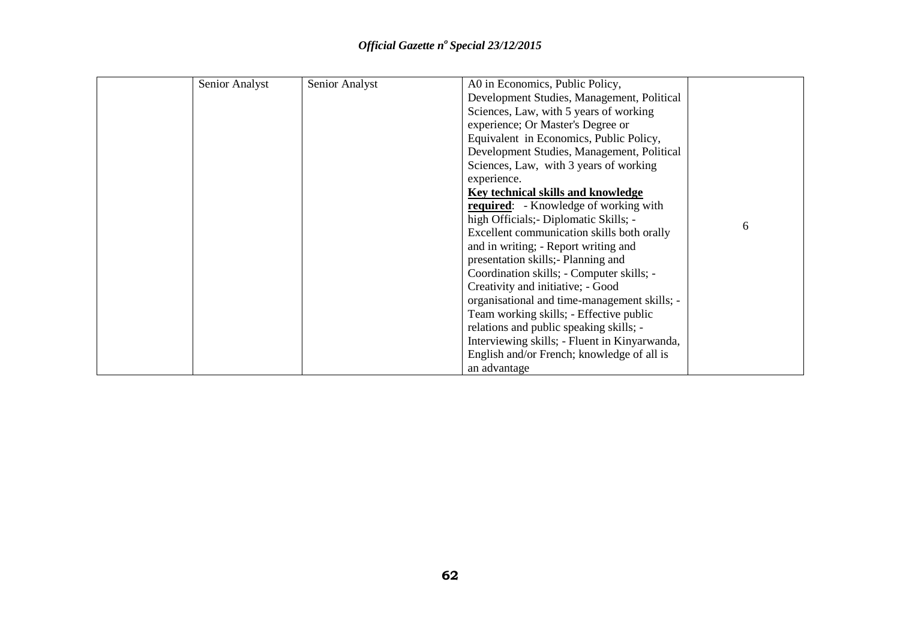| | | | | |
|---|---|---|---|---|
| | Senior Analyst | Senior Analyst | A0 in Economics, Public Policy, Development Studies, Management, Political Sciences, Law, with 5 years of working experience; Or Master's Degree or Equivalent in Economics, Public Policy, Development Studies, Management, Political Sciences, Law, with 3 years of working experience. **<u>Key technical skills and knowledge required</u>**: - Knowledge of working with high Officials;- Diplomatic Skills; - Excellent communication skills both orally and in writing; - Report writing and presentation skills;- Planning and Coordination skills; - Computer skills; - Creativity and initiative; - Good organisational and time-management skills; - Team working skills; - Effective public relations and public speaking skills; - Interviewing skills; - Fluent in Kinyarwanda, English and/or French; knowledge of all is an advantage | 6 |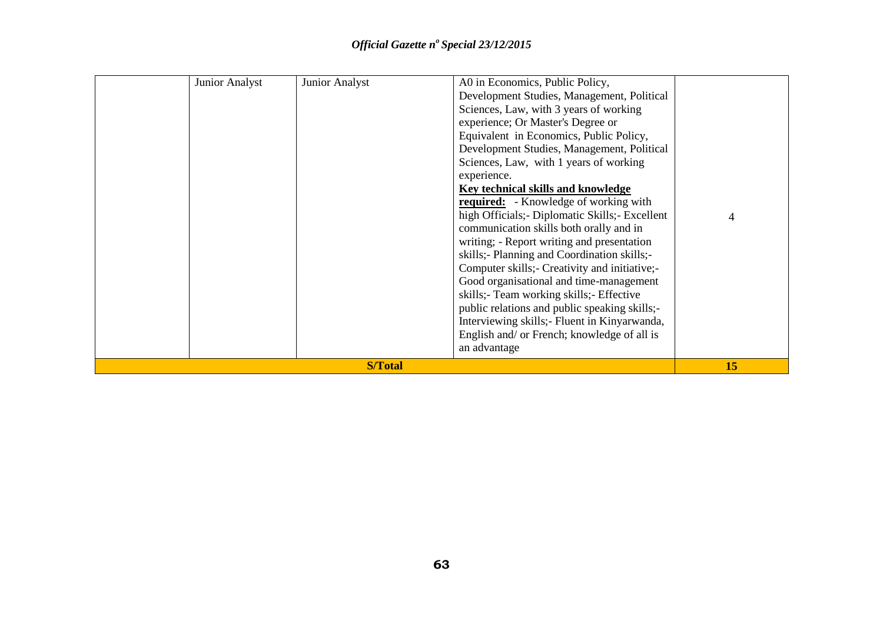| | | | | |
|---|---|---|---|---|
| | Junior Analyst | Junior Analyst | A0 in Economics, Public Policy, Development Studies, Management, Political Sciences, Law, with 3 years of working experience; Or Master's Degree or Equivalent in Economics, Public Policy, Development Studies, Management, Political Sciences, Law, with 1 years of working experience. **Key technical skills and knowledge required:** - Knowledge of working with high Officials;- Diplomatic Skills;- Excellent communication skills both orally and in writing; - Report writing and presentation skills;- Planning and Coordination skills;- Computer skills;- Creativity and initiative;- Good organisational and time-management skills;- Team working skills;- Effective public relations and public speaking skills;- Interviewing skills;- Fluent in Kinyarwanda, English and/ or French; knowledge of all is an advantage | 4 |
| **S/Total** | | | | **15** |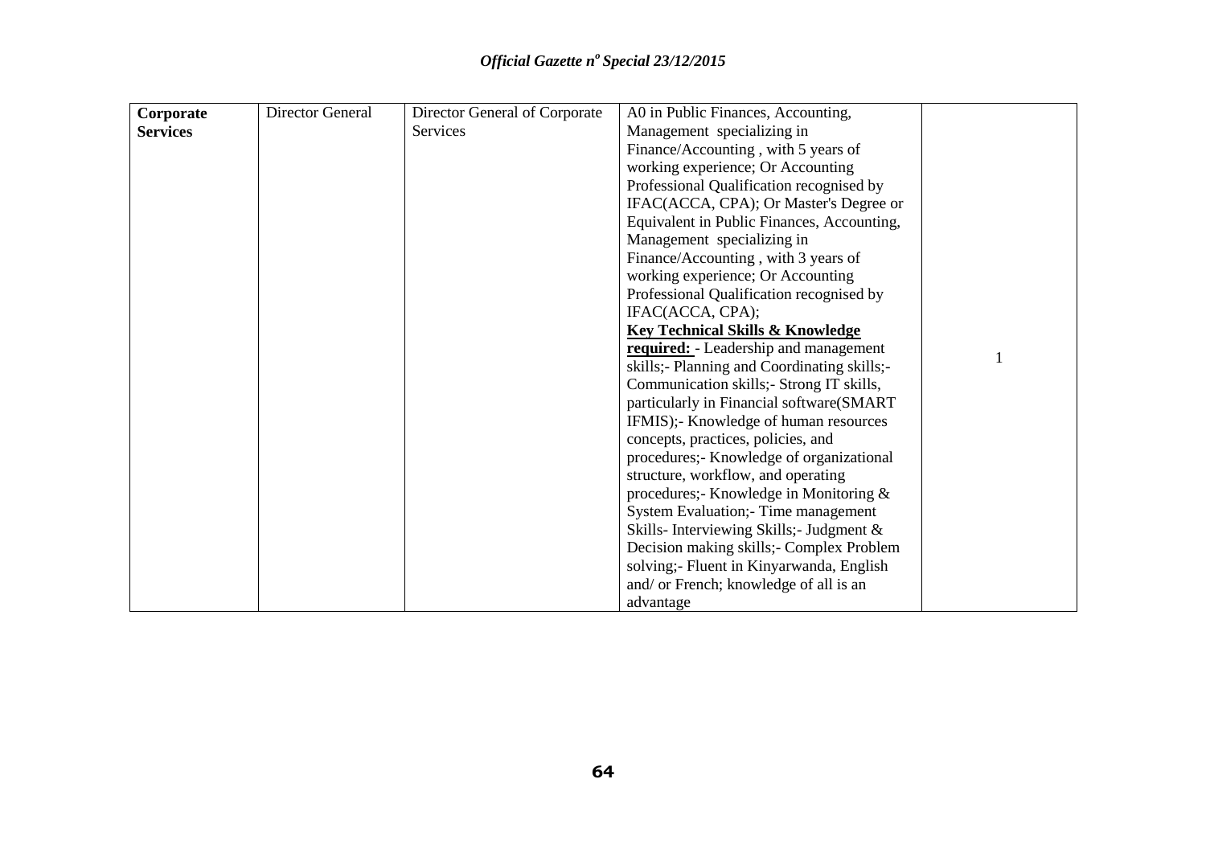| | | | | |
|---|---|---|---|---|
| **Corporate Services** | Director General | Director General of Corporate Services | A0 in Public Finances, Accounting, Management specializing in Finance/Accounting , with 5 years of working experience; Or Accounting Professional Qualification recognised by IFAC(ACCA, CPA); Or Master's Degree or Equivalent in Public Finances, Accounting, Management specializing in Finance/Accounting , with 3 years of working experience; Or Accounting Professional Qualification recognised by IFAC(ACCA, CPA); **Key Technical Skills & Knowledge required:** - Leadership and management skills;- Planning and Coordinating skills;- Communication skills;- Strong IT skills, particularly in Financial software(SMART IFMIS);- Knowledge of human resources concepts, practices, policies, and procedures;- Knowledge of organizational structure, workflow, and operating procedures;- Knowledge in Monitoring & System Evaluation;- Time management Skills- Interviewing Skills;- Judgment & Decision making skills;- Complex Problem solving;- Fluent in Kinyarwanda, English and/ or French; knowledge of all is an advantage | 1 |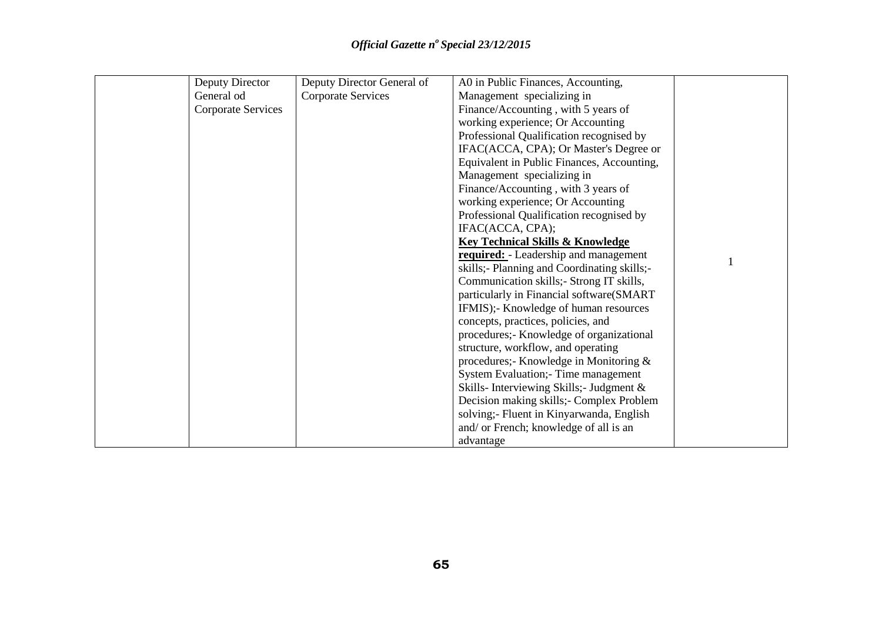|  | Deputy Director General od Corporate Services | Deputy Director General of Corporate Services | A0 in Public Finances, Accounting, Management specializing in Finance/Accounting , with 5 years of working experience; Or Accounting Professional Qualification recognised by IFAC(ACCA, CPA); Or Master's Degree or Equivalent in Public Finances, Accounting, Management specializing in Finance/Accounting , with 3 years of working experience; Or Accounting Professional Qualification recognised by IFAC(ACCA, CPA); **Key Technical Skills & Knowledge required:** - Leadership and management skills;- Planning and Coordinating skills;- Communication skills;- Strong IT skills, particularly in Financial software(SMART IFMIS);- Knowledge of human resources concepts, practices, policies, and procedures;- Knowledge of organizational structure, workflow, and operating procedures;- Knowledge in Monitoring & System Evaluation;- Time management Skills- Interviewing Skills;- Judgment & Decision making skills;- Complex Problem solving;- Fluent in Kinyarwanda, English and/ or French; knowledge of all is an advantage | 1 |
|---|---|---|---|---|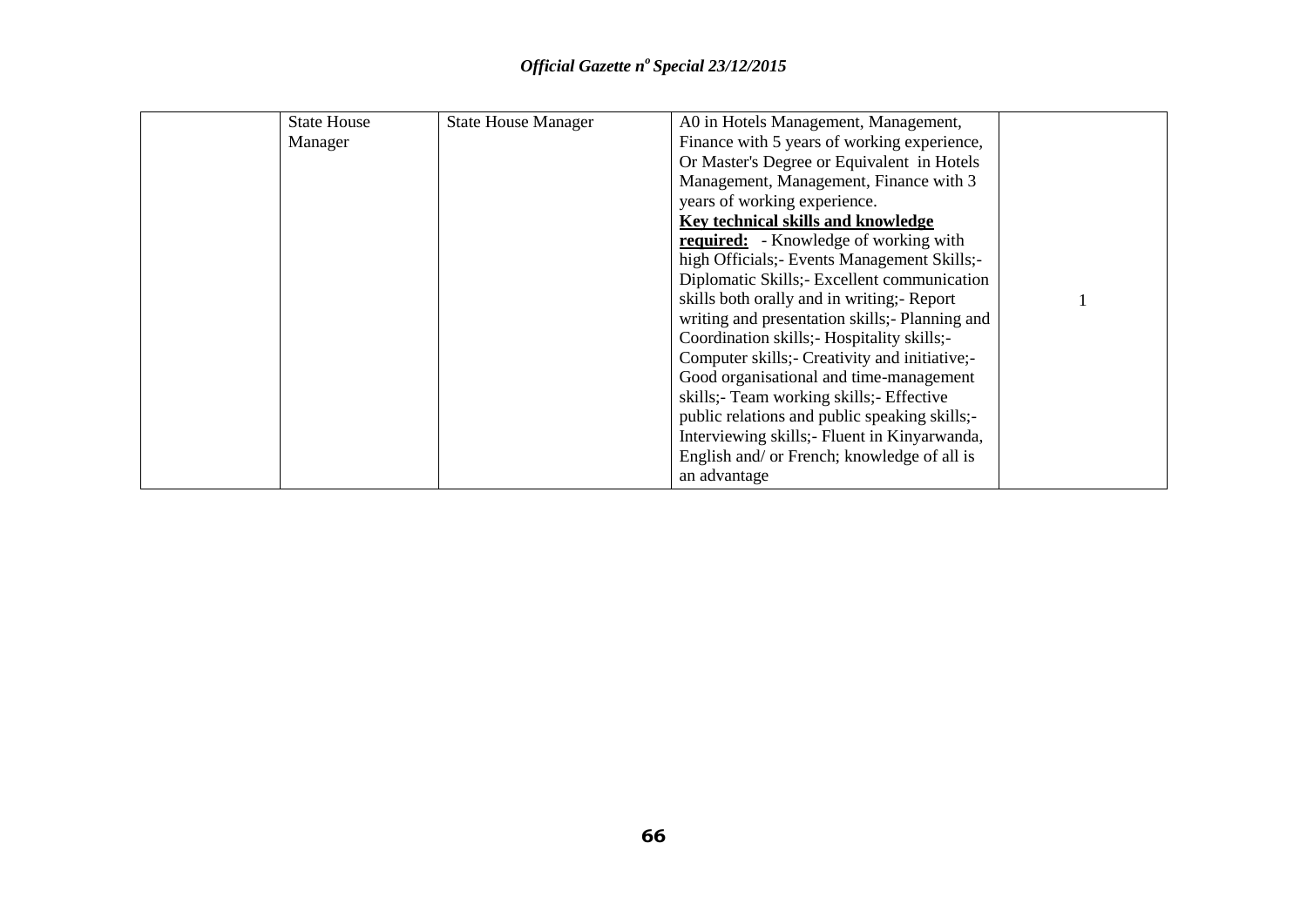| | | | | |
|---|---|---|---|---|
| | State House Manager | State House Manager | A0 in Hotels Management, Management, Finance with 5 years of working experience, Or Master's Degree or Equivalent in Hotels Management, Management, Finance with 3 years of working experience.<br>**<u>Key technical skills and knowledge required:</u>** - Knowledge of working with high Officials;- Events Management Skills;- Diplomatic Skills;- Excellent communication skills both orally and in writing;- Report writing and presentation skills;- Planning and Coordination skills;- Hospitality skills;- Computer skills;- Creativity and initiative;- Good organisational and time-management skills;- Team working skills;- Effective public relations and public speaking skills;- Interviewing skills;- Fluent in Kinyarwanda, English and/ or French; knowledge of all is an advantage | 1 |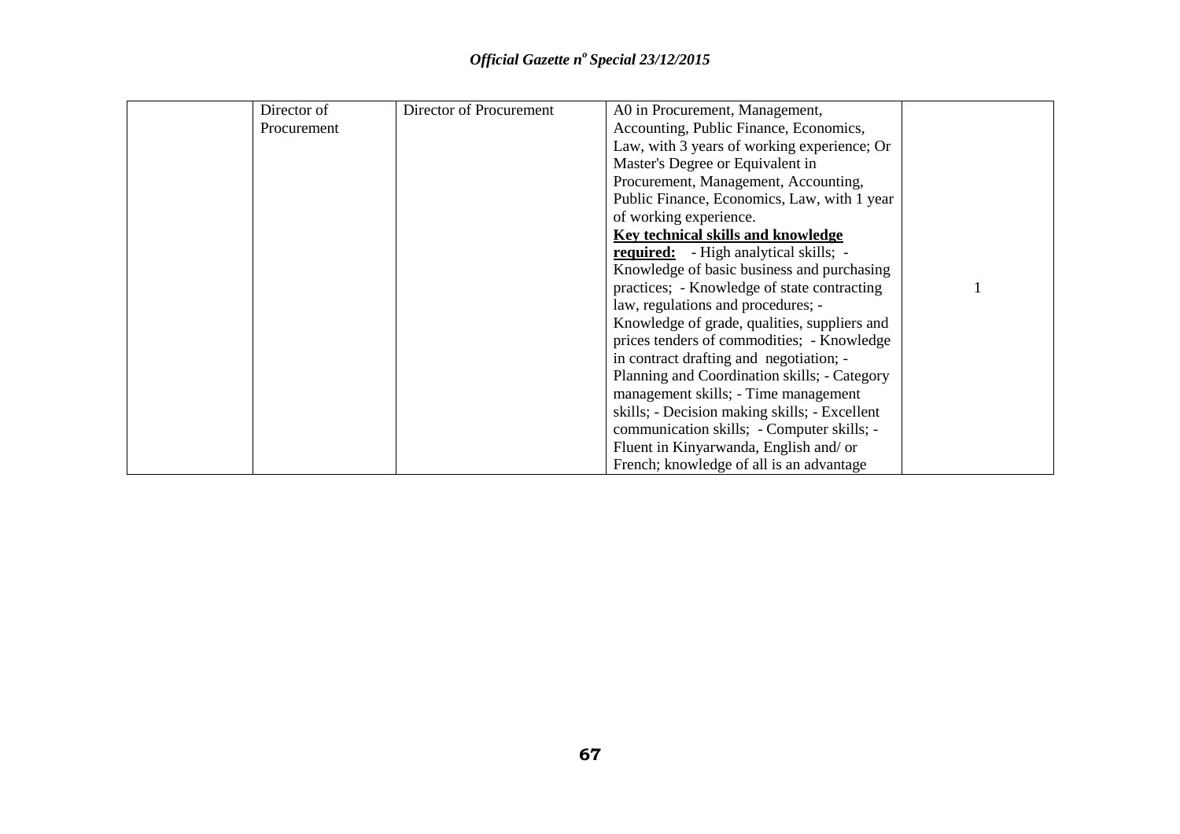|  | Director of Procurement | Director of Procurement | A0 in Procurement, Management, Accounting, Public Finance, Economics, Law, with 3 years of working experience; Or Master's Degree or Equivalent in Procurement, Management, Accounting, Public Finance, Economics, Law, with 1 year of working experience. **<u>Key technical skills and knowledge required:</u>** - High analytical skills; - Knowledge of basic business and purchasing practices; - Knowledge of state contracting law, regulations and procedures; - Knowledge of grade, qualities, suppliers and prices tenders of commodities; - Knowledge in contract drafting and negotiation; - Planning and Coordination skills; - Category management skills; - Time management skills; - Decision making skills; - Excellent communication skills; - Computer skills; - Fluent in Kinyarwanda, English and/ or French; knowledge of all is an advantage | 1 |
|---|---|---|---|---|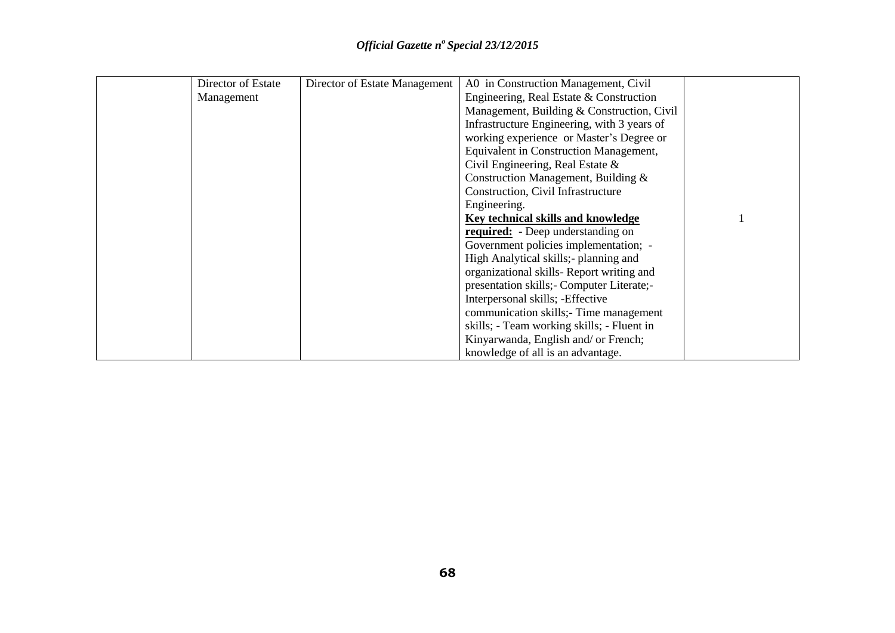|  | Director of Estate Management | Director of Estate Management | A0 in Construction Management, Civil Engineering, Real Estate & Construction Management, Building & Construction, Civil Infrastructure Engineering, with 3 years of working experience or Master's Degree or Equivalent in Construction Management, Civil Engineering, Real Estate & Construction Management, Building & Construction, Civil Infrastructure Engineering.<br>**Key technical skills and knowledge required:** - Deep understanding on Government policies implementation; - High Analytical skills;- planning and organizational skills- Report writing and presentation skills;- Computer Literate;- Interpersonal skills; -Effective communication skills;- Time management skills; - Team working skills; - Fluent in Kinyarwanda, English and/ or French; knowledge of all is an advantage. | 1 |
|---|---|---|---|---|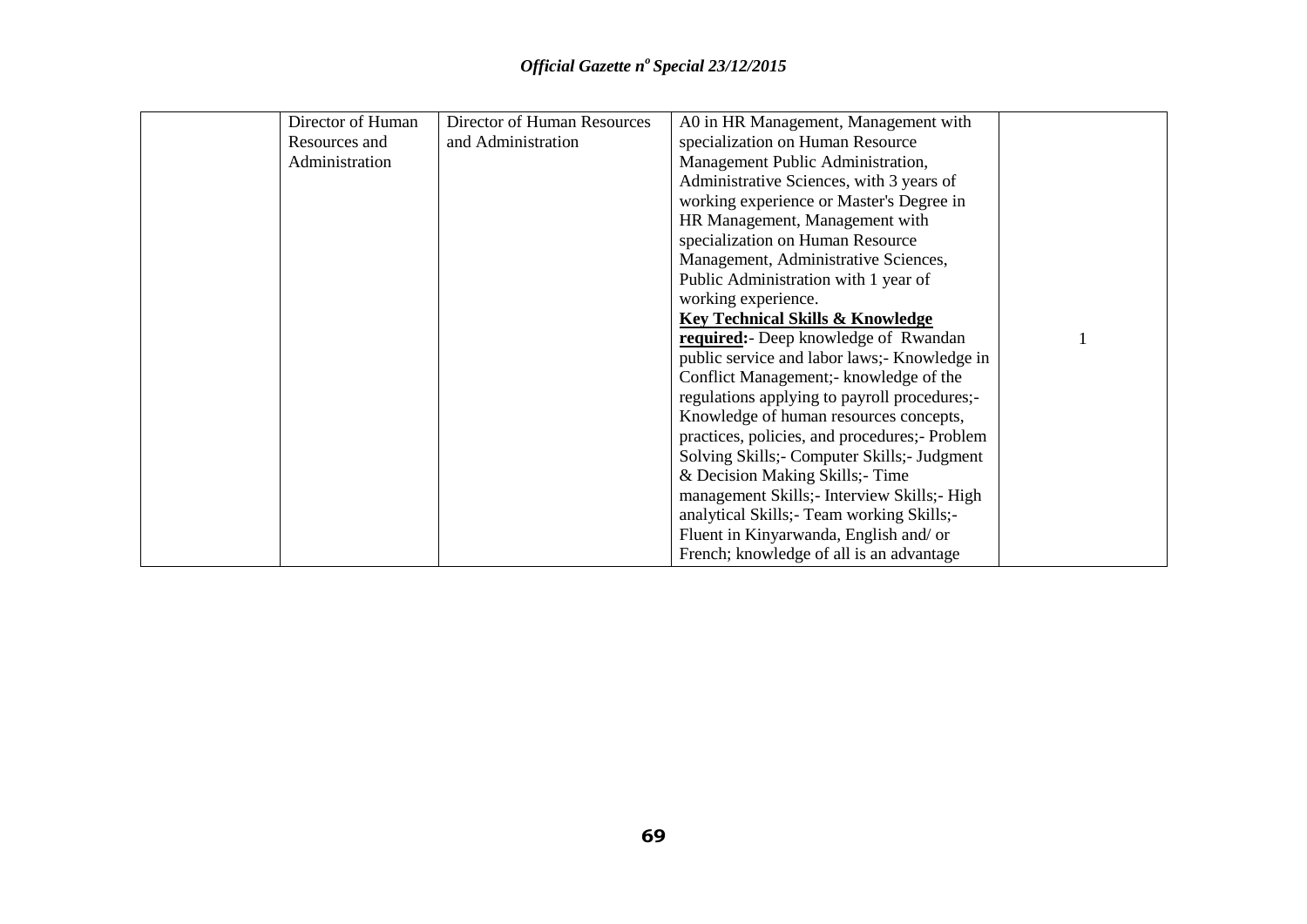| | | | | |
|---|---|---|---|---|
| | Director of Human Resources and Administration | Director of Human Resources and Administration | A0 in HR Management, Management with specialization on Human Resource Management Public Administration, Administrative Sciences, with 3 years of working experience or Master's Degree in HR Management, Management with specialization on Human Resource Management, Administrative Sciences, Public Administration with 1 year of working experience. **Key Technical Skills & Knowledge required:**- Deep knowledge of Rwandan public service and labor laws;- Knowledge in Conflict Management;- knowledge of the regulations applying to payroll procedures;- Knowledge of human resources concepts, practices, policies, and procedures;- Problem Solving Skills;- Computer Skills;- Judgment & Decision Making Skills;- Time management Skills;- Interview Skills;- High analytical Skills;- Team working Skills;- Fluent in Kinyarwanda, English and/ or French; knowledge of all is an advantage | 1 |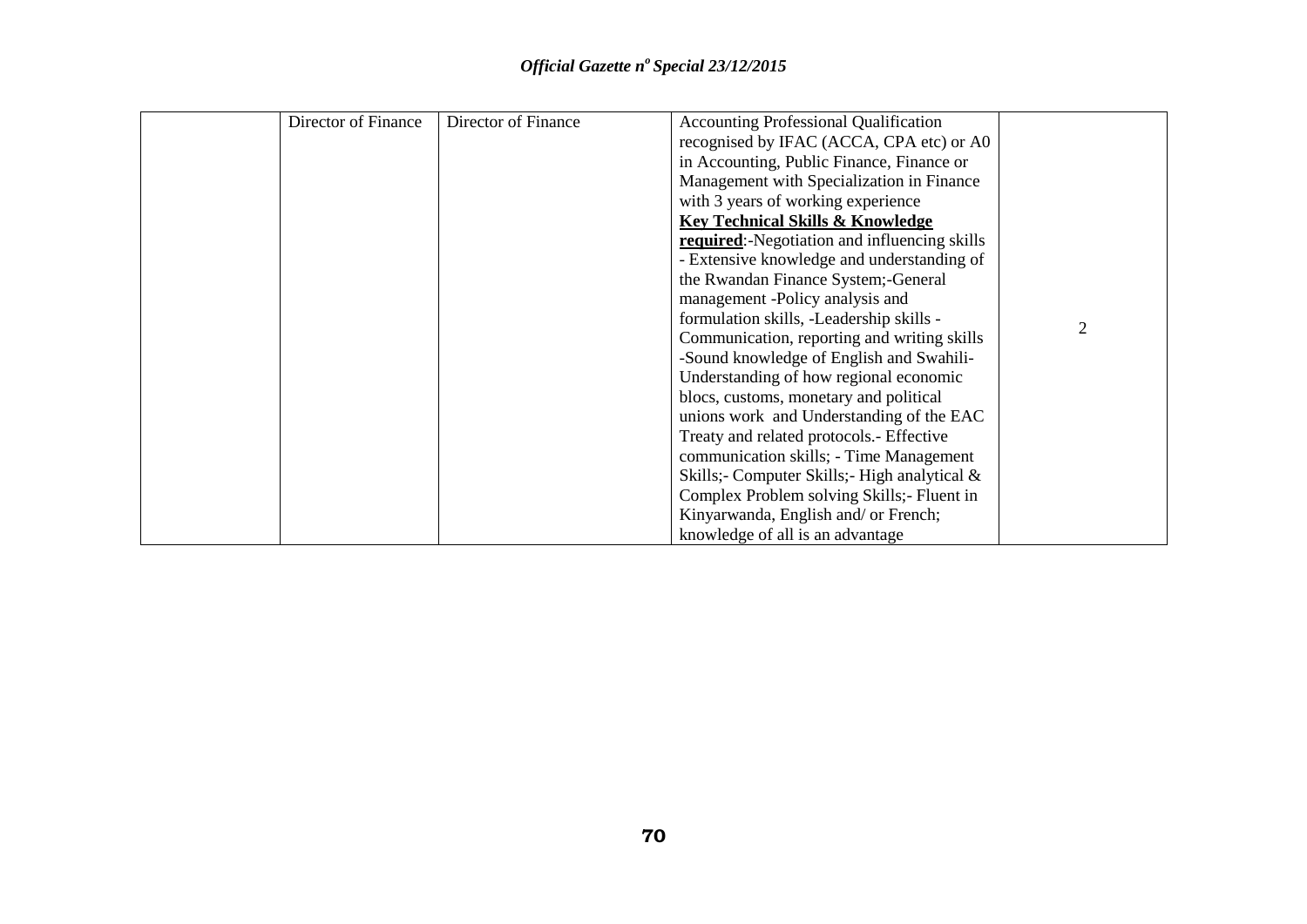| | | | | |
|---|---|---|---|---|
| | Director of Finance | Director of Finance | Accounting Professional Qualification recognised by IFAC (ACCA, CPA etc) or A0 in Accounting, Public Finance, Finance or Management with Specialization in Finance with 3 years of working experience **Key Technical Skills & Knowledge required**:-Negotiation and influencing skills - Extensive knowledge and understanding of the Rwandan Finance System;-General management -Policy analysis and formulation skills, -Leadership skills - Communication, reporting and writing skills -Sound knowledge of English and Swahili- Understanding of how regional economic blocs, customs, monetary and political unions work and Understanding of the EAC Treaty and related protocols.- Effective communication skills; - Time Management Skills;- Computer Skills;- High analytical & Complex Problem solving Skills;- Fluent in Kinyarwanda, English and/ or French; knowledge of all is an advantage | 2 |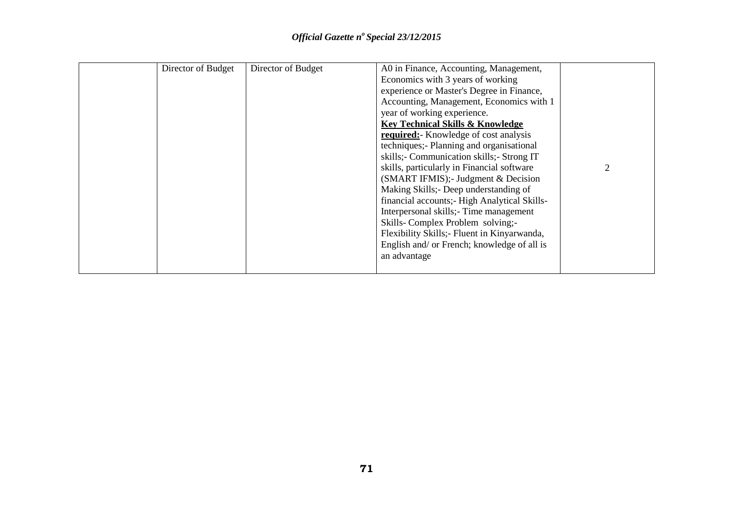| | | | | |
|---|---|---|---|---|
| | Director of Budget | Director of Budget | A0 in Finance, Accounting, Management, Economics with 3 years of working experience or Master's Degree in Finance, Accounting, Management, Economics with 1 year of working experience. **<u>Key Technical Skills & Knowledge required:</u>**- Knowledge of cost analysis techniques;- Planning and organisational skills;- Communication skills;- Strong IT skills, particularly in Financial software (SMART IFMIS);- Judgment & Decision Making Skills;- Deep understanding of financial accounts;- High Analytical Skills- Interpersonal skills;- Time management Skills- Complex Problem solving;- Flexibility Skills;- Fluent in Kinyarwanda, English and/ or French; knowledge of all is an advantage | 2 |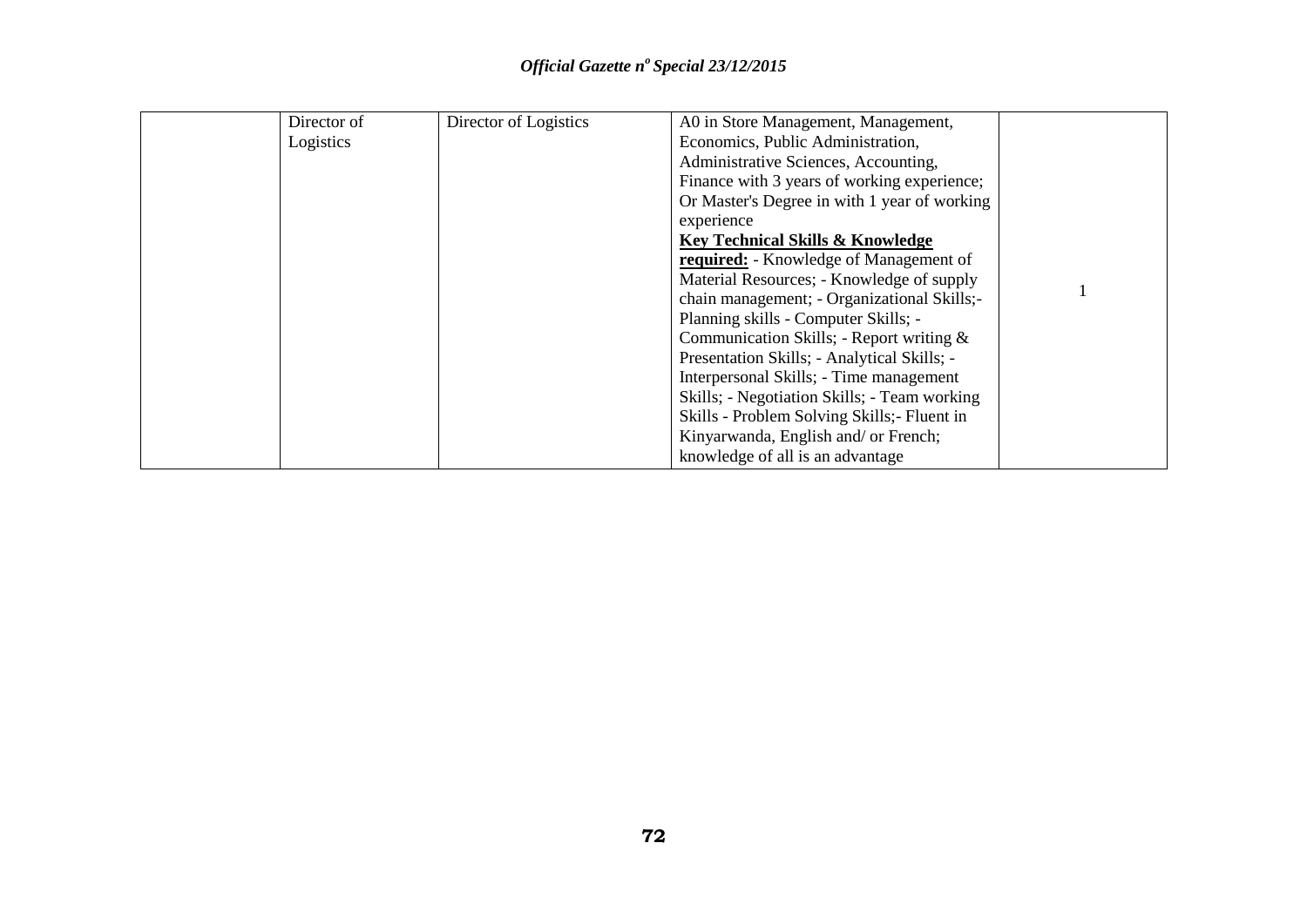| | | | | |
|---|---|---|---|---|
| | Director of Logistics | Director of Logistics | A0 in Store Management, Management, Economics, Public Administration, Administrative Sciences, Accounting, Finance with 3 years of working experience; Or Master's Degree in with 1 year of working experience<br>**<u>Key Technical Skills & Knowledge required:</u>** - Knowledge of Management of Material Resources; - Knowledge of supply chain management; - Organizational Skills;- Planning skills - Computer Skills; - Communication Skills; - Report writing & Presentation Skills; - Analytical Skills; - Interpersonal Skills; - Time management Skills; - Negotiation Skills; - Team working Skills - Problem Solving Skills;- Fluent in Kinyarwanda, English and/ or French; knowledge of all is an advantage | 1 |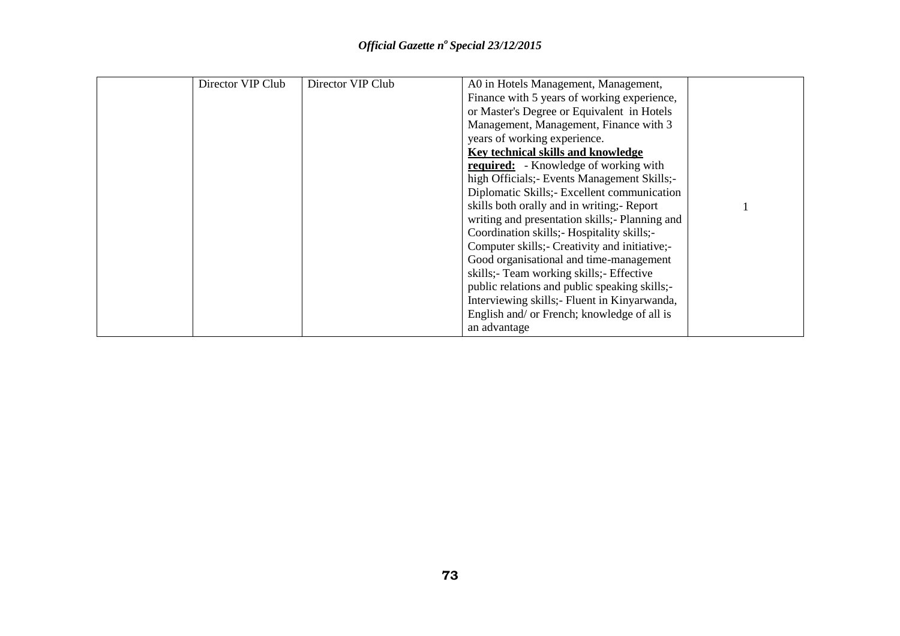|  | Director VIP Club | Director VIP Club | A0 in Hotels Management, Management, Finance with 5 years of working experience, or Master's Degree or Equivalent in Hotels Management, Management, Finance with 3 years of working experience. **<u>Key technical skills and knowledge required:</u>** - Knowledge of working with high Officials;- Events Management Skills;- Diplomatic Skills;- Excellent communication skills both orally and in writing;- Report writing and presentation skills;- Planning and Coordination skills;- Hospitality skills;- Computer skills;- Creativity and initiative;- Good organisational and time-management skills;- Team working skills;- Effective public relations and public speaking skills;- Interviewing skills;- Fluent in Kinyarwanda, English and/ or French; knowledge of all is an advantage | 1 |
|---|---|---|---|---|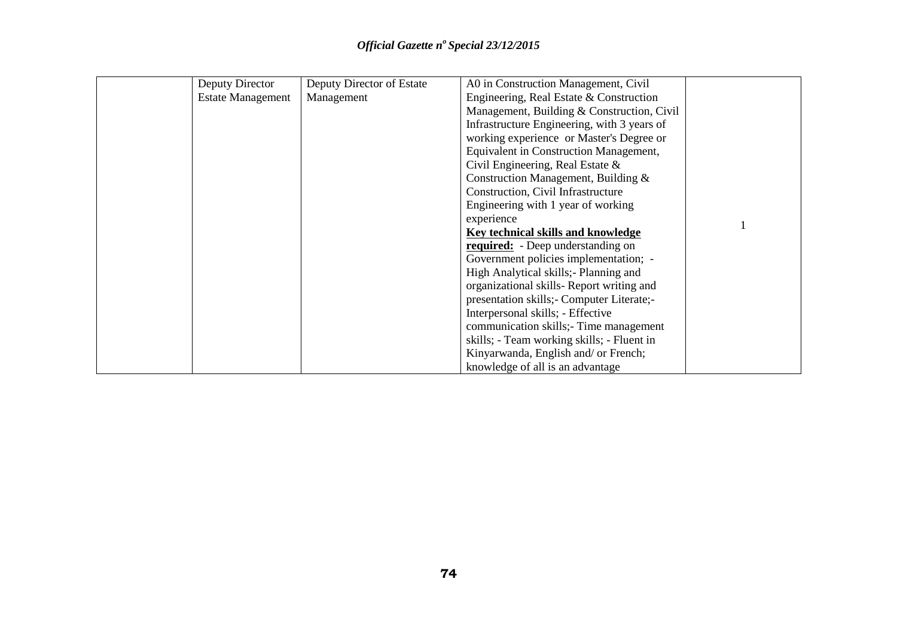| | | | | |
|---|---|---|---|---|
| | Deputy Director Estate Management | Deputy Director of Estate Management | A0 in Construction Management, Civil Engineering, Real Estate & Construction Management, Building & Construction, Civil Infrastructure Engineering, with 3 years of working experience or Master's Degree or Equivalent in Construction Management, Civil Engineering, Real Estate & Construction Management, Building & Construction, Civil Infrastructure Engineering with 1 year of working experience<br>**Key technical skills and knowledge required:** - Deep understanding on Government policies implementation; - High Analytical skills;- Planning and organizational skills- Report writing and presentation skills;- Computer Literate;- Interpersonal skills; - Effective communication skills;- Time management skills; - Team working skills; - Fluent in Kinyarwanda, English and/ or French; knowledge of all is an advantage | 1 |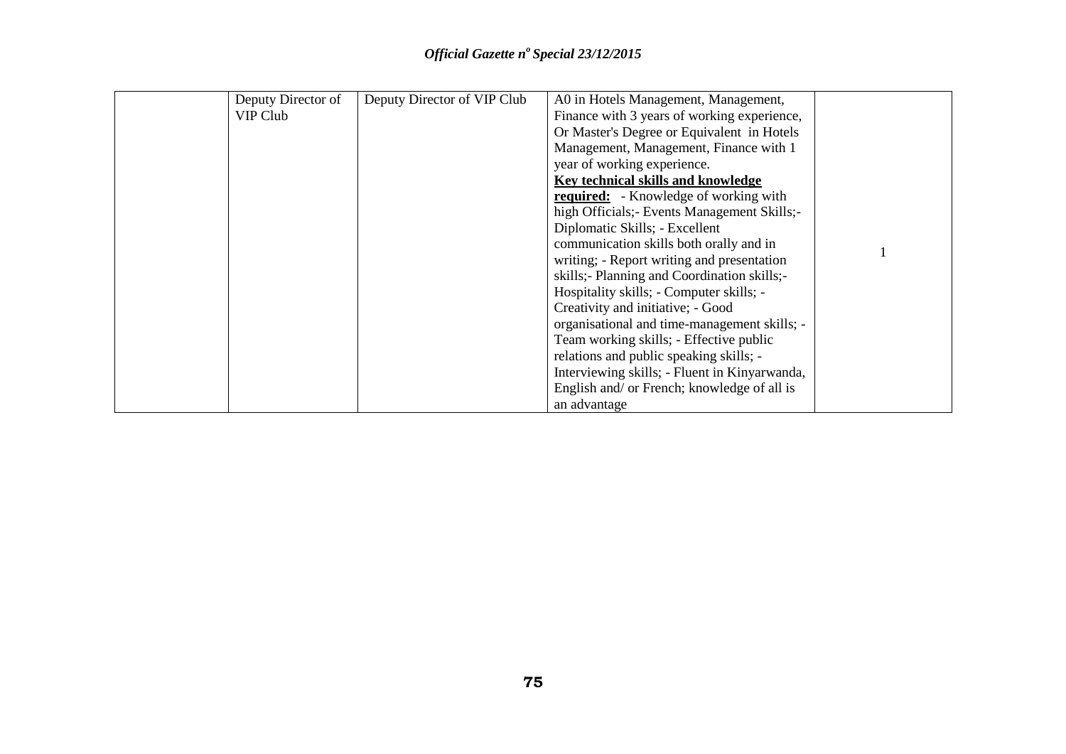|  | Deputy Director of VIP Club | Deputy Director of VIP Club | A0 in Hotels Management, Management, Finance with 3 years of working experience, Or Master's Degree or Equivalent in Hotels Management, Management, Finance with 1 year of working experience. **Key technical skills and knowledge required:** - Knowledge of working with high Officials;- Events Management Skills;- Diplomatic Skills; - Excellent communication skills both orally and in writing; - Report writing and presentation skills;- Planning and Coordination skills;- Hospitality skills; - Computer skills; - Creativity and initiative; - Good organisational and time-management skills; - Team working skills; - Effective public relations and public speaking skills; - Interviewing skills; - Fluent in Kinyarwanda, English and/ or French; knowledge of all is an advantage | 1 |
|---|---|---|---|---|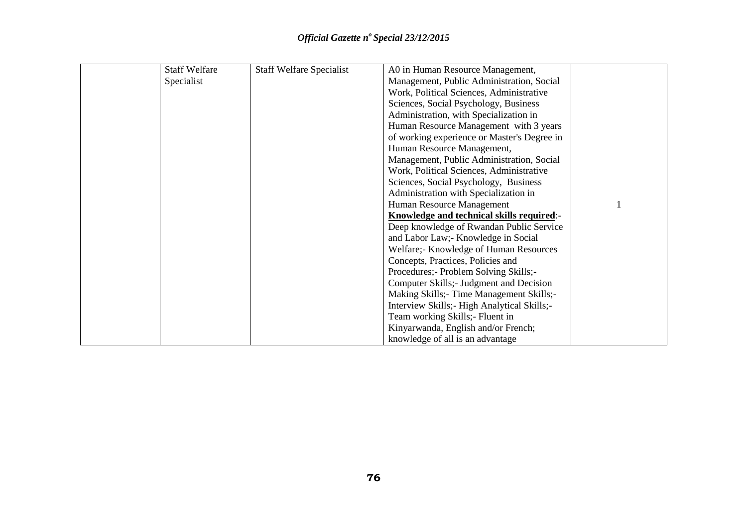| | | | | |
|---|---|---|---|---|
| | Staff Welfare Specialist | Staff Welfare Specialist | A0 in Human Resource Management, Management, Public Administration, Social Work, Political Sciences, Administrative Sciences, Social Psychology, Business Administration, with Specialization in Human Resource Management with 3 years of working experience or Master's Degree in Human Resource Management, Management, Public Administration, Social Work, Political Sciences, Administrative Sciences, Social Psychology, Business Administration with Specialization in Human Resource Management **Knowledge and technical skills required**:- Deep knowledge of Rwandan Public Service and Labor Law;- Knowledge in Social Welfare;- Knowledge of Human Resources Concepts, Practices, Policies and Procedures;- Problem Solving Skills;- Computer Skills;- Judgment and Decision Making Skills;- Time Management Skills;- Interview Skills;- High Analytical Skills;- Team working Skills;- Fluent in Kinyarwanda, English and/or French; knowledge of all is an advantage | 1 |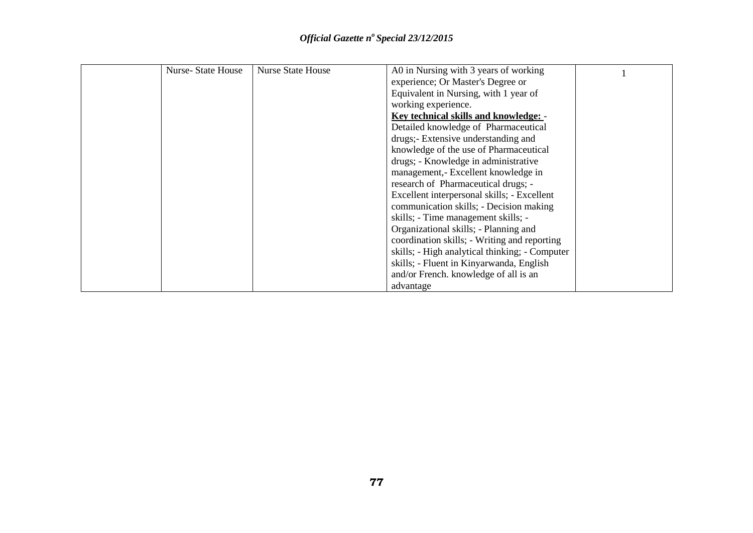| | | | | |
|---|---|---|---|---|
| | Nurse- State House | Nurse State House | A0 in Nursing with 3 years of working experience; Or Master's Degree or Equivalent in Nursing, with 1 year of working experience.<br>**Key technical skills and knowledge:** - Detailed knowledge of Pharmaceutical drugs;- Extensive understanding and knowledge of the use of Pharmaceutical drugs; - Knowledge in administrative management,- Excellent knowledge in research of Pharmaceutical drugs; - Excellent interpersonal skills; - Excellent communication skills; - Decision making skills; - Time management skills; - Organizational skills; - Planning and coordination skills; - Writing and reporting skills; - High analytical thinking; - Computer skills; - Fluent in Kinyarwanda, English and/or French. knowledge of all is an advantage | 1 |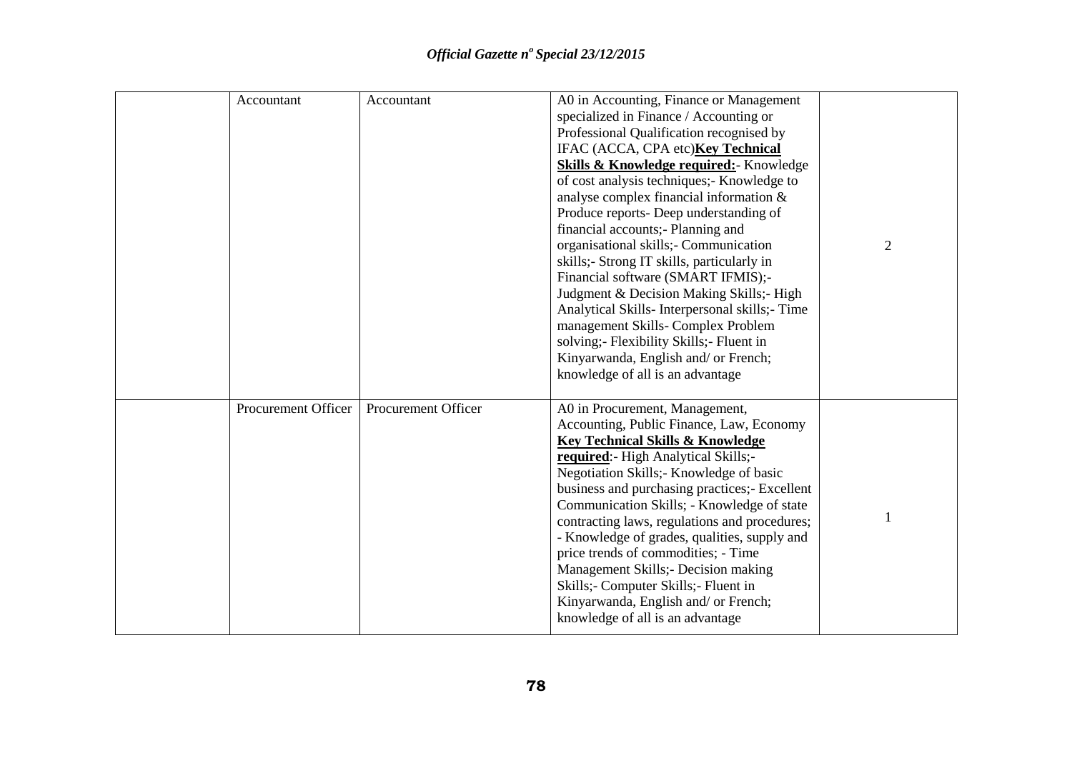| | | | | |
|---|---|---|---|---|
| | Accountant | Accountant | A0 in Accounting, Finance or Management specialized in Finance / Accounting or Professional Qualification recognised by IFAC (ACCA, CPA etc)**Key Technical Skills & Knowledge required:**- Knowledge of cost analysis techniques;- Knowledge to analyse complex financial information & Produce reports- Deep understanding of financial accounts;- Planning and organisational skills;- Communication skills;- Strong IT skills, particularly in Financial software (SMART IFMIS);- Judgment & Decision Making Skills;- High Analytical Skills- Interpersonal skills;- Time management Skills- Complex Problem solving;- Flexibility Skills;- Fluent in Kinyarwanda, English and/ or French; knowledge of all is an advantage | 2 |
| | Procurement Officer | Procurement Officer | A0 in Procurement, Management, Accounting, Public Finance, Law, Economy **Key Technical Skills & Knowledge required**:- High Analytical Skills;- Negotiation Skills;- Knowledge of basic business and purchasing practices;- Excellent Communication Skills; - Knowledge of state contracting laws, regulations and procedures; - Knowledge of grades, qualities, supply and price trends of commodities; - Time Management Skills;- Decision making Skills;- Computer Skills;- Fluent in Kinyarwanda, English and/ or French; knowledge of all is an advantage | 1 |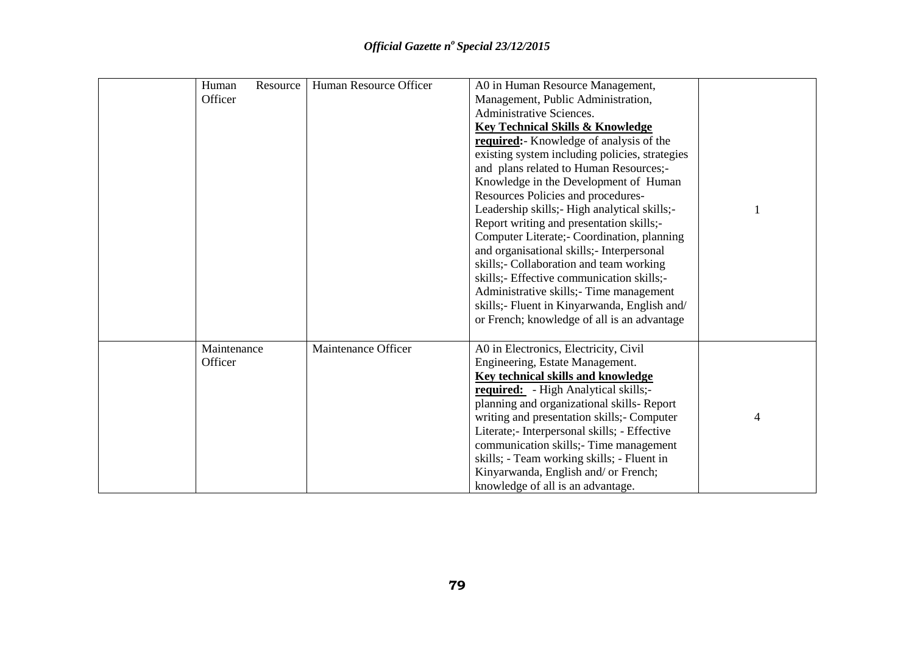| | | | | |
|---|---|---|---|---|
| | Human Resource Officer | Human Resource Officer | A0 in Human Resource Management, Management, Public Administration, Administrative Sciences. <br>**Key Technical Skills & Knowledge required:**- Knowledge of analysis of the existing system including policies, strategies and plans related to Human Resources;- Knowledge in the Development of Human Resources Policies and procedures- Leadership skills;- High analytical skills;- Report writing and presentation skills;- Computer Literate;- Coordination, planning and organisational skills;- Interpersonal skills;- Collaboration and team working skills;- Effective communication skills;- Administrative skills;- Time management skills;- Fluent in Kinyarwanda, English and/ or French; knowledge of all is an advantage | 1 |
| | Maintenance Officer | Maintenance Officer | A0 in Electronics, Electricity, Civil Engineering, Estate Management. <br>**Key technical skills and knowledge required:** - High Analytical skills;- planning and organizational skills- Report writing and presentation skills;- Computer Literate;- Interpersonal skills; - Effective communication skills;- Time management skills; - Team working skills; - Fluent in Kinyarwanda, English and/ or French; knowledge of all is an advantage. | 4 |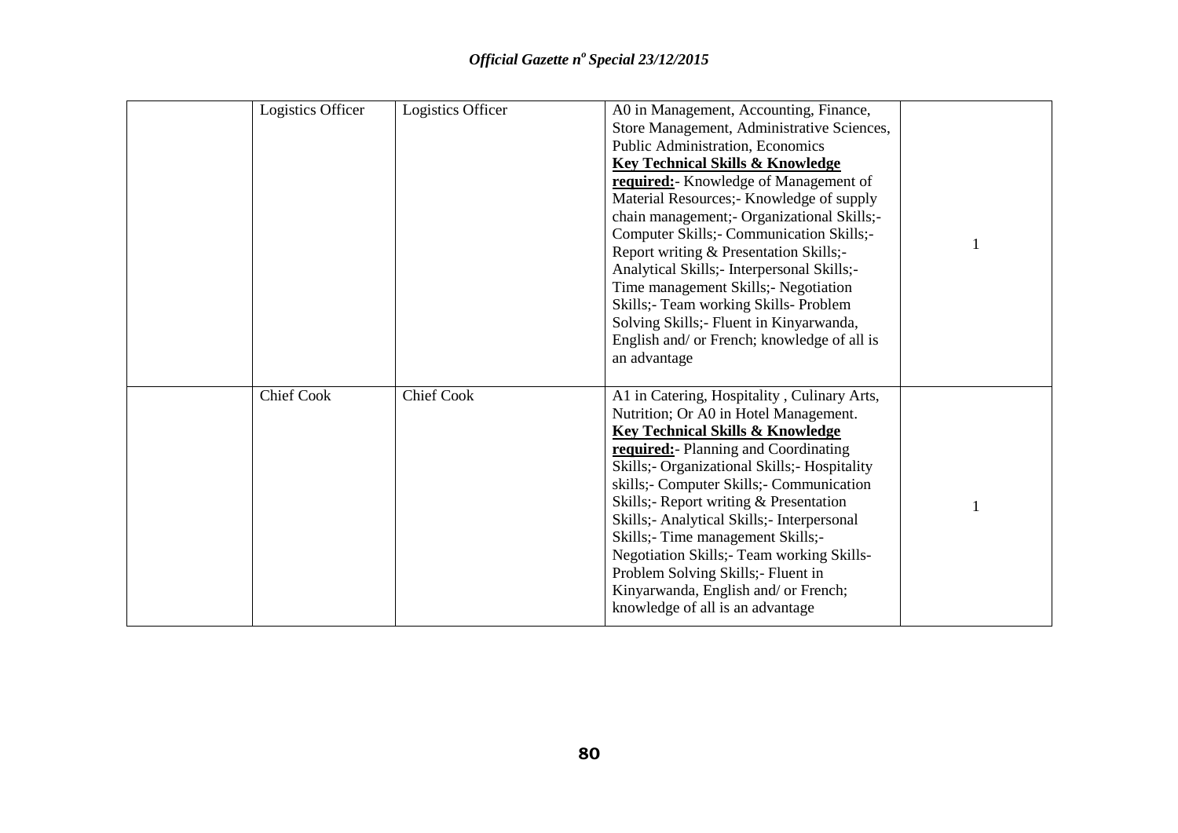|  |  |  |  |  |
|---|---|---|---|---|
|  | Logistics Officer | Logistics Officer | A0 in Management, Accounting, Finance, Store Management, Administrative Sciences, Public Administration, Economics **Key Technical Skills & Knowledge required:**- Knowledge of Management of Material Resources;- Knowledge of supply chain management;- Organizational Skills;- Computer Skills;- Communication Skills;- Report writing & Presentation Skills;- Analytical Skills;- Interpersonal Skills;- Time management Skills;- Negotiation Skills;- Team working Skills- Problem Solving Skills;- Fluent in Kinyarwanda, English and/ or French; knowledge of all is an advantage | 1 |
|  | Chief Cook | Chief Cook | A1 in Catering, Hospitality , Culinary Arts, Nutrition; Or A0 in Hotel Management. **Key Technical Skills & Knowledge required:**- Planning and Coordinating Skills;- Organizational Skills;- Hospitality skills;- Computer Skills;- Communication Skills;- Report writing & Presentation Skills;- Analytical Skills;- Interpersonal Skills;- Time management Skills;- Negotiation Skills;- Team working Skills- Problem Solving Skills;- Fluent in Kinyarwanda, English and/ or French; knowledge of all is an advantage | 1 |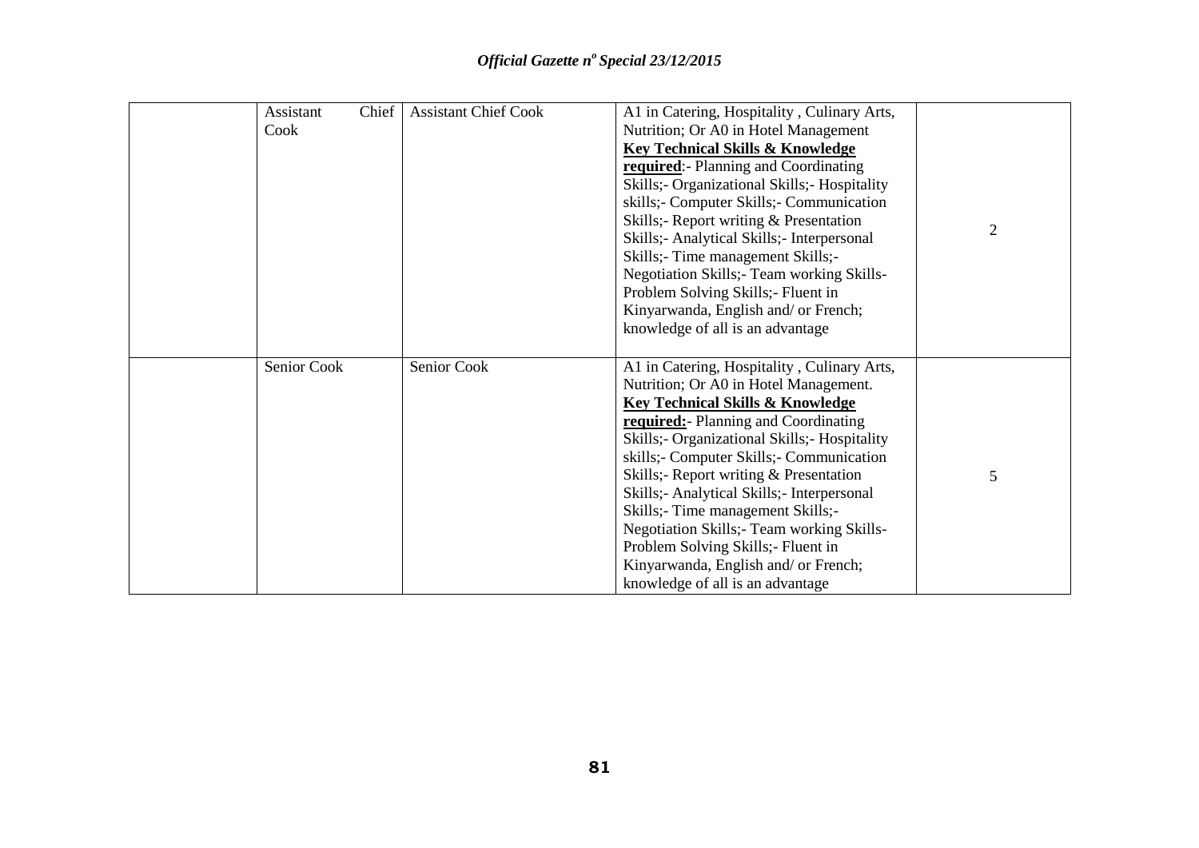| | | | | |
|---|---|---|---|---|
| | Assistant Chief Cook | Assistant Chief Cook | A1 in Catering, Hospitality , Culinary Arts, Nutrition; Or A0 in Hotel Management **Key Technical Skills & Knowledge required**:- Planning and Coordinating Skills;- Organizational Skills;- Hospitality skills;- Computer Skills;- Communication Skills;- Report writing & Presentation Skills;- Analytical Skills;- Interpersonal Skills;- Time management Skills;- Negotiation Skills;- Team working Skills- Problem Solving Skills;- Fluent in Kinyarwanda, English and/ or French; knowledge of all is an advantage | 2 |
| | Senior Cook | Senior Cook | A1 in Catering, Hospitality , Culinary Arts, Nutrition; Or A0 in Hotel Management. **Key Technical Skills & Knowledge required:**- Planning and Coordinating Skills;- Organizational Skills;- Hospitality skills;- Computer Skills;- Communication Skills;- Report writing & Presentation Skills;- Analytical Skills;- Interpersonal Skills;- Time management Skills;- Negotiation Skills;- Team working Skills- Problem Solving Skills;- Fluent in Kinyarwanda, English and/ or French; knowledge of all is an advantage | 5 |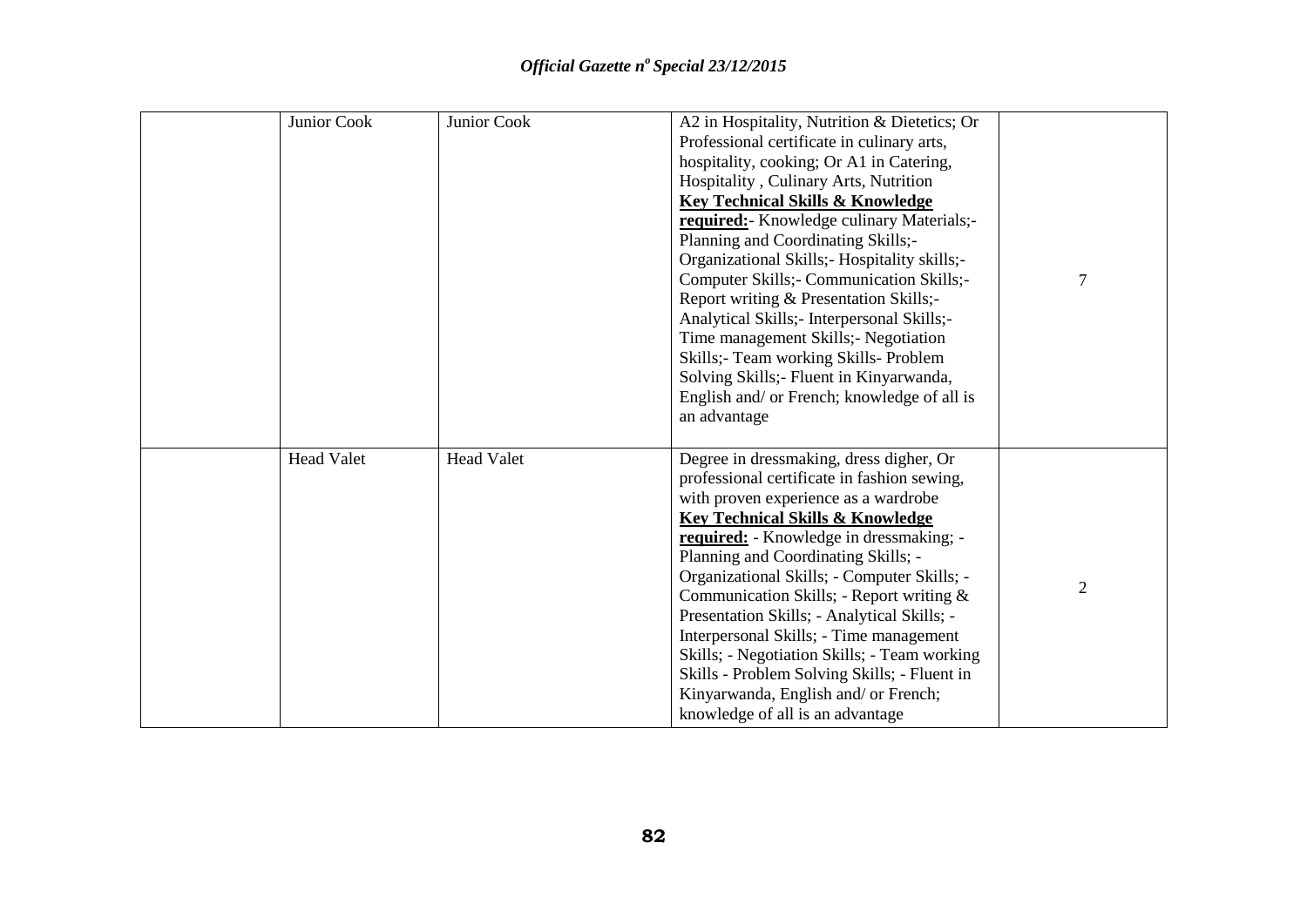| | | | | |
|---|---|---|---|---|
| | Junior Cook | Junior Cook | A2 in Hospitality, Nutrition & Dietetics; Or Professional certificate in culinary arts, hospitality, cooking; Or A1 in Catering, Hospitality , Culinary Arts, Nutrition **<u>Key Technical Skills & Knowledge required:</u>**- Knowledge culinary Materials;- Planning and Coordinating Skills;- Organizational Skills;- Hospitality skills;- Computer Skills;- Communication Skills;- Report writing & Presentation Skills;- Analytical Skills;- Interpersonal Skills;- Time management Skills;- Negotiation Skills;- Team working Skills- Problem Solving Skills;- Fluent in Kinyarwanda, English and/ or French; knowledge of all is an advantage | 7 |
| | Head Valet | Head Valet | Degree in dressmaking, dress digher, Or professional certificate in fashion sewing, with proven experience as a wardrobe **<u>Key Technical Skills & Knowledge required:</u>** - Knowledge in dressmaking; - Planning and Coordinating Skills; - Organizational Skills; - Computer Skills; - Communication Skills; - Report writing & Presentation Skills; - Analytical Skills; - Interpersonal Skills; - Time management Skills; - Negotiation Skills; - Team working Skills - Problem Solving Skills; - Fluent in Kinyarwanda, English and/ or French; knowledge of all is an advantage | 2 |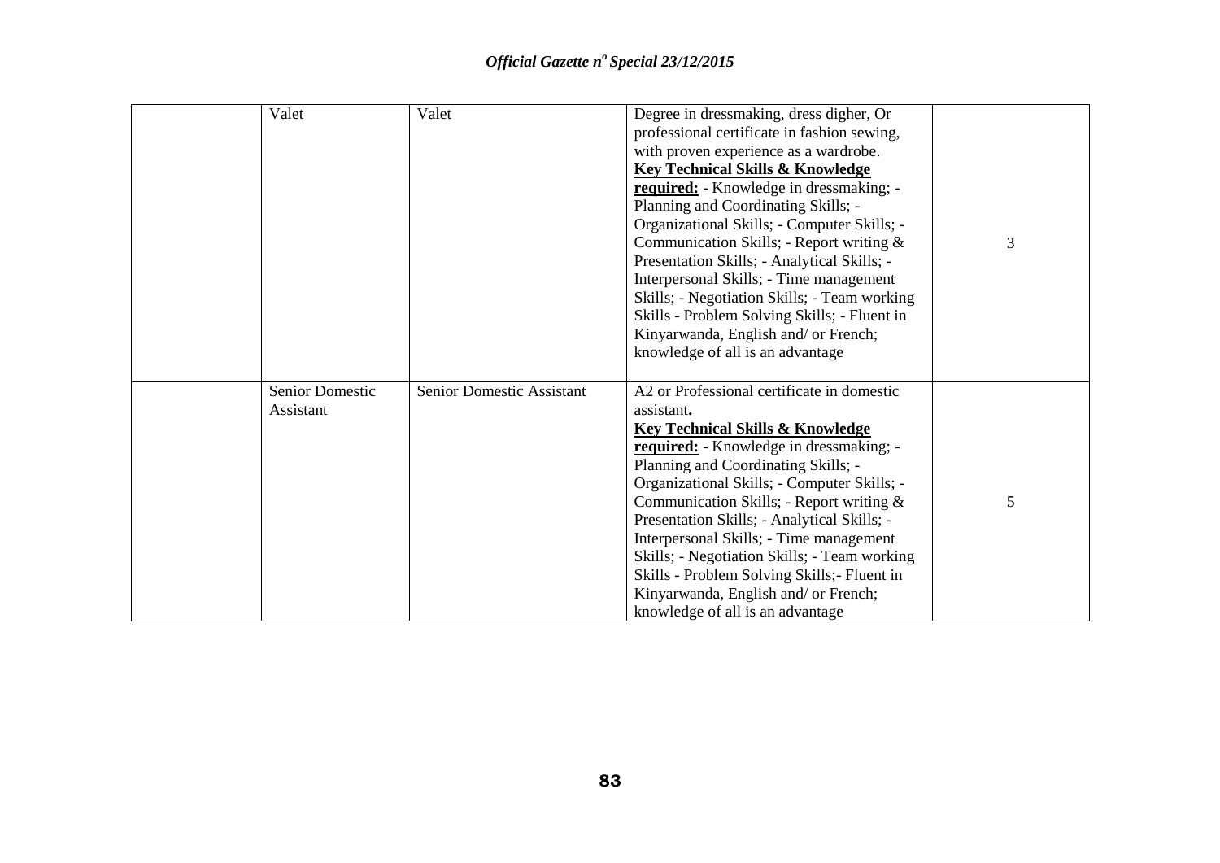| | | | | |
|---|---|---|---|---|
| | Valet | Valet | Degree in dressmaking, dress digher, Or professional certificate in fashion sewing, with proven experience as a wardrobe. **Key Technical Skills & Knowledge required:** - Knowledge in dressmaking; - Planning and Coordinating Skills; - Organizational Skills; - Computer Skills; - Communication Skills; - Report writing & Presentation Skills; - Analytical Skills; - Interpersonal Skills; - Time management Skills; - Negotiation Skills; - Team working Skills - Problem Solving Skills; - Fluent in Kinyarwanda, English and/ or French; knowledge of all is an advantage | 3 |
| | Senior Domestic Assistant | Senior Domestic Assistant | A2 or Professional certificate in domestic assistant**.** **Key Technical Skills & Knowledge required:** - Knowledge in dressmaking; - Planning and Coordinating Skills; - Organizational Skills; - Computer Skills; - Communication Skills; - Report writing & Presentation Skills; - Analytical Skills; - Interpersonal Skills; - Time management Skills; - Negotiation Skills; - Team working Skills - Problem Solving Skills;- Fluent in Kinyarwanda, English and/ or French; knowledge of all is an advantage | 5 |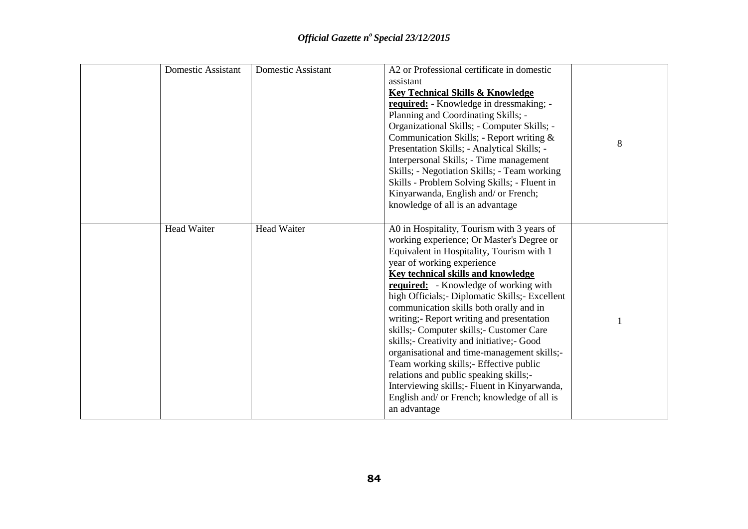| | | | | |
|---|---|---|---|---|
| | Domestic Assistant | Domestic Assistant | A2 or Professional certificate in domestic assistant **Key Technical Skills & Knowledge required:** - Knowledge in dressmaking; - Planning and Coordinating Skills; - Organizational Skills; - Computer Skills; - Communication Skills; - Report writing & Presentation Skills; - Analytical Skills; - Interpersonal Skills; - Time management Skills; - Negotiation Skills; - Team working Skills - Problem Solving Skills; - Fluent in Kinyarwanda, English and/ or French; knowledge of all is an advantage | 8 |
| | Head Waiter | Head Waiter | A0 in Hospitality, Tourism with 3 years of working experience; Or Master's Degree or Equivalent in Hospitality, Tourism with 1 year of working experience **Key technical skills and knowledge required:** - Knowledge of working with high Officials;- Diplomatic Skills;- Excellent communication skills both orally and in writing;- Report writing and presentation skills;- Computer skills;- Customer Care skills;- Creativity and initiative;- Good organisational and time-management skills;- Team working skills;- Effective public relations and public speaking skills;- Interviewing skills;- Fluent in Kinyarwanda, English and/ or French; knowledge of all is an advantage | 1 |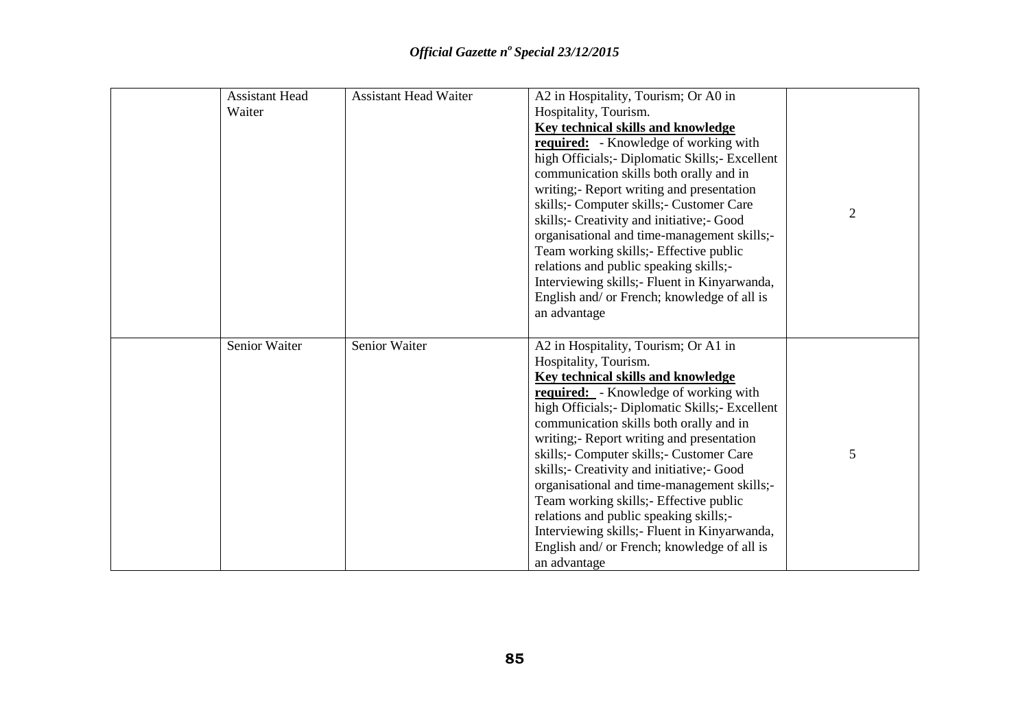| | | | | |
|---|---|---|---|---|
| | Assistant Head Waiter | Assistant Head Waiter | A2 in Hospitality, Tourism; Or A0 in Hospitality, Tourism. **Key technical skills and knowledge required:** - Knowledge of working with high Officials;- Diplomatic Skills;- Excellent communication skills both orally and in writing;- Report writing and presentation skills;- Computer skills;- Customer Care skills;- Creativity and initiative;- Good organisational and time-management skills;- Team working skills;- Effective public relations and public speaking skills;- Interviewing skills;- Fluent in Kinyarwanda, English and/ or French; knowledge of all is an advantage | 2 |
| | Senior Waiter | Senior Waiter | A2 in Hospitality, Tourism; Or A1 in Hospitality, Tourism. **Key technical skills and knowledge required:** - Knowledge of working with high Officials;- Diplomatic Skills;- Excellent communication skills both orally and in writing;- Report writing and presentation skills;- Computer skills;- Customer Care skills;- Creativity and initiative;- Good organisational and time-management skills;- Team working skills;- Effective public relations and public speaking skills;- Interviewing skills;- Fluent in Kinyarwanda, English and/ or French; knowledge of all is an advantage | 5 |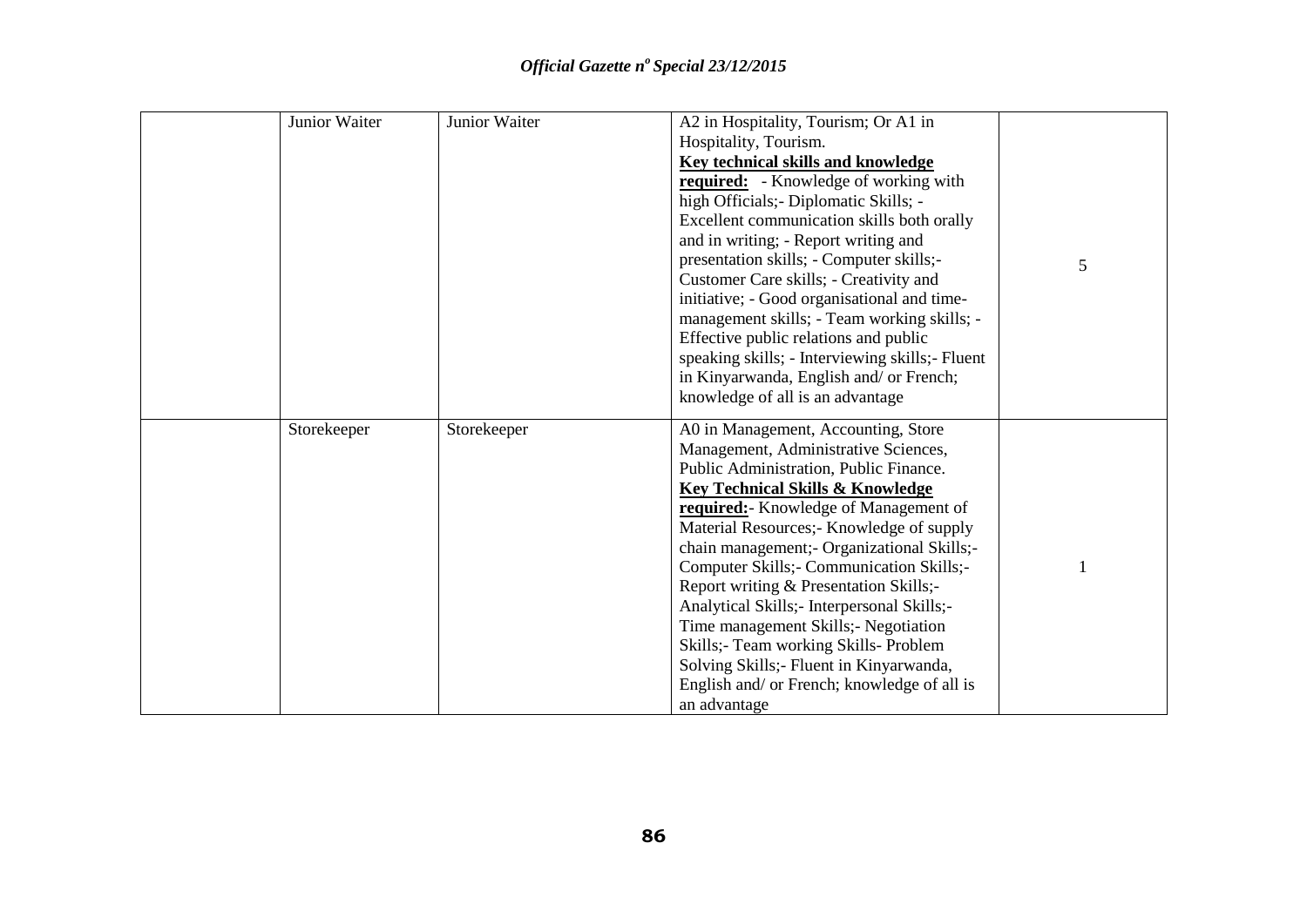|  | Junior Waiter | Junior Waiter | A2 in Hospitality, Tourism; Or A1 in Hospitality, Tourism. **Key technical skills and knowledge required:** - Knowledge of working with high Officials;- Diplomatic Skills; - Excellent communication skills both orally and in writing; - Report writing and presentation skills; - Computer skills;- Customer Care skills; - Creativity and initiative; - Good organisational and time-management skills; - Team working skills; - Effective public relations and public speaking skills; - Interviewing skills;- Fluent in Kinyarwanda, English and/ or French; knowledge of all is an advantage | 5 |
|---|---|---|---|---|
|  | Storekeeper | Storekeeper | A0 in Management, Accounting, Store Management, Administrative Sciences, Public Administration, Public Finance. **Key Technical Skills & Knowledge required:**- Knowledge of Management of Material Resources;- Knowledge of supply chain management;- Organizational Skills;- Computer Skills;- Communication Skills;- Report writing & Presentation Skills;- Analytical Skills;- Interpersonal Skills;- Time management Skills;- Negotiation Skills;- Team working Skills- Problem Solving Skills;- Fluent in Kinyarwanda, English and/ or French; knowledge of all is an advantage | 1 |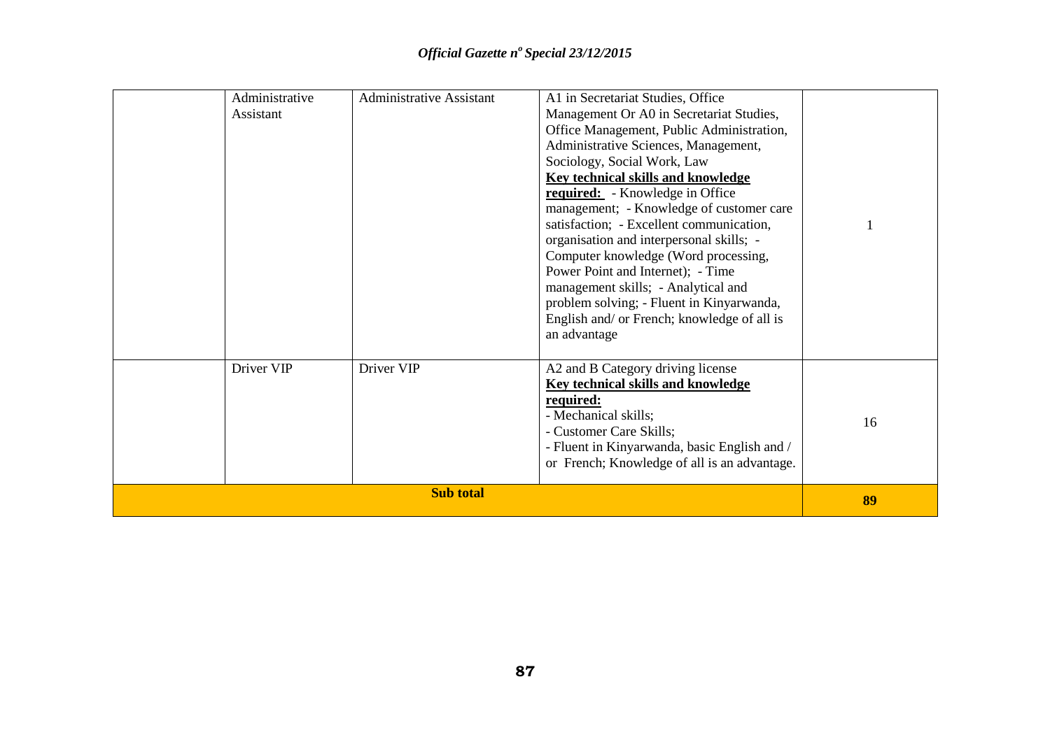| | | | | |
|---|---|---|---|---|
| | Administrative Assistant | Administrative Assistant | A1 in Secretariat Studies, Office Management Or A0 in Secretariat Studies, Office Management, Public Administration, Administrative Sciences, Management, Sociology, Social Work, Law<br>**Key technical skills and knowledge required:** - Knowledge in Office management; - Knowledge of customer care satisfaction; - Excellent communication, organisation and interpersonal skills; - Computer knowledge (Word processing, Power Point and Internet); - Time management skills; - Analytical and problem solving; - Fluent in Kinyarwanda, English and/ or French; knowledge of all is an advantage | 1 |
| | Driver VIP | Driver VIP | A2 and B Category driving license<br>**Key technical skills and knowledge required:**<br>- Mechanical skills;<br>- Customer Care Skills;<br>- Fluent in Kinyarwanda, basic English and / or French; Knowledge of all is an advantage. | 16 |
| **Sub total** | | | | **89** |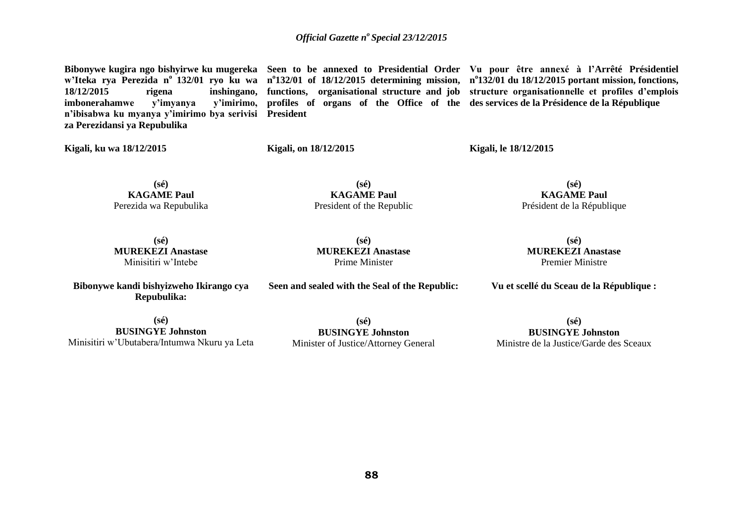**Bibonywe kugira ngo bishyirwe ku mugereka w'Iteka rya Perezida n° 132/01 ryo ku wa 18/12/2015 rigena inshingano, imbonerahamwe y'imyanya y'imirimo, n'ibisabwa ku myanya y'imirimo bya serivisi za Perezidansi ya Repubulika**

**Kigali, ku wa 18/12/2015**

**(sé)**
**KAGAME Paul**
Perezida wa Repubulika

**(sé)**
**MUREKEZI Anastase**
Minisitiri w'Intebe

**Bibonywe kandi bishyizweho Ikirango cya Repubulika:**

**(sé)**
**BUSINGYE Johnston**
Minisitiri w'Ubutabera/Intumwa Nkuru ya Leta

**Seen to be annexed to Presidential Order n°132/01 of 18/12/2015 determining mission, functions, organisational structure and job profiles of organs of the Office of the President**

**Kigali, on 18/12/2015**

**(sé)**
**KAGAME Paul**
President of the Republic

**(sé)**
**MUREKEZI Anastase**
Prime Minister

**Seen and sealed with the Seal of the Republic:**

**(sé)**
**BUSINGYE Johnston**
Minister of Justice/Attorney General

**Vu pour être annexé à l'Arrêté Présidentiel n°132/01 du 18/12/2015 portant mission, fonctions, structure organisationnelle et profiles d'emplois des services de la Présidence de la République**

**Kigali, le 18/12/2015**

**(sé)**
**KAGAME Paul**
Président de la République

**(sé)**
**MUREKEZI Anastase**
Premier Ministre

**Vu et scellé du Sceau de la République :**

**(sé)**
**BUSINGYE Johnston**
Ministre de la Justice/Garde des Sceaux